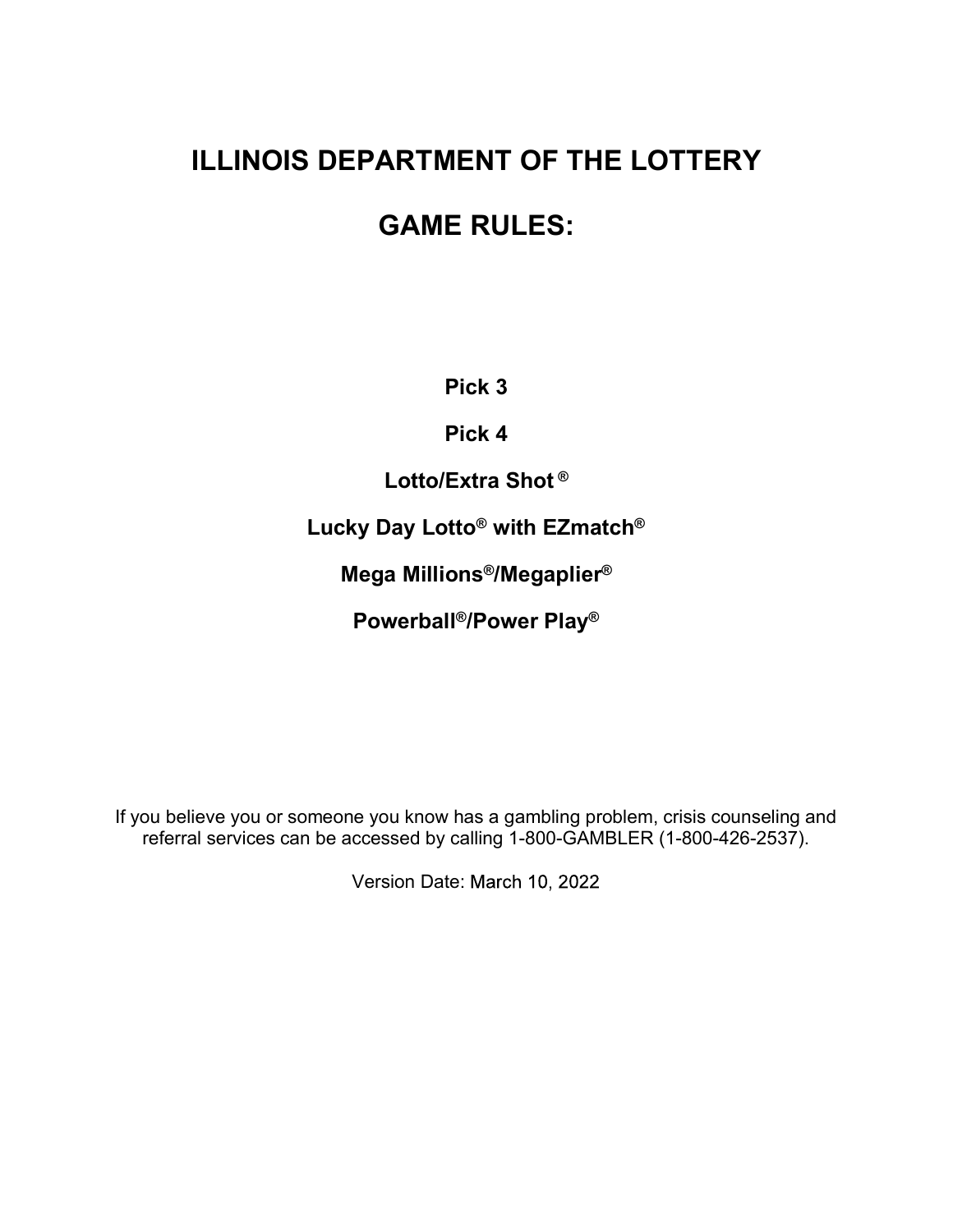# ILLINOIS DEPARTMENT OF THE LOTTERY

# GAME RULES:

**Pick 3**

**Pick 4**

**Lotto/Extra Shot ®**

**Lucky Day Lotto® with EZmatch®**

**Mega Millions®/Megaplier®**

**Powerball®/Power Play®**

If you believe you or someone you know has a gambling problem, crisis counseling and referral services can be accessed by calling 1-800-GAMBLER (1-800-426-2537).

Version Date: March 10, 2022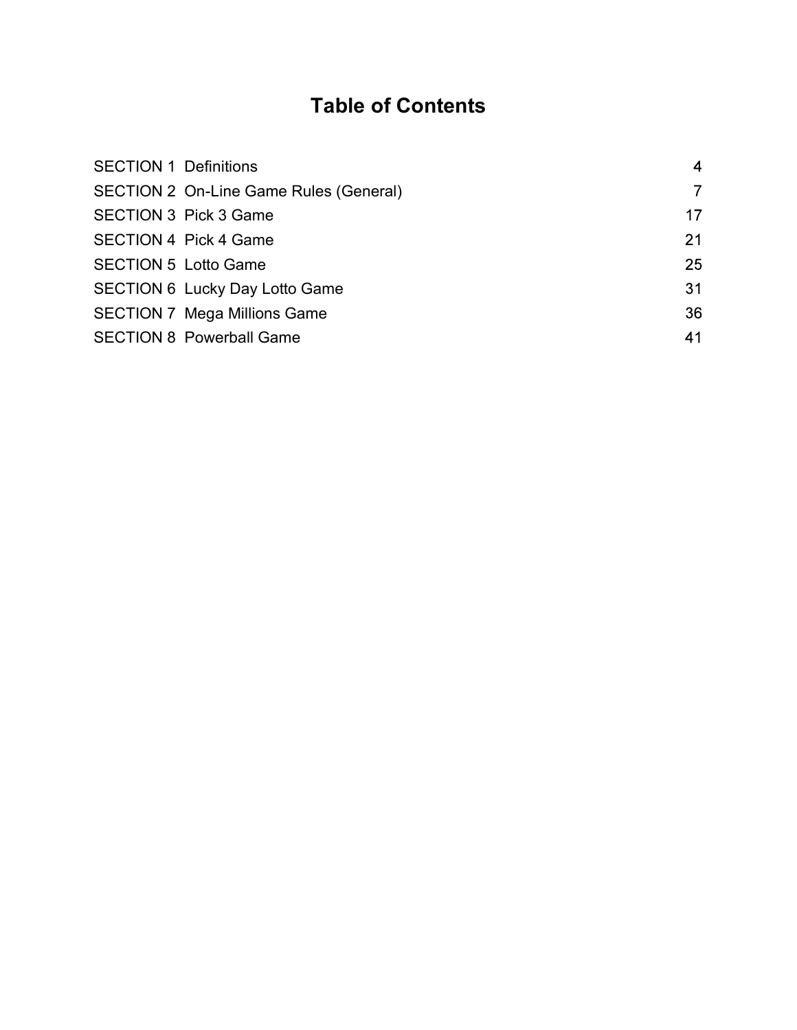# Table of Contents

| | |
|---|---|
| SECTION 1  Definitions | 4 |
| SECTION 2  On-Line Game Rules (General) | 7 |
| SECTION 3  Pick 3 Game | 17 |
| SECTION 4  Pick 4 Game | 21 |
| SECTION 5  Lotto Game | 25 |
| SECTION 6  Lucky Day Lotto Game | 31 |
| SECTION 7  Mega Millions Game | 36 |
| SECTION 8  Powerball Game | 41 |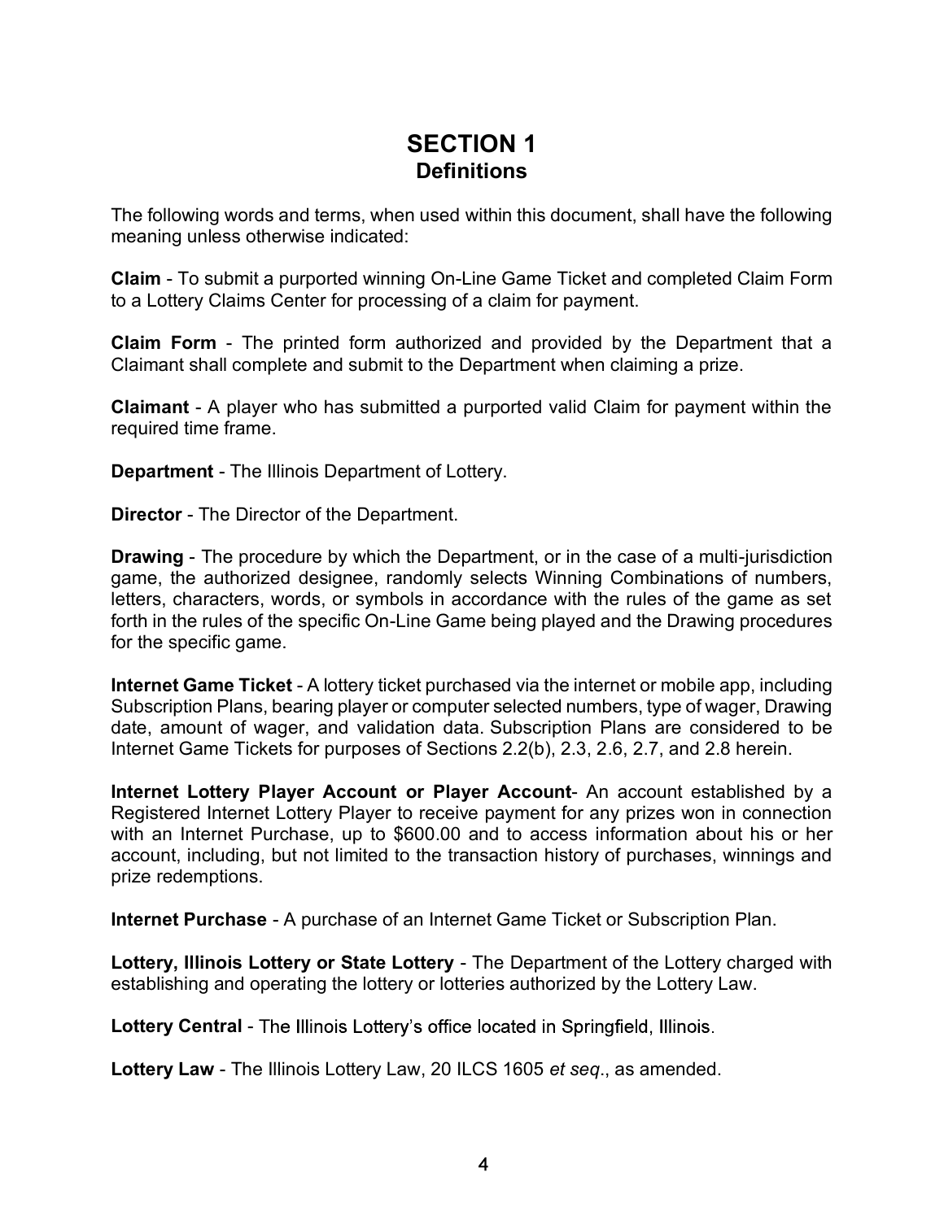# SECTION 1
## Definitions

The following words and terms, when used within this document, shall have the following meaning unless otherwise indicated:

**Claim** - To submit a purported winning On-Line Game Ticket and completed Claim Form to a Lottery Claims Center for processing of a claim for payment.

**Claim Form** - The printed form authorized and provided by the Department that a Claimant shall complete and submit to the Department when claiming a prize.

**Claimant** - A player who has submitted a purported valid Claim for payment within the required time frame.

**Department** - The Illinois Department of Lottery.

**Director** - The Director of the Department.

**Drawing** - The procedure by which the Department, or in the case of a multi-jurisdiction game, the authorized designee, randomly selects Winning Combinations of numbers, letters, characters, words, or symbols in accordance with the rules of the game as set forth in the rules of the specific On-Line Game being played and the Drawing procedures for the specific game.

**Internet Game Ticket** - A lottery ticket purchased via the internet or mobile app, including Subscription Plans, bearing player or computer selected numbers, type of wager, Drawing date, amount of wager, and validation data. Subscription Plans are considered to be Internet Game Tickets for purposes of Sections 2.2(b), 2.3, 2.6, 2.7, and 2.8 herein.

**Internet Lottery Player Account or Player Account**- An account established by a Registered Internet Lottery Player to receive payment for any prizes won in connection with an Internet Purchase, up to $600.00 and to access information about his or her account, including, but not limited to the transaction history of purchases, winnings and prize redemptions.

**Internet Purchase** - A purchase of an Internet Game Ticket or Subscription Plan.

**Lottery, Illinois Lottery or State Lottery** - The Department of the Lottery charged with establishing and operating the lottery or lotteries authorized by the Lottery Law.

**Lottery Central** - The Illinois Lottery's office located in Springfield, Illinois.

**Lottery Law** - The Illinois Lottery Law, 20 ILCS 1605 *et seq*., as amended.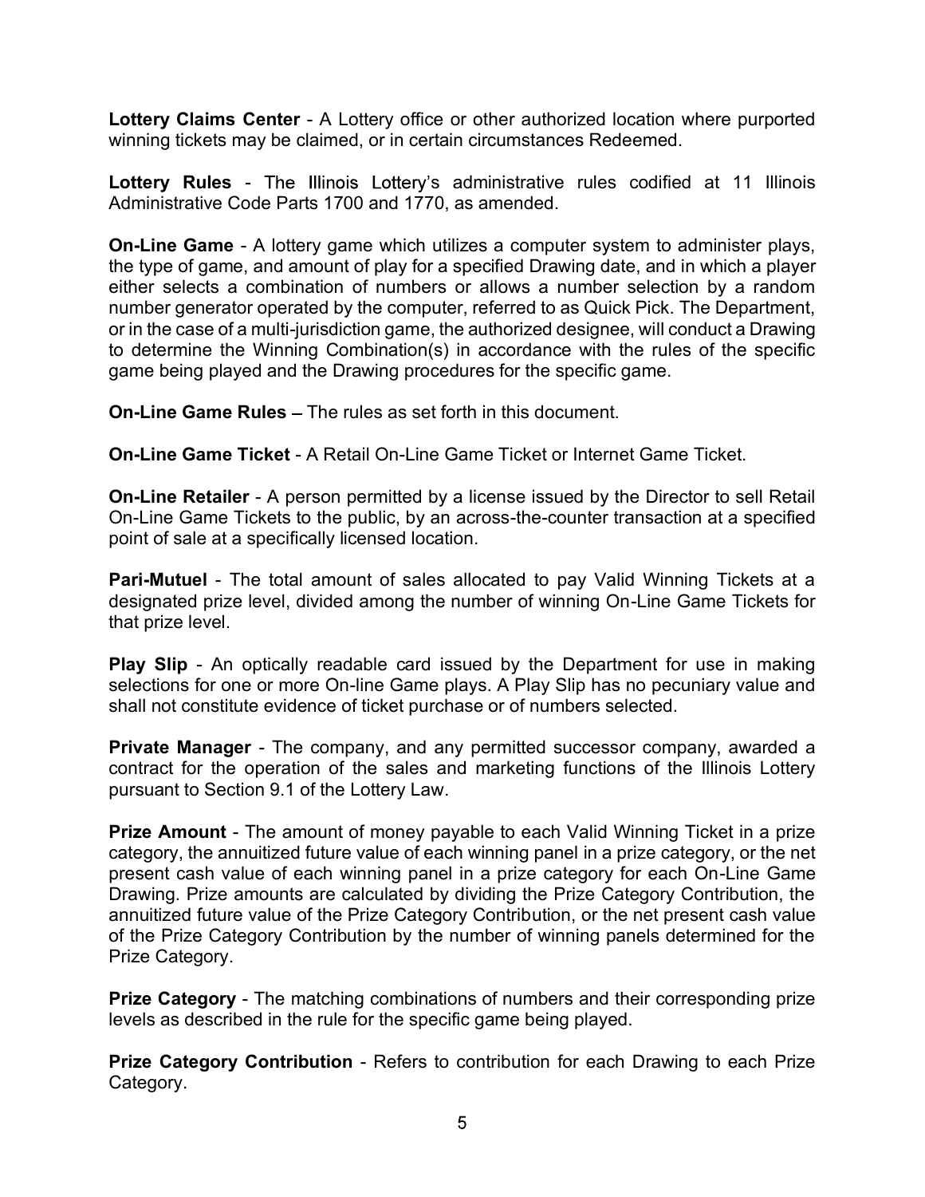**Lottery Claims Center** - A Lottery office or other authorized location where purported winning tickets may be claimed, or in certain circumstances Redeemed.

**Lottery Rules** - The Illinois Lottery's administrative rules codified at 11 Illinois Administrative Code Parts 1700 and 1770, as amended.

**On-Line Game** - A lottery game which utilizes a computer system to administer plays, the type of game, and amount of play for a specified Drawing date, and in which a player either selects a combination of numbers or allows a number selection by a random number generator operated by the computer, referred to as Quick Pick. The Department, or in the case of a multi-jurisdiction game, the authorized designee, will conduct a Drawing to determine the Winning Combination(s) in accordance with the rules of the specific game being played and the Drawing procedures for the specific game.

**On-Line Game Rules** – The rules as set forth in this document.

**On-Line Game Ticket** - A Retail On-Line Game Ticket or Internet Game Ticket.

**On-Line Retailer** - A person permitted by a license issued by the Director to sell Retail On-Line Game Tickets to the public, by an across-the-counter transaction at a specified point of sale at a specifically licensed location.

**Pari-Mutuel** - The total amount of sales allocated to pay Valid Winning Tickets at a designated prize level, divided among the number of winning On-Line Game Tickets for that prize level.

**Play Slip** - An optically readable card issued by the Department for use in making selections for one or more On-line Game plays. A Play Slip has no pecuniary value and shall not constitute evidence of ticket purchase or of numbers selected.

**Private Manager** - The company, and any permitted successor company, awarded a contract for the operation of the sales and marketing functions of the Illinois Lottery pursuant to Section 9.1 of the Lottery Law.

**Prize Amount** - The amount of money payable to each Valid Winning Ticket in a prize category, the annuitized future value of each winning panel in a prize category, or the net present cash value of each winning panel in a prize category for each On-Line Game Drawing. Prize amounts are calculated by dividing the Prize Category Contribution, the annuitized future value of the Prize Category Contribution, or the net present cash value of the Prize Category Contribution by the number of winning panels determined for the Prize Category.

**Prize Category** - The matching combinations of numbers and their corresponding prize levels as described in the rule for the specific game being played.

**Prize Category Contribution** - Refers to contribution for each Drawing to each Prize Category.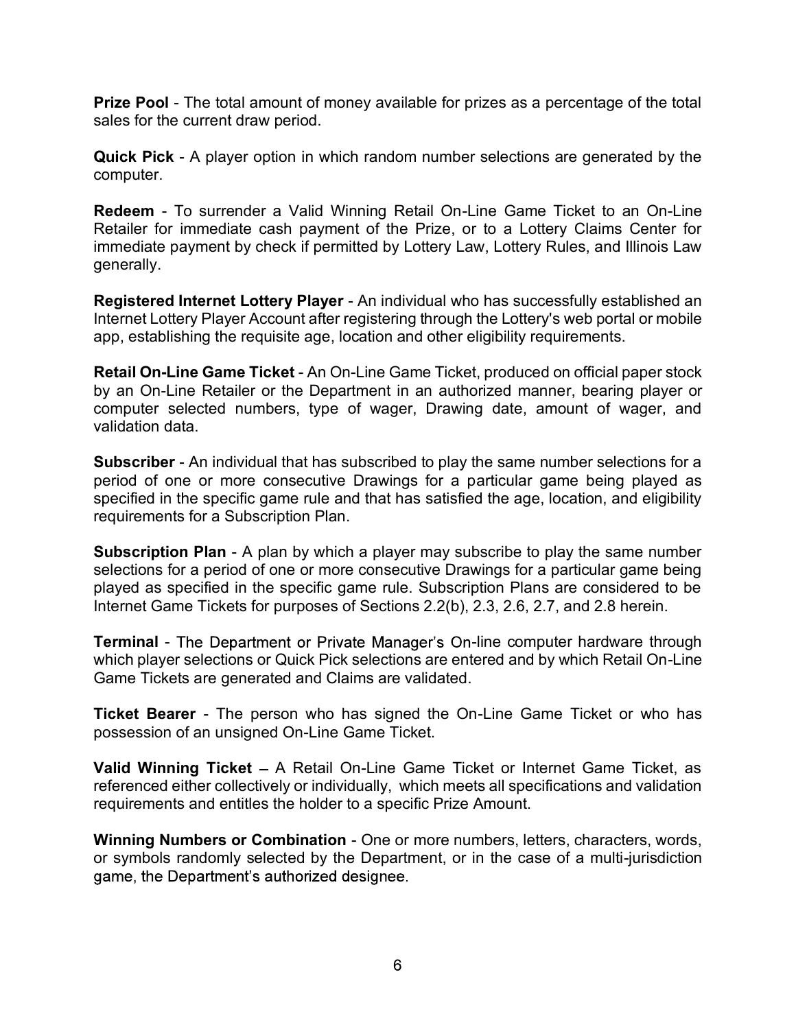**Prize Pool** - The total amount of money available for prizes as a percentage of the total sales for the current draw period.

**Quick Pick** - A player option in which random number selections are generated by the computer.

**Redeem** - To surrender a Valid Winning Retail On-Line Game Ticket to an On-Line Retailer for immediate cash payment of the Prize, or to a Lottery Claims Center for immediate payment by check if permitted by Lottery Law, Lottery Rules, and Illinois Law generally.

**Registered Internet Lottery Player** - An individual who has successfully established an Internet Lottery Player Account after registering through the Lottery's web portal or mobile app, establishing the requisite age, location and other eligibility requirements.

**Retail On-Line Game Ticket** - An On-Line Game Ticket, produced on official paper stock by an On-Line Retailer or the Department in an authorized manner, bearing player or computer selected numbers, type of wager, Drawing date, amount of wager, and validation data.

**Subscriber** - An individual that has subscribed to play the same number selections for a period of one or more consecutive Drawings for a particular game being played as specified in the specific game rule and that has satisfied the age, location, and eligibility requirements for a Subscription Plan.

**Subscription Plan** - A plan by which a player may subscribe to play the same number selections for a period of one or more consecutive Drawings for a particular game being played as specified in the specific game rule. Subscription Plans are considered to be Internet Game Tickets for purposes of Sections 2.2(b), 2.3, 2.6, 2.7, and 2.8 herein.

**Terminal** - The Department or Private Manager's On-line computer hardware through which player selections or Quick Pick selections are entered and by which Retail On-Line Game Tickets are generated and Claims are validated.

**Ticket Bearer** - The person who has signed the On-Line Game Ticket or who has possession of an unsigned On-Line Game Ticket.

**Valid Winning Ticket** – A Retail On-Line Game Ticket or Internet Game Ticket, as referenced either collectively or individually, which meets all specifications and validation requirements and entitles the holder to a specific Prize Amount.

**Winning Numbers or Combination** - One or more numbers, letters, characters, words, or symbols randomly selected by the Department, or in the case of a multi-jurisdiction game, the Department's authorized designee.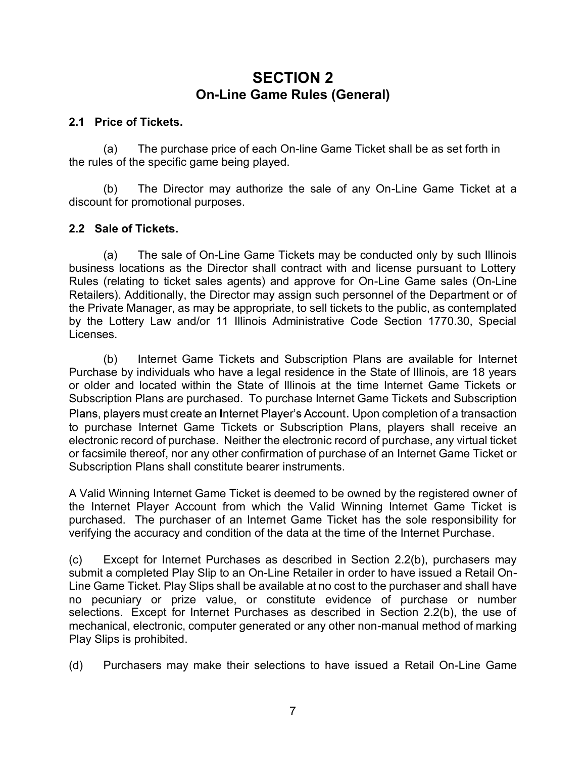# SECTION 2
## On-Line Game Rules (General)

### 2.1 Price of Tickets.

(a) The purchase price of each On-line Game Ticket shall be as set forth in the rules of the specific game being played.

(b) The Director may authorize the sale of any On-Line Game Ticket at a discount for promotional purposes.

### 2.2 Sale of Tickets.

(a) The sale of On-Line Game Tickets may be conducted only by such Illinois business locations as the Director shall contract with and license pursuant to Lottery Rules (relating to ticket sales agents) and approve for On-Line Game sales (On-Line Retailers). Additionally, the Director may assign such personnel of the Department or of the Private Manager, as may be appropriate, to sell tickets to the public, as contemplated by the Lottery Law and/or 11 Illinois Administrative Code Section 1770.30, Special Licenses.

(b) Internet Game Tickets and Subscription Plans are available for Internet Purchase by individuals who have a legal residence in the State of Illinois, are 18 years or older and located within the State of Illinois at the time Internet Game Tickets or Subscription Plans are purchased. To purchase Internet Game Tickets and Subscription Plans, players must create an Internet Player's Account. Upon completion of a transaction to purchase Internet Game Tickets or Subscription Plans, players shall receive an electronic record of purchase. Neither the electronic record of purchase, any virtual ticket or facsimile thereof, nor any other confirmation of purchase of an Internet Game Ticket or Subscription Plans shall constitute bearer instruments.

A Valid Winning Internet Game Ticket is deemed to be owned by the registered owner of the Internet Player Account from which the Valid Winning Internet Game Ticket is purchased. The purchaser of an Internet Game Ticket has the sole responsibility for verifying the accuracy and condition of the data at the time of the Internet Purchase.

(c) Except for Internet Purchases as described in Section 2.2(b), purchasers may submit a completed Play Slip to an On-Line Retailer in order to have issued a Retail On-Line Game Ticket. Play Slips shall be available at no cost to the purchaser and shall have no pecuniary or prize value, or constitute evidence of purchase or number selections. Except for Internet Purchases as described in Section 2.2(b), the use of mechanical, electronic, computer generated or any other non-manual method of marking Play Slips is prohibited.

(d) Purchasers may make their selections to have issued a Retail On-Line Game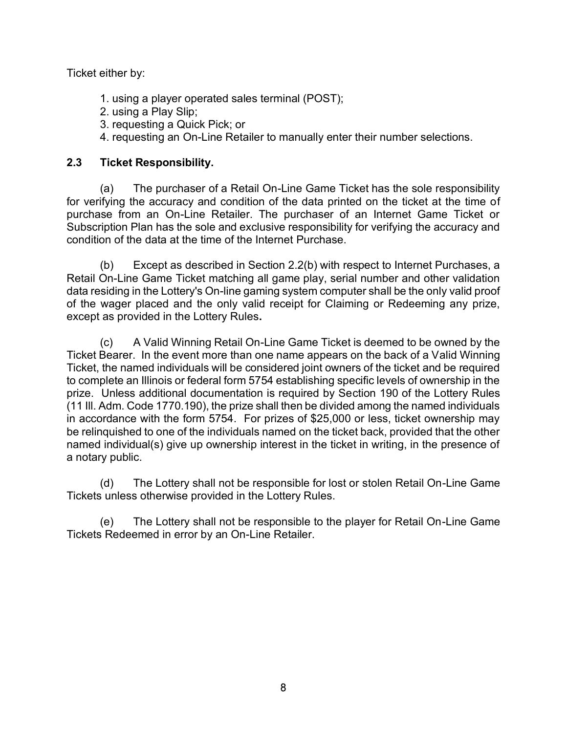Ticket either by:

1. using a player operated sales terminal (POST);
2. using a Play Slip;
3. requesting a Quick Pick; or
4. requesting an On-Line Retailer to manually enter their number selections.

**2.3 Ticket Responsibility.**

(a) The purchaser of a Retail On-Line Game Ticket has the sole responsibility for verifying the accuracy and condition of the data printed on the ticket at the time of purchase from an On-Line Retailer. The purchaser of an Internet Game Ticket or Subscription Plan has the sole and exclusive responsibility for verifying the accuracy and condition of the data at the time of the Internet Purchase.

(b) Except as described in Section 2.2(b) with respect to Internet Purchases, a Retail On-Line Game Ticket matching all game play, serial number and other validation data residing in the Lottery's On-line gaming system computer shall be the only valid proof of the wager placed and the only valid receipt for Claiming or Redeeming any prize, except as provided in the Lottery Rules.

(c) A Valid Winning Retail On-Line Game Ticket is deemed to be owned by the Ticket Bearer. In the event more than one name appears on the back of a Valid Winning Ticket, the named individuals will be considered joint owners of the ticket and be required to complete an Illinois or federal form 5754 establishing specific levels of ownership in the prize. Unless additional documentation is required by Section 190 of the Lottery Rules (11 Ill. Adm. Code 1770.190), the prize shall then be divided among the named individuals in accordance with the form 5754. For prizes of $25,000 or less, ticket ownership may be relinquished to one of the individuals named on the ticket back, provided that the other named individual(s) give up ownership interest in the ticket in writing, in the presence of a notary public.

(d) The Lottery shall not be responsible for lost or stolen Retail On-Line Game Tickets unless otherwise provided in the Lottery Rules.

(e) The Lottery shall not be responsible to the player for Retail On-Line Game Tickets Redeemed in error by an On-Line Retailer.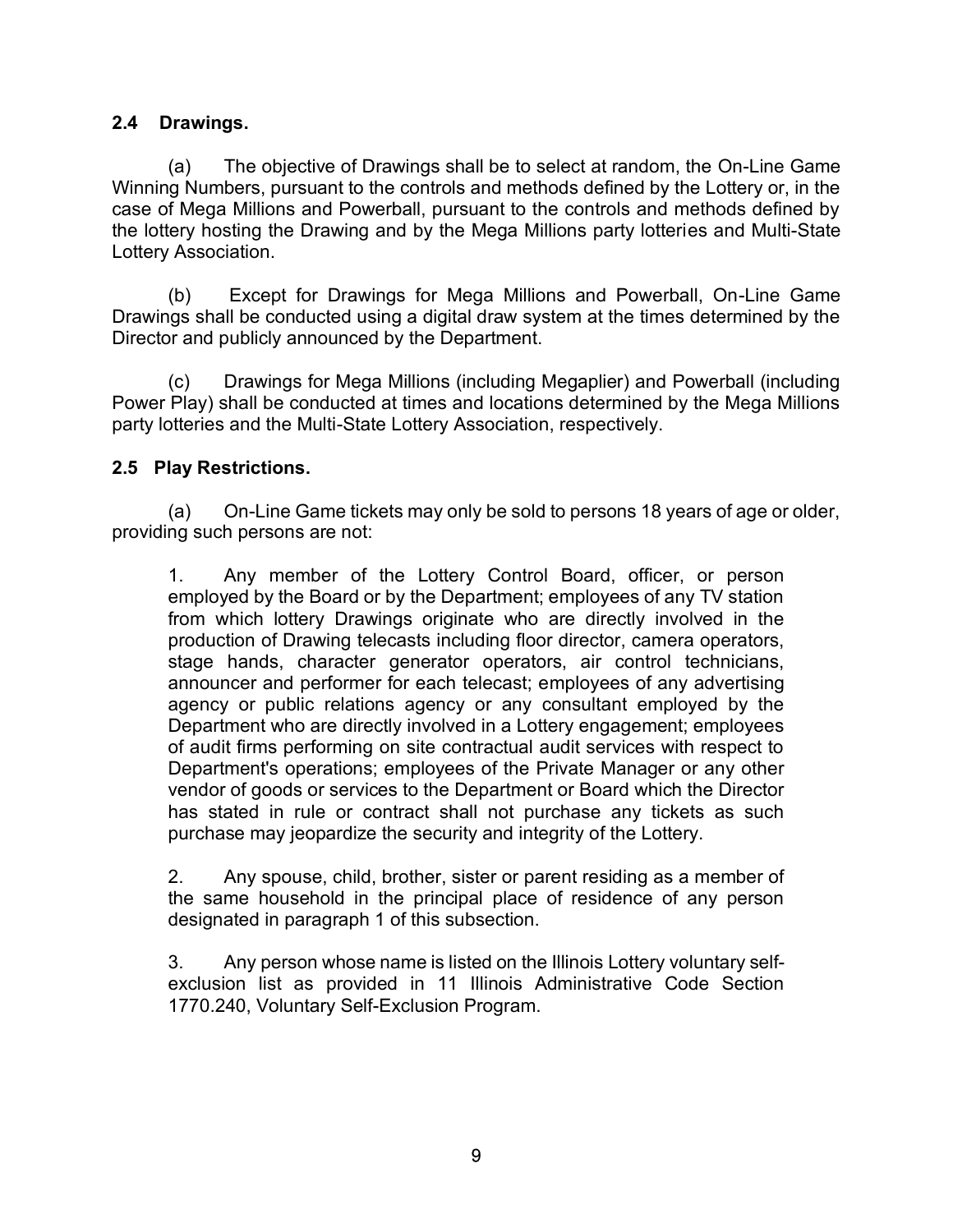### 2.4 Drawings.

(a) The objective of Drawings shall be to select at random, the On-Line Game Winning Numbers, pursuant to the controls and methods defined by the Lottery or, in the case of Mega Millions and Powerball, pursuant to the controls and methods defined by the lottery hosting the Drawing and by the Mega Millions party lotteries and Multi-State Lottery Association.

(b) Except for Drawings for Mega Millions and Powerball, On-Line Game Drawings shall be conducted using a digital draw system at the times determined by the Director and publicly announced by the Department.

(c) Drawings for Mega Millions (including Megaplier) and Powerball (including Power Play) shall be conducted at times and locations determined by the Mega Millions party lotteries and the Multi-State Lottery Association, respectively.

### 2.5 Play Restrictions.

(a) On-Line Game tickets may only be sold to persons 18 years of age or older, providing such persons are not:

> 1. Any member of the Lottery Control Board, officer, or person employed by the Board or by the Department; employees of any TV station from which lottery Drawings originate who are directly involved in the production of Drawing telecasts including floor director, camera operators, stage hands, character generator operators, air control technicians, announcer and performer for each telecast; employees of any advertising agency or public relations agency or any consultant employed by the Department who are directly involved in a Lottery engagement; employees of audit firms performing on site contractual audit services with respect to Department's operations; employees of the Private Manager or any other vendor of goods or services to the Department or Board which the Director has stated in rule or contract shall not purchase any tickets as such purchase may jeopardize the security and integrity of the Lottery.
>
> 2. Any spouse, child, brother, sister or parent residing as a member of the same household in the principal place of residence of any person designated in paragraph 1 of this subsection.
>
> 3. Any person whose name is listed on the Illinois Lottery voluntary self-exclusion list as provided in 11 Illinois Administrative Code Section 1770.240, Voluntary Self-Exclusion Program.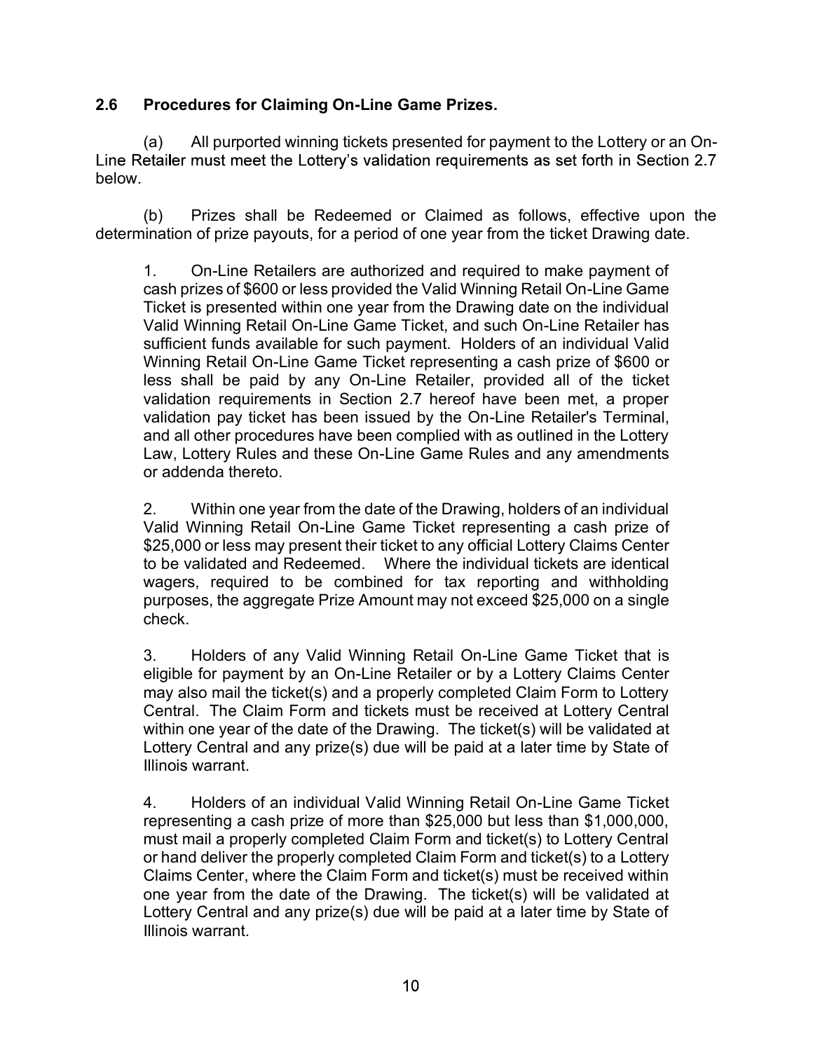## 2.6 Procedures for Claiming On-Line Game Prizes.

(a) All purported winning tickets presented for payment to the Lottery or an On-Line Retailer must meet the Lottery's validation requirements as set forth in Section 2.7 below.

(b) Prizes shall be Redeemed or Claimed as follows, effective upon the determination of prize payouts, for a period of one year from the ticket Drawing date.

1. On-Line Retailers are authorized and required to make payment of cash prizes of $600 or less provided the Valid Winning Retail On-Line Game Ticket is presented within one year from the Drawing date on the individual Valid Winning Retail On-Line Game Ticket, and such On-Line Retailer has sufficient funds available for such payment. Holders of an individual Valid Winning Retail On-Line Game Ticket representing a cash prize of $600 or less shall be paid by any On-Line Retailer, provided all of the ticket validation requirements in Section 2.7 hereof have been met, a proper validation pay ticket has been issued by the On-Line Retailer's Terminal, and all other procedures have been complied with as outlined in the Lottery Law, Lottery Rules and these On-Line Game Rules and any amendments or addenda thereto.

2. Within one year from the date of the Drawing, holders of an individual Valid Winning Retail On-Line Game Ticket representing a cash prize of $25,000 or less may present their ticket to any official Lottery Claims Center to be validated and Redeemed. Where the individual tickets are identical wagers, required to be combined for tax reporting and withholding purposes, the aggregate Prize Amount may not exceed $25,000 on a single check.

3. Holders of any Valid Winning Retail On-Line Game Ticket that is eligible for payment by an On-Line Retailer or by a Lottery Claims Center may also mail the ticket(s) and a properly completed Claim Form to Lottery Central. The Claim Form and tickets must be received at Lottery Central within one year of the date of the Drawing. The ticket(s) will be validated at Lottery Central and any prize(s) due will be paid at a later time by State of Illinois warrant.

4. Holders of an individual Valid Winning Retail On-Line Game Ticket representing a cash prize of more than $25,000 but less than $1,000,000, must mail a properly completed Claim Form and ticket(s) to Lottery Central or hand deliver the properly completed Claim Form and ticket(s) to a Lottery Claims Center, where the Claim Form and ticket(s) must be received within one year from the date of the Drawing. The ticket(s) will be validated at Lottery Central and any prize(s) due will be paid at a later time by State of Illinois warrant.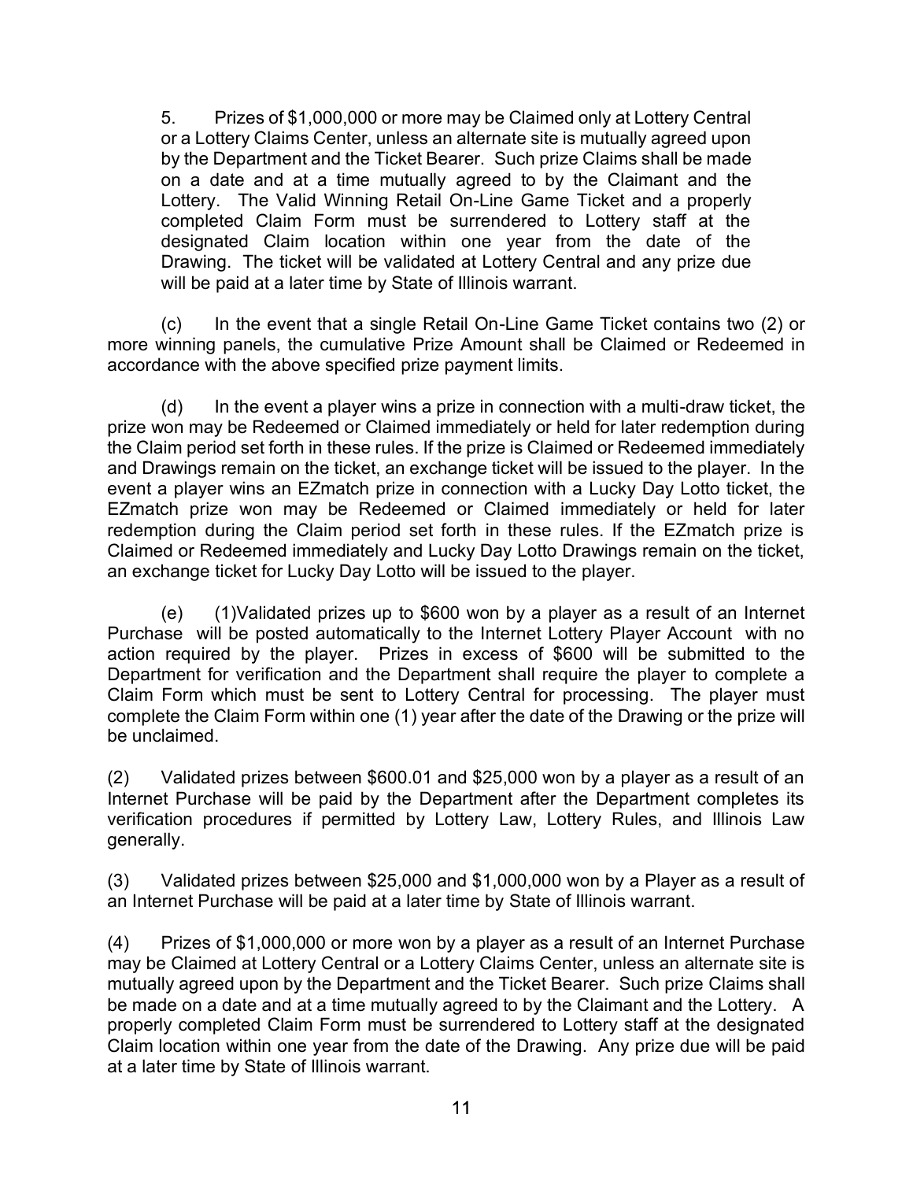5. Prizes of $1,000,000 or more may be Claimed only at Lottery Central or a Lottery Claims Center, unless an alternate site is mutually agreed upon by the Department and the Ticket Bearer. Such prize Claims shall be made on a date and at a time mutually agreed to by the Claimant and the Lottery. The Valid Winning Retail On-Line Game Ticket and a properly completed Claim Form must be surrendered to Lottery staff at the designated Claim location within one year from the date of the Drawing. The ticket will be validated at Lottery Central and any prize due will be paid at a later time by State of Illinois warrant.

(c) In the event that a single Retail On-Line Game Ticket contains two (2) or more winning panels, the cumulative Prize Amount shall be Claimed or Redeemed in accordance with the above specified prize payment limits.

(d) In the event a player wins a prize in connection with a multi-draw ticket, the prize won may be Redeemed or Claimed immediately or held for later redemption during the Claim period set forth in these rules. If the prize is Claimed or Redeemed immediately and Drawings remain on the ticket, an exchange ticket will be issued to the player. In the event a player wins an EZmatch prize in connection with a Lucky Day Lotto ticket, the EZmatch prize won may be Redeemed or Claimed immediately or held for later redemption during the Claim period set forth in these rules. If the EZmatch prize is Claimed or Redeemed immediately and Lucky Day Lotto Drawings remain on the ticket, an exchange ticket for Lucky Day Lotto will be issued to the player.

(e) (1)Validated prizes up to $600 won by a player as a result of an Internet Purchase will be posted automatically to the Internet Lottery Player Account with no action required by the player. Prizes in excess of $600 will be submitted to the Department for verification and the Department shall require the player to complete a Claim Form which must be sent to Lottery Central for processing. The player must complete the Claim Form within one (1) year after the date of the Drawing or the prize will be unclaimed.

(2) Validated prizes between $600.01 and $25,000 won by a player as a result of an Internet Purchase will be paid by the Department after the Department completes its verification procedures if permitted by Lottery Law, Lottery Rules, and Illinois Law generally.

(3) Validated prizes between $25,000 and $1,000,000 won by a Player as a result of an Internet Purchase will be paid at a later time by State of Illinois warrant.

(4) Prizes of $1,000,000 or more won by a player as a result of an Internet Purchase may be Claimed at Lottery Central or a Lottery Claims Center, unless an alternate site is mutually agreed upon by the Department and the Ticket Bearer. Such prize Claims shall be made on a date and at a time mutually agreed to by the Claimant and the Lottery. A properly completed Claim Form must be surrendered to Lottery staff at the designated Claim location within one year from the date of the Drawing. Any prize due will be paid at a later time by State of Illinois warrant.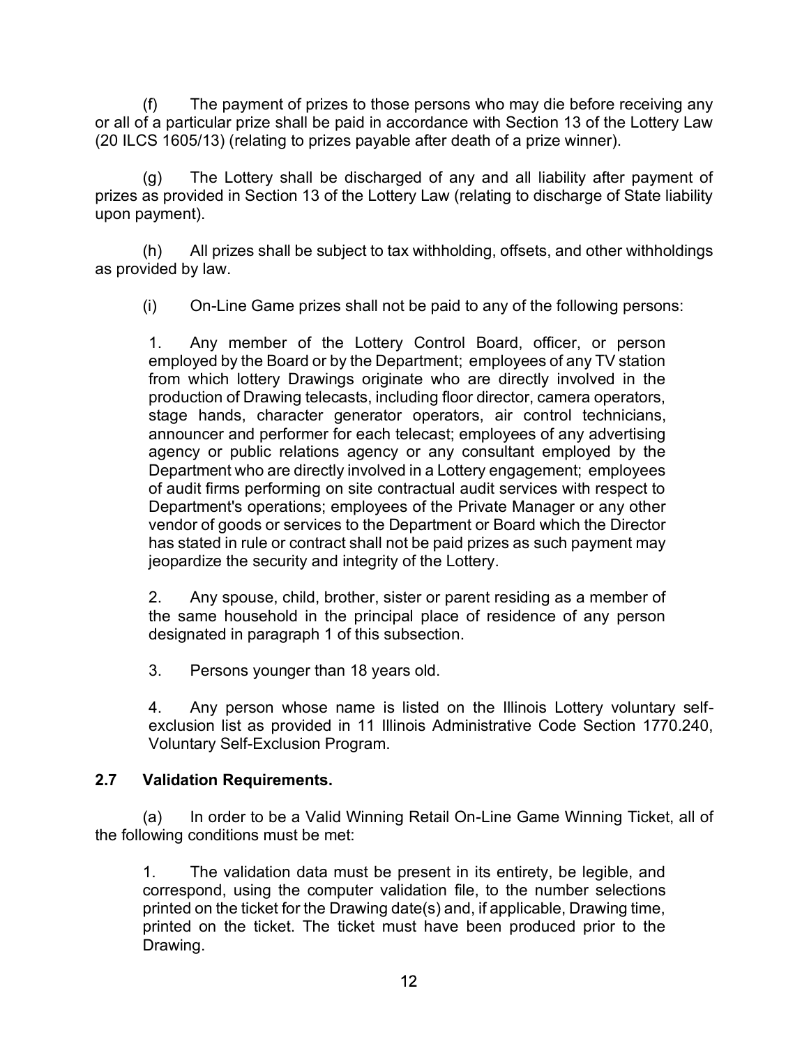(f) The payment of prizes to those persons who may die before receiving any or all of a particular prize shall be paid in accordance with Section 13 of the Lottery Law (20 ILCS 1605/13) (relating to prizes payable after death of a prize winner).

(g) The Lottery shall be discharged of any and all liability after payment of prizes as provided in Section 13 of the Lottery Law (relating to discharge of State liability upon payment).

(h) All prizes shall be subject to tax withholding, offsets, and other withholdings as provided by law.

(i) On-Line Game prizes shall not be paid to any of the following persons:

1. Any member of the Lottery Control Board, officer, or person employed by the Board or by the Department; employees of any TV station from which lottery Drawings originate who are directly involved in the production of Drawing telecasts, including floor director, camera operators, stage hands, character generator operators, air control technicians, announcer and performer for each telecast; employees of any advertising agency or public relations agency or any consultant employed by the Department who are directly involved in a Lottery engagement; employees of audit firms performing on site contractual audit services with respect to Department's operations; employees of the Private Manager or any other vendor of goods or services to the Department or Board which the Director has stated in rule or contract shall not be paid prizes as such payment may jeopardize the security and integrity of the Lottery.

2. Any spouse, child, brother, sister or parent residing as a member of the same household in the principal place of residence of any person designated in paragraph 1 of this subsection.

3. Persons younger than 18 years old.

4. Any person whose name is listed on the Illinois Lottery voluntary self-exclusion list as provided in 11 Illinois Administrative Code Section 1770.240, Voluntary Self-Exclusion Program.

## 2.7 Validation Requirements.

(a) In order to be a Valid Winning Retail On-Line Game Winning Ticket, all of the following conditions must be met:

1. The validation data must be present in its entirety, be legible, and correspond, using the computer validation file, to the number selections printed on the ticket for the Drawing date(s) and, if applicable, Drawing time, printed on the ticket. The ticket must have been produced prior to the Drawing.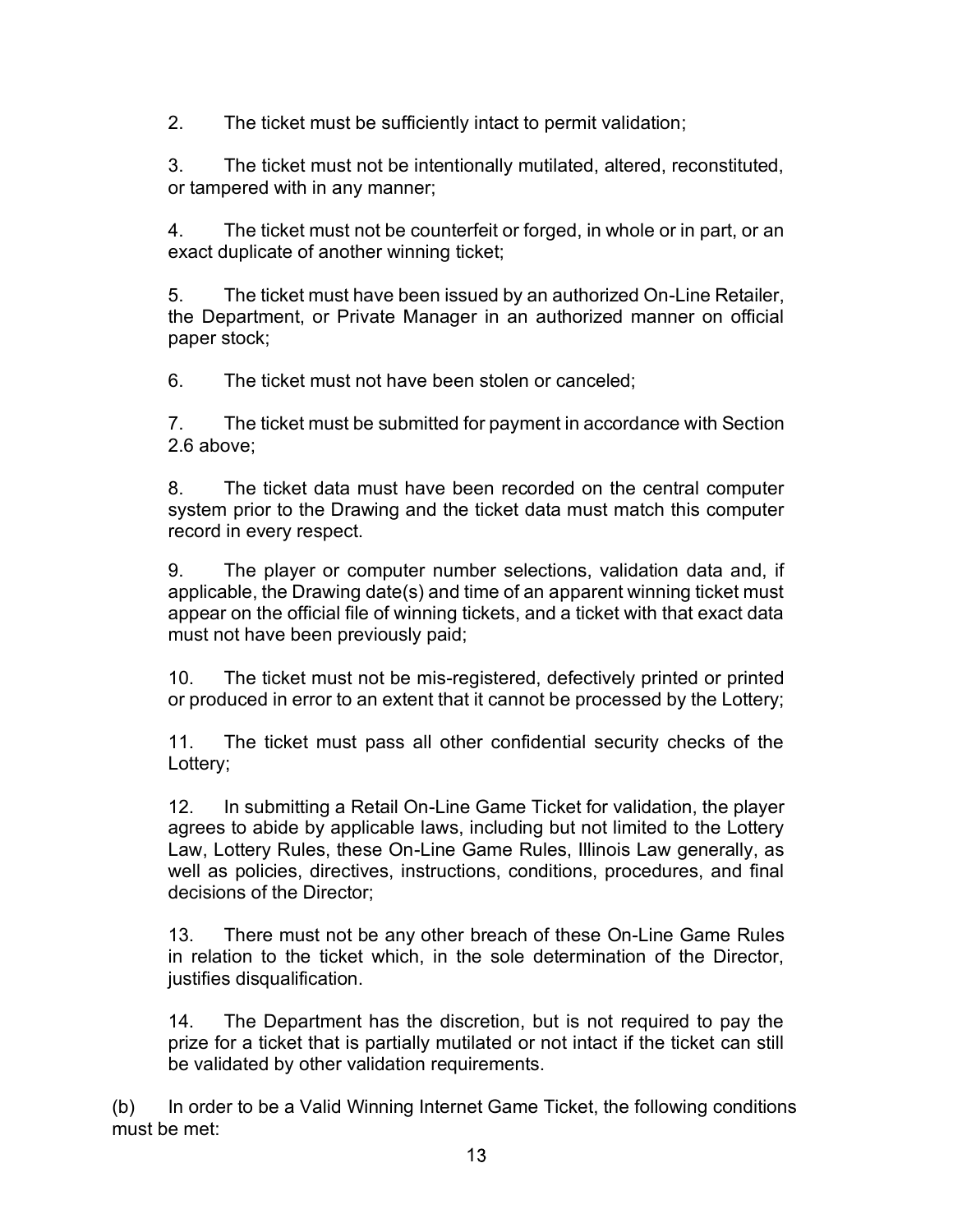2. The ticket must be sufficiently intact to permit validation;

3. The ticket must not be intentionally mutilated, altered, reconstituted, or tampered with in any manner;

4. The ticket must not be counterfeit or forged, in whole or in part, or an exact duplicate of another winning ticket;

5. The ticket must have been issued by an authorized On-Line Retailer, the Department, or Private Manager in an authorized manner on official paper stock;

6. The ticket must not have been stolen or canceled;

7. The ticket must be submitted for payment in accordance with Section 2.6 above;

8. The ticket data must have been recorded on the central computer system prior to the Drawing and the ticket data must match this computer record in every respect.

9. The player or computer number selections, validation data and, if applicable, the Drawing date(s) and time of an apparent winning ticket must appear on the official file of winning tickets, and a ticket with that exact data must not have been previously paid;

10. The ticket must not be mis-registered, defectively printed or printed or produced in error to an extent that it cannot be processed by the Lottery;

11. The ticket must pass all other confidential security checks of the Lottery;

12. In submitting a Retail On-Line Game Ticket for validation, the player agrees to abide by applicable laws, including but not limited to the Lottery Law, Lottery Rules, these On-Line Game Rules, Illinois Law generally, as well as policies, directives, instructions, conditions, procedures, and final decisions of the Director;

13. There must not be any other breach of these On-Line Game Rules in relation to the ticket which, in the sole determination of the Director, justifies disqualification.

14. The Department has the discretion, but is not required to pay the prize for a ticket that is partially mutilated or not intact if the ticket can still be validated by other validation requirements.

(b) In order to be a Valid Winning Internet Game Ticket, the following conditions must be met: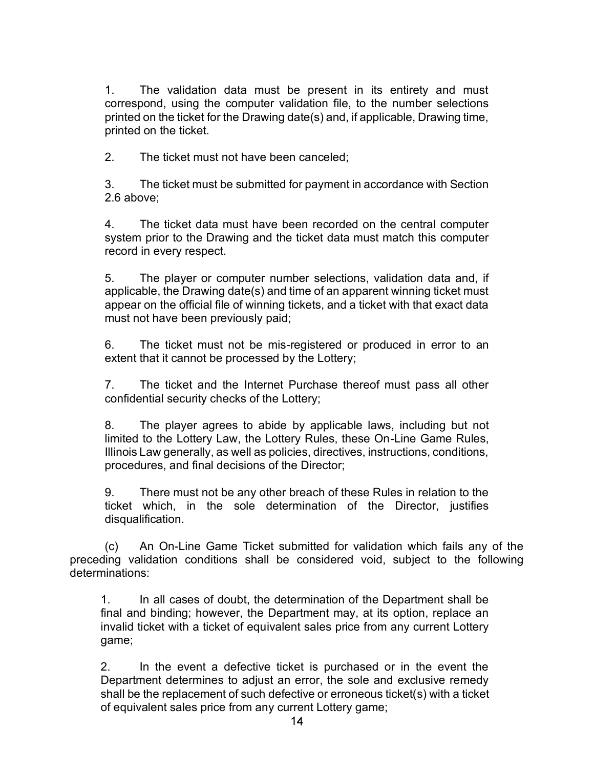1. The validation data must be present in its entirety and must correspond, using the computer validation file, to the number selections printed on the ticket for the Drawing date(s) and, if applicable, Drawing time, printed on the ticket.

2. The ticket must not have been canceled;

3. The ticket must be submitted for payment in accordance with Section 2.6 above;

4. The ticket data must have been recorded on the central computer system prior to the Drawing and the ticket data must match this computer record in every respect.

5. The player or computer number selections, validation data and, if applicable, the Drawing date(s) and time of an apparent winning ticket must appear on the official file of winning tickets, and a ticket with that exact data must not have been previously paid;

6. The ticket must not be mis-registered or produced in error to an extent that it cannot be processed by the Lottery;

7. The ticket and the Internet Purchase thereof must pass all other confidential security checks of the Lottery;

8. The player agrees to abide by applicable laws, including but not limited to the Lottery Law, the Lottery Rules, these On-Line Game Rules, Illinois Law generally, as well as policies, directives, instructions, conditions, procedures, and final decisions of the Director;

9. There must not be any other breach of these Rules in relation to the ticket which, in the sole determination of the Director, justifies disqualification.

(c) An On-Line Game Ticket submitted for validation which fails any of the preceding validation conditions shall be considered void, subject to the following determinations:

1. In all cases of doubt, the determination of the Department shall be final and binding; however, the Department may, at its option, replace an invalid ticket with a ticket of equivalent sales price from any current Lottery game;

2. In the event a defective ticket is purchased or in the event the Department determines to adjust an error, the sole and exclusive remedy shall be the replacement of such defective or erroneous ticket(s) with a ticket of equivalent sales price from any current Lottery game;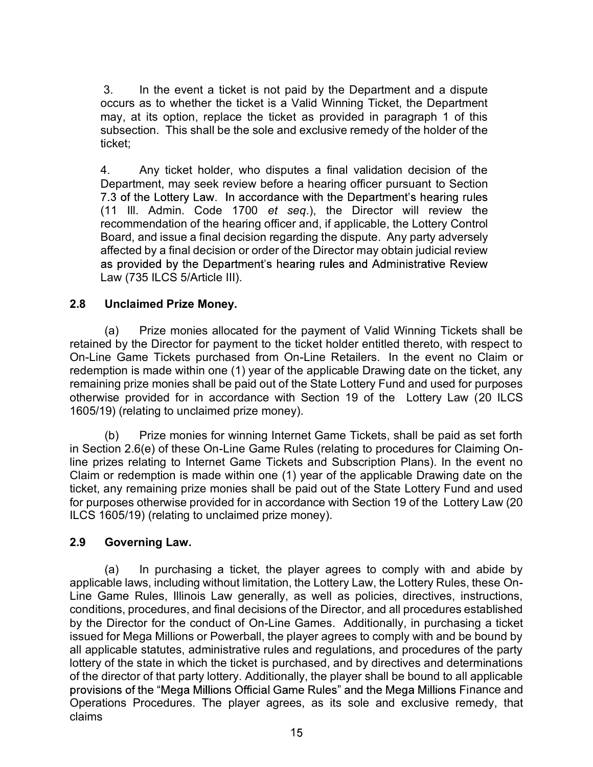3. In the event a ticket is not paid by the Department and a dispute occurs as to whether the ticket is a Valid Winning Ticket, the Department may, at its option, replace the ticket as provided in paragraph 1 of this subsection. This shall be the sole and exclusive remedy of the holder of the ticket;

4. Any ticket holder, who disputes a final validation decision of the Department, may seek review before a hearing officer pursuant to Section 7.3 of the Lottery Law. In accordance with the Department's hearing rules (11 Ill. Admin. Code 1700 *et seq.*), the Director will review the recommendation of the hearing officer and, if applicable, the Lottery Control Board, and issue a final decision regarding the dispute. Any party adversely affected by a final decision or order of the Director may obtain judicial review as provided by the Department's hearing rules and Administrative Review Law (735 ILCS 5/Article III).

**2.8 Unclaimed Prize Money.**

(a) Prize monies allocated for the payment of Valid Winning Tickets shall be retained by the Director for payment to the ticket holder entitled thereto, with respect to On-Line Game Tickets purchased from On-Line Retailers. In the event no Claim or redemption is made within one (1) year of the applicable Drawing date on the ticket, any remaining prize monies shall be paid out of the State Lottery Fund and used for purposes otherwise provided for in accordance with Section 19 of the Lottery Law (20 ILCS 1605/19) (relating to unclaimed prize money).

(b) Prize monies for winning Internet Game Tickets, shall be paid as set forth in Section 2.6(e) of these On-Line Game Rules (relating to procedures for Claiming On-line prizes relating to Internet Game Tickets and Subscription Plans). In the event no Claim or redemption is made within one (1) year of the applicable Drawing date on the ticket, any remaining prize monies shall be paid out of the State Lottery Fund and used for purposes otherwise provided for in accordance with Section 19 of the Lottery Law (20 ILCS 1605/19) (relating to unclaimed prize money).

**2.9 Governing Law.**

(a) In purchasing a ticket, the player agrees to comply with and abide by applicable laws, including without limitation, the Lottery Law, the Lottery Rules, these On-Line Game Rules, Illinois Law generally, as well as policies, directives, instructions, conditions, procedures, and final decisions of the Director, and all procedures established by the Director for the conduct of On-Line Games. Additionally, in purchasing a ticket issued for Mega Millions or Powerball, the player agrees to comply with and be bound by all applicable statutes, administrative rules and regulations, and procedures of the party lottery of the state in which the ticket is purchased, and by directives and determinations of the director of that party lottery. Additionally, the player shall be bound to all applicable provisions of the "Mega Millions Official Game Rules" and the Mega Millions Finance and Operations Procedures. The player agrees, as its sole and exclusive remedy, that claims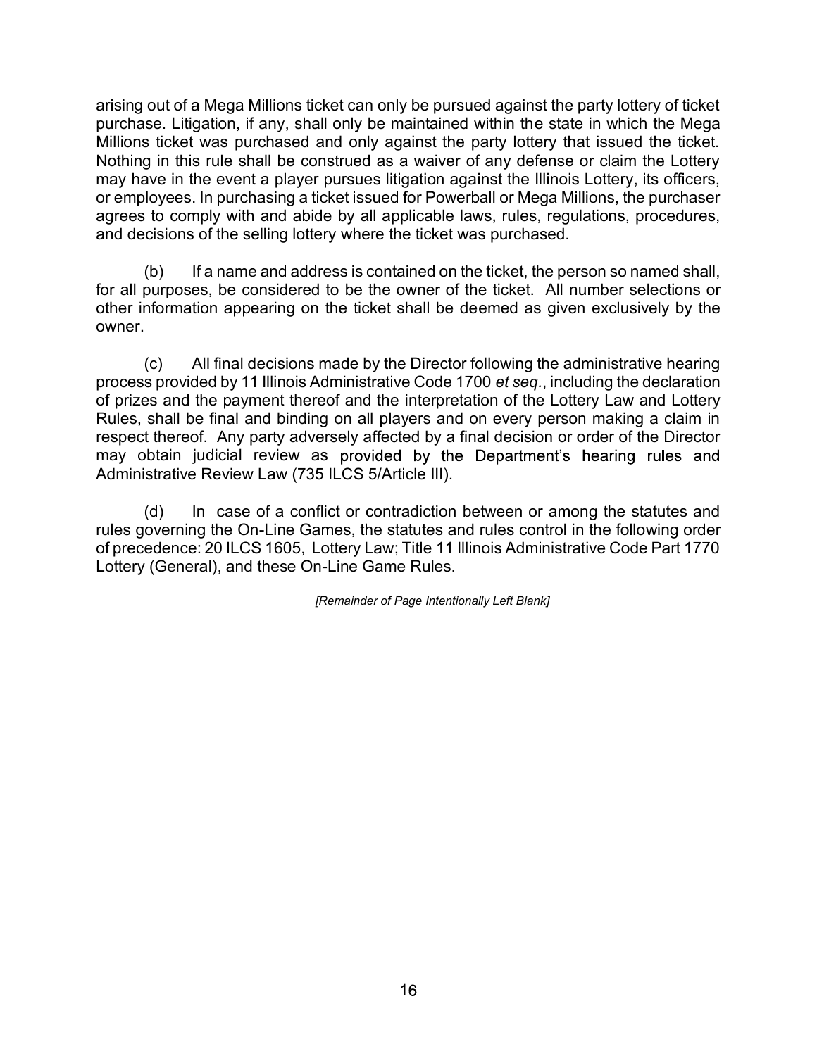arising out of a Mega Millions ticket can only be pursued against the party lottery of ticket purchase. Litigation, if any, shall only be maintained within the state in which the Mega Millions ticket was purchased and only against the party lottery that issued the ticket. Nothing in this rule shall be construed as a waiver of any defense or claim the Lottery may have in the event a player pursues litigation against the Illinois Lottery, its officers, or employees. In purchasing a ticket issued for Powerball or Mega Millions, the purchaser agrees to comply with and abide by all applicable laws, rules, regulations, procedures, and decisions of the selling lottery where the ticket was purchased.

(b) If a name and address is contained on the ticket, the person so named shall, for all purposes, be considered to be the owner of the ticket. All number selections or other information appearing on the ticket shall be deemed as given exclusively by the owner.

(c) All final decisions made by the Director following the administrative hearing process provided by 11 Illinois Administrative Code 1700 *et seq.*, including the declaration of prizes and the payment thereof and the interpretation of the Lottery Law and Lottery Rules, shall be final and binding on all players and on every person making a claim in respect thereof. Any party adversely affected by a final decision or order of the Director may obtain judicial review as provided by the Department's hearing rules and Administrative Review Law (735 ILCS 5/Article III).

(d) In case of a conflict or contradiction between or among the statutes and rules governing the On-Line Games, the statutes and rules control in the following order of precedence: 20 ILCS 1605, Lottery Law; Title 11 Illinois Administrative Code Part 1770 Lottery (General), and these On-Line Game Rules.

*[Remainder of Page Intentionally Left Blank]*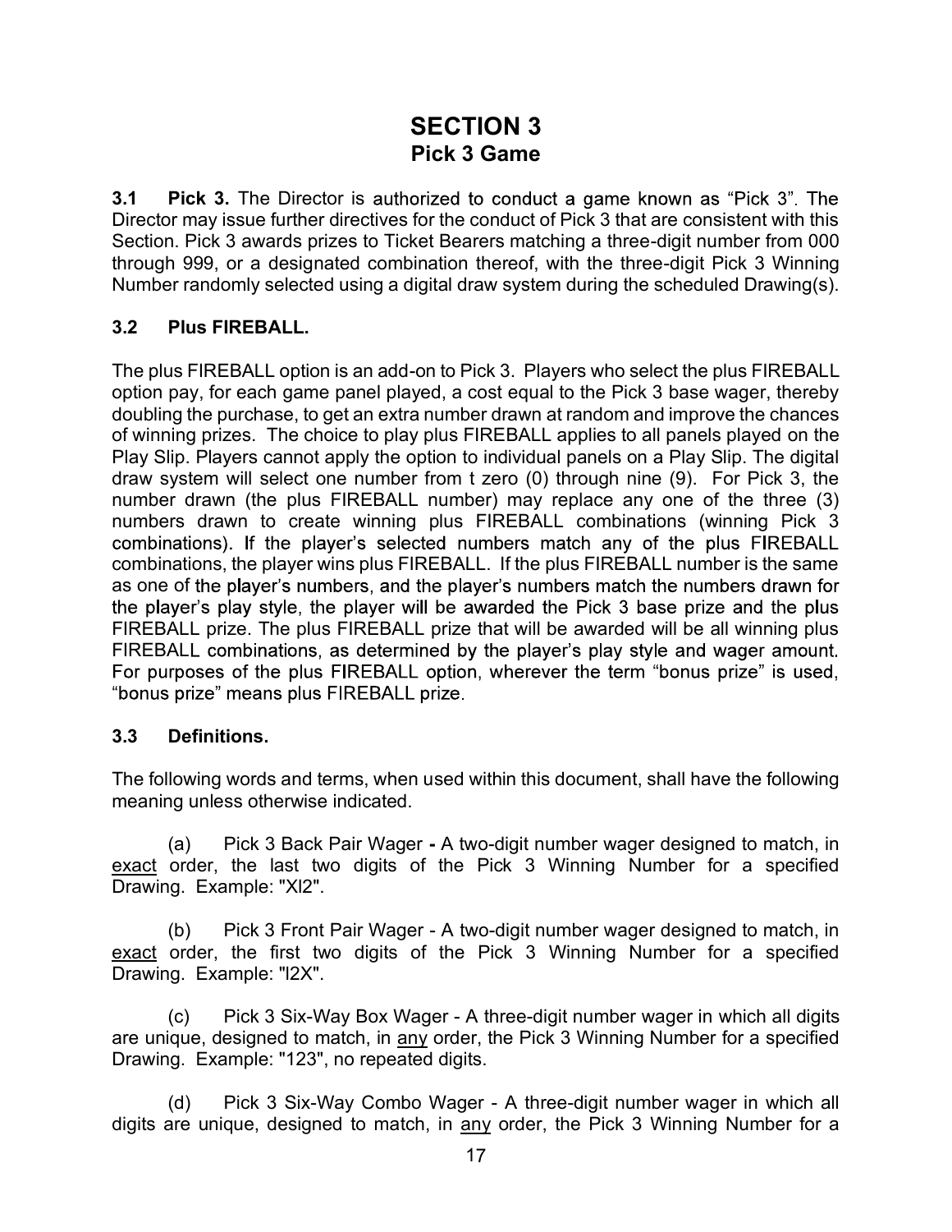# SECTION 3
## Pick 3 Game

**3.1 Pick 3.** The Director is authorized to conduct a game known as "Pick 3". The Director may issue further directives for the conduct of Pick 3 that are consistent with this Section. Pick 3 awards prizes to Ticket Bearers matching a three-digit number from 000 through 999, or a designated combination thereof, with the three-digit Pick 3 Winning Number randomly selected using a digital draw system during the scheduled Drawing(s).

### 3.2 Plus FIREBALL.

The plus FIREBALL option is an add-on to Pick 3. Players who select the plus FIREBALL option pay, for each game panel played, a cost equal to the Pick 3 base wager, thereby doubling the purchase, to get an extra number drawn at random and improve the chances of winning prizes. The choice to play plus FIREBALL applies to all panels played on the Play Slip. Players cannot apply the option to individual panels on a Play Slip. The digital draw system will select one number from t zero (0) through nine (9). For Pick 3, the number drawn (the plus FIREBALL number) may replace any one of the three (3) numbers drawn to create winning plus FIREBALL combinations (winning Pick 3 combinations). If the player's selected numbers match any of the plus FIREBALL combinations, the player wins plus FIREBALL. If the plus FIREBALL number is the same as one of the player's numbers, and the player's numbers match the numbers drawn for the player's play style, the player will be awarded the Pick 3 base prize and the plus FIREBALL prize. The plus FIREBALL prize that will be awarded will be all winning plus FIREBALL combinations, as determined by the player's play style and wager amount. For purposes of the plus FIREBALL option, wherever the term "bonus prize" is used, "bonus prize" means plus FIREBALL prize.

### 3.3 Definitions.

The following words and terms, when used within this document, shall have the following meaning unless otherwise indicated.

(a) Pick 3 Back Pair Wager **-** A two-digit number wager designed to match, in exact order, the last two digits of the Pick 3 Winning Number for a specified Drawing. Example: "Xl2".

(b) Pick 3 Front Pair Wager - A two-digit number wager designed to match, in exact order, the first two digits of the Pick 3 Winning Number for a specified Drawing. Example: "l2X".

(c) Pick 3 Six-Way Box Wager - A three-digit number wager in which all digits are unique, designed to match, in any order, the Pick 3 Winning Number for a specified Drawing. Example: "123", no repeated digits.

(d) Pick 3 Six-Way Combo Wager - A three-digit number wager in which all digits are unique, designed to match, in any order, the Pick 3 Winning Number for a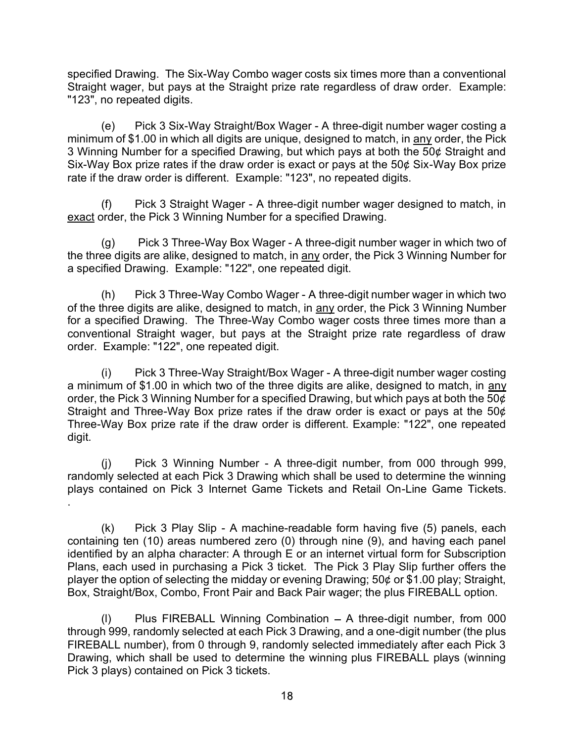specified Drawing. The Six-Way Combo wager costs six times more than a conventional Straight wager, but pays at the Straight prize rate regardless of draw order. Example: "123", no repeated digits.

(e) Pick 3 Six-Way Straight/Box Wager - A three-digit number wager costing a minimum of $1.00 in which all digits are unique, designed to match, in any order, the Pick 3 Winning Number for a specified Drawing, but which pays at both the 50¢ Straight and Six-Way Box prize rates if the draw order is exact or pays at the 50¢ Six-Way Box prize rate if the draw order is different. Example: "123", no repeated digits.

(f) Pick 3 Straight Wager - A three-digit number wager designed to match, in exact order, the Pick 3 Winning Number for a specified Drawing.

(g) Pick 3 Three-Way Box Wager - A three-digit number wager in which two of the three digits are alike, designed to match, in any order, the Pick 3 Winning Number for a specified Drawing. Example: "122", one repeated digit.

(h) Pick 3 Three-Way Combo Wager - A three-digit number wager in which two of the three digits are alike, designed to match, in any order, the Pick 3 Winning Number for a specified Drawing. The Three-Way Combo wager costs three times more than a conventional Straight wager, but pays at the Straight prize rate regardless of draw order. Example: "122", one repeated digit.

(i) Pick 3 Three-Way Straight/Box Wager - A three-digit number wager costing a minimum of $1.00 in which two of the three digits are alike, designed to match, in any order, the Pick 3 Winning Number for a specified Drawing, but which pays at both the 50¢ Straight and Three-Way Box prize rates if the draw order is exact or pays at the 50¢ Three-Way Box prize rate if the draw order is different. Example: "122", one repeated digit.

(j) Pick 3 Winning Number - A three-digit number, from 000 through 999, randomly selected at each Pick 3 Drawing which shall be used to determine the winning plays contained on Pick 3 Internet Game Tickets and Retail On-Line Game Tickets.
.

(k) Pick 3 Play Slip - A machine-readable form having five (5) panels, each containing ten (10) areas numbered zero (0) through nine (9), and having each panel identified by an alpha character: A through E or an internet virtual form for Subscription Plans, each used in purchasing a Pick 3 ticket. The Pick 3 Play Slip further offers the player the option of selecting the midday or evening Drawing; 50¢ or $1.00 play; Straight, Box, Straight/Box, Combo, Front Pair and Back Pair wager; the plus FIREBALL option.

(l) Plus FIREBALL Winning Combination – A three-digit number, from 000 through 999, randomly selected at each Pick 3 Drawing, and a one-digit number (the plus FIREBALL number), from 0 through 9, randomly selected immediately after each Pick 3 Drawing, which shall be used to determine the winning plus FIREBALL plays (winning Pick 3 plays) contained on Pick 3 tickets.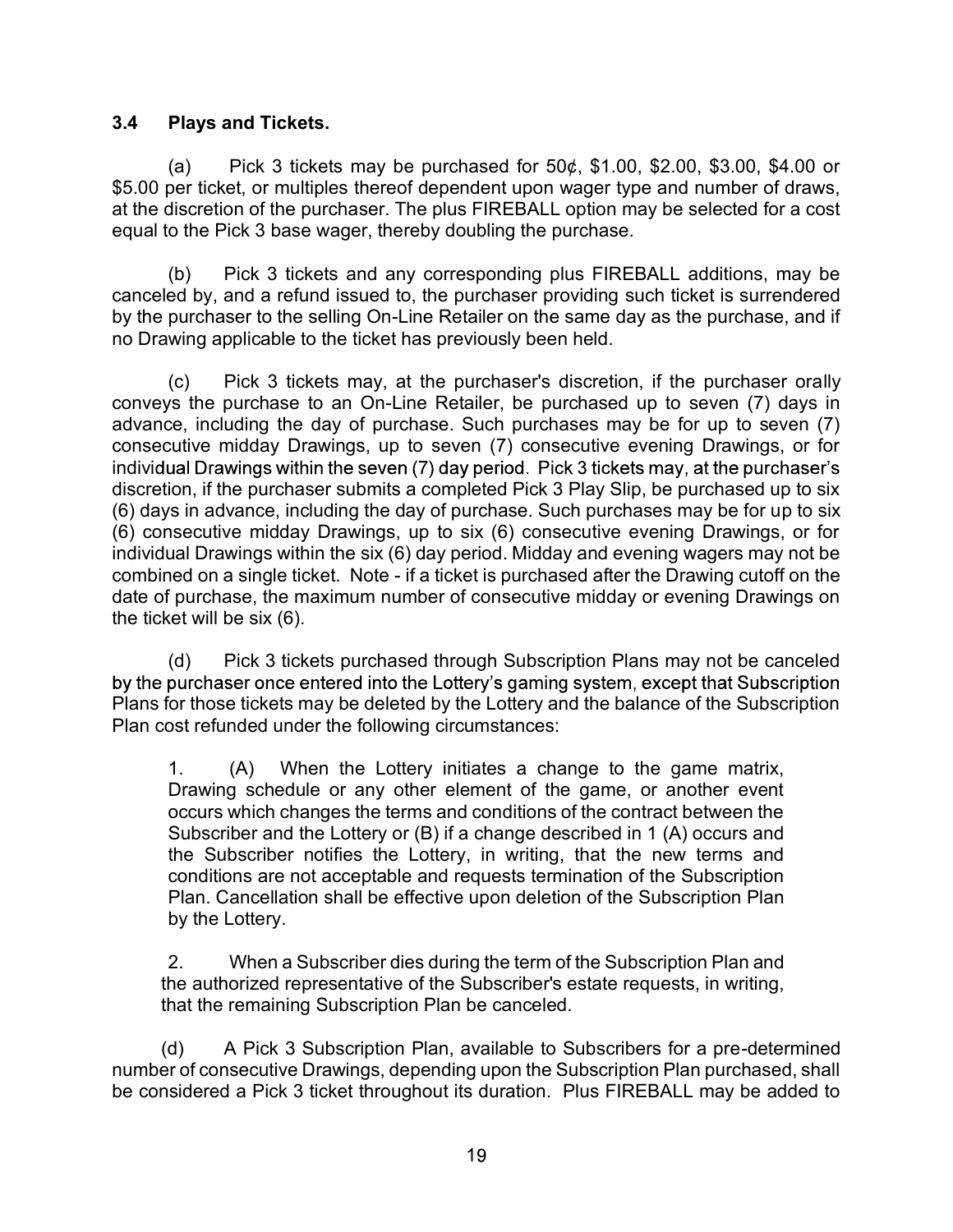### 3.4 Plays and Tickets.

(a) Pick 3 tickets may be purchased for 50¢, $1.00, $2.00, $3.00, $4.00 or $5.00 per ticket, or multiples thereof dependent upon wager type and number of draws, at the discretion of the purchaser. The plus FIREBALL option may be selected for a cost equal to the Pick 3 base wager, thereby doubling the purchase.

(b) Pick 3 tickets and any corresponding plus FIREBALL additions, may be canceled by, and a refund issued to, the purchaser providing such ticket is surrendered by the purchaser to the selling On-Line Retailer on the same day as the purchase, and if no Drawing applicable to the ticket has previously been held.

(c) Pick 3 tickets may, at the purchaser's discretion, if the purchaser orally conveys the purchase to an On-Line Retailer, be purchased up to seven (7) days in advance, including the day of purchase. Such purchases may be for up to seven (7) consecutive midday Drawings, up to seven (7) consecutive evening Drawings, or for individual Drawings within the seven (7) day period. Pick 3 tickets may, at the purchaser's discretion, if the purchaser submits a completed Pick 3 Play Slip, be purchased up to six (6) days in advance, including the day of purchase. Such purchases may be for up to six (6) consecutive midday Drawings, up to six (6) consecutive evening Drawings, or for individual Drawings within the six (6) day period. Midday and evening wagers may not be combined on a single ticket. Note - if a ticket is purchased after the Drawing cutoff on the date of purchase, the maximum number of consecutive midday or evening Drawings on the ticket will be six (6).

(d) Pick 3 tickets purchased through Subscription Plans may not be canceled by the purchaser once entered into the Lottery's gaming system, except that Subscription Plans for those tickets may be deleted by the Lottery and the balance of the Subscription Plan cost refunded under the following circumstances:

> 1. (A) When the Lottery initiates a change to the game matrix, Drawing schedule or any other element of the game, or another event occurs which changes the terms and conditions of the contract between the Subscriber and the Lottery or (B) if a change described in 1 (A) occurs and the Subscriber notifies the Lottery, in writing, that the new terms and conditions are not acceptable and requests termination of the Subscription Plan. Cancellation shall be effective upon deletion of the Subscription Plan by the Lottery.
>
> 2. When a Subscriber dies during the term of the Subscription Plan and the authorized representative of the Subscriber's estate requests, in writing, that the remaining Subscription Plan be canceled.

(d) A Pick 3 Subscription Plan, available to Subscribers for a pre-determined number of consecutive Drawings, depending upon the Subscription Plan purchased, shall be considered a Pick 3 ticket throughout its duration. Plus FIREBALL may be added to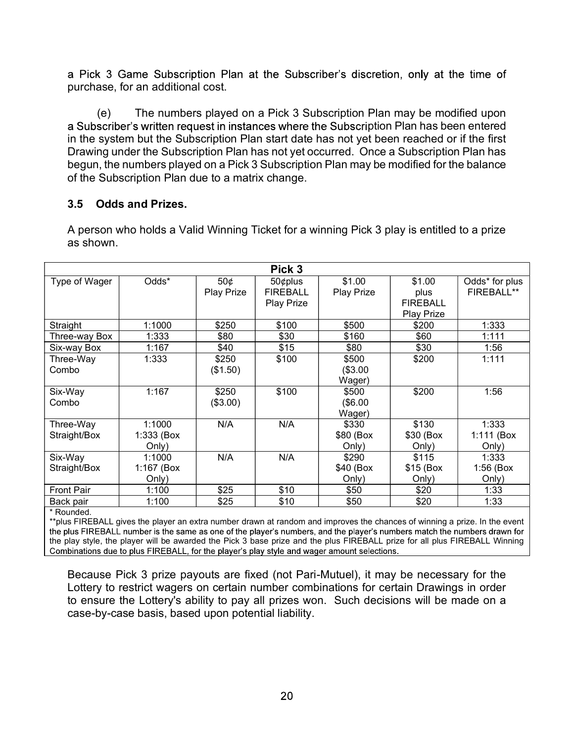a Pick 3 Game Subscription Plan at the Subscriber's discretion, only at the time of purchase, for an additional cost.

(e) The numbers played on a Pick 3 Subscription Plan may be modified upon a Subscriber's written request in instances where the Subscription Plan has been entered in the system but the Subscription Plan start date has not yet been reached or if the first Drawing under the Subscription Plan has not yet occurred. Once a Subscription Plan has begun, the numbers played on a Pick 3 Subscription Plan may be modified for the balance of the Subscription Plan due to a matrix change.

### 3.5 Odds and Prizes.

A person who holds a Valid Winning Ticket for a winning Pick 3 play is entitled to a prize as shown.

| Pick 3 | | | | | | |
|---|---|---|---|---|---|---|
| Type of Wager | Odds* | 50¢ Play Prize | 50¢plus FIREBALL Play Prize | $1.00 Play Prize | $1.00 plus FIREBALL Play Prize | Odds* for plus FIREBALL** |
| Straight | 1:1000 | $250 | $100 | $500 | $200 | 1:333 |
| Three-way Box | 1:333 | $80 | $30 | $160 | $60 | 1:111 |
| Six-way Box | 1:167 | $40 | $15 | $80 | $30 | 1:56 |
| Three-Way Combo | 1:333 | $250 ($1.50) | $100 | $500 ($3.00 Wager) | $200 | 1:111 |
| Six-Way Combo | 1:167 | $250 ($3.00) | $100 | $500 ($6.00 Wager) | $200 | 1:56 |
| Three-Way Straight/Box | 1:1000 1:333 (Box Only) | N/A | N/A | $330 $80 (Box Only) | $130 $30 (Box Only) | 1:333 1:111 (Box Only) |
| Six-Way Straight/Box | 1:1000 1:167 (Box Only) | N/A | N/A | $290 $40 (Box Only) | $115 $15 (Box Only) | 1:333 1:56 (Box Only) |
| Front Pair | 1:100 | $25 | $10 | $50 | $20 | 1:33 |
| Back pair | 1:100 | $25 | $10 | $50 | $20 | 1:33 |

\* Rounded.

**plus FIREBALL gives the player an extra number drawn at random and improves the chances of winning a prize. In the event the plus FIREBALL number is the same as one of the player's numbers, and the player's numbers match the numbers drawn for the play style, the player will be awarded the Pick 3 base prize and the plus FIREBALL prize for all plus FIREBALL Winning Combinations due to plus FIREBALL, for the player's play style and wager amount selections.

Because Pick 3 prize payouts are fixed (not Pari-Mutuel), it may be necessary for the Lottery to restrict wagers on certain number combinations for certain Drawings in order to ensure the Lottery's ability to pay all prizes won. Such decisions will be made on a case-by-case basis, based upon potential liability.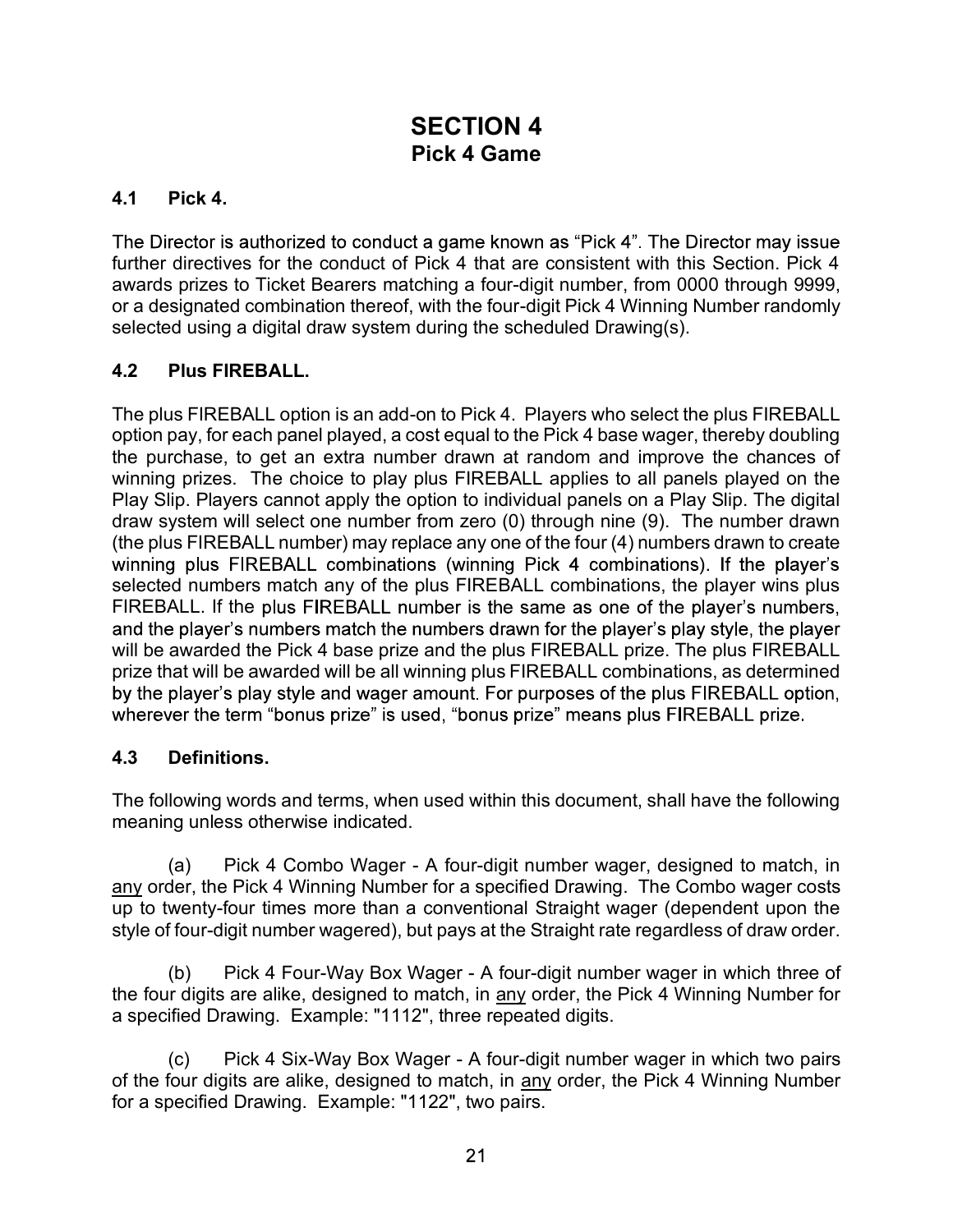# SECTION 4
## Pick 4 Game

### 4.1 Pick 4.

The Director is authorized to conduct a game known as "Pick 4". The Director may issue further directives for the conduct of Pick 4 that are consistent with this Section. Pick 4 awards prizes to Ticket Bearers matching a four-digit number, from 0000 through 9999, or a designated combination thereof, with the four-digit Pick 4 Winning Number randomly selected using a digital draw system during the scheduled Drawing(s).

### 4.2 Plus FIREBALL.

The plus FIREBALL option is an add-on to Pick 4. Players who select the plus FIREBALL option pay, for each panel played, a cost equal to the Pick 4 base wager, thereby doubling the purchase, to get an extra number drawn at random and improve the chances of winning prizes. The choice to play plus FIREBALL applies to all panels played on the Play Slip. Players cannot apply the option to individual panels on a Play Slip. The digital draw system will select one number from zero (0) through nine (9). The number drawn (the plus FIREBALL number) may replace any one of the four (4) numbers drawn to create winning plus FIREBALL combinations (winning Pick 4 combinations). If the player's selected numbers match any of the plus FIREBALL combinations, the player wins plus FIREBALL. If the plus FIREBALL number is the same as one of the player's numbers, and the player's numbers match the numbers drawn for the player's play style, the player will be awarded the Pick 4 base prize and the plus FIREBALL prize. The plus FIREBALL prize that will be awarded will be all winning plus FIREBALL combinations, as determined by the player's play style and wager amount. For purposes of the plus FIREBALL option, wherever the term "bonus prize" is used, "bonus prize" means plus FIREBALL prize.

### 4.3 Definitions.

The following words and terms, when used within this document, shall have the following meaning unless otherwise indicated.

(a) Pick 4 Combo Wager - A four-digit number wager, designed to match, in <u>any</u> order, the Pick 4 Winning Number for a specified Drawing. The Combo wager costs up to twenty-four times more than a conventional Straight wager (dependent upon the style of four-digit number wagered), but pays at the Straight rate regardless of draw order.

(b) Pick 4 Four-Way Box Wager - A four-digit number wager in which three of the four digits are alike, designed to match, in <u>any</u> order, the Pick 4 Winning Number for a specified Drawing. Example: "1112", three repeated digits.

(c) Pick 4 Six-Way Box Wager - A four-digit number wager in which two pairs of the four digits are alike, designed to match, in <u>any</u> order, the Pick 4 Winning Number for a specified Drawing. Example: "1122", two pairs.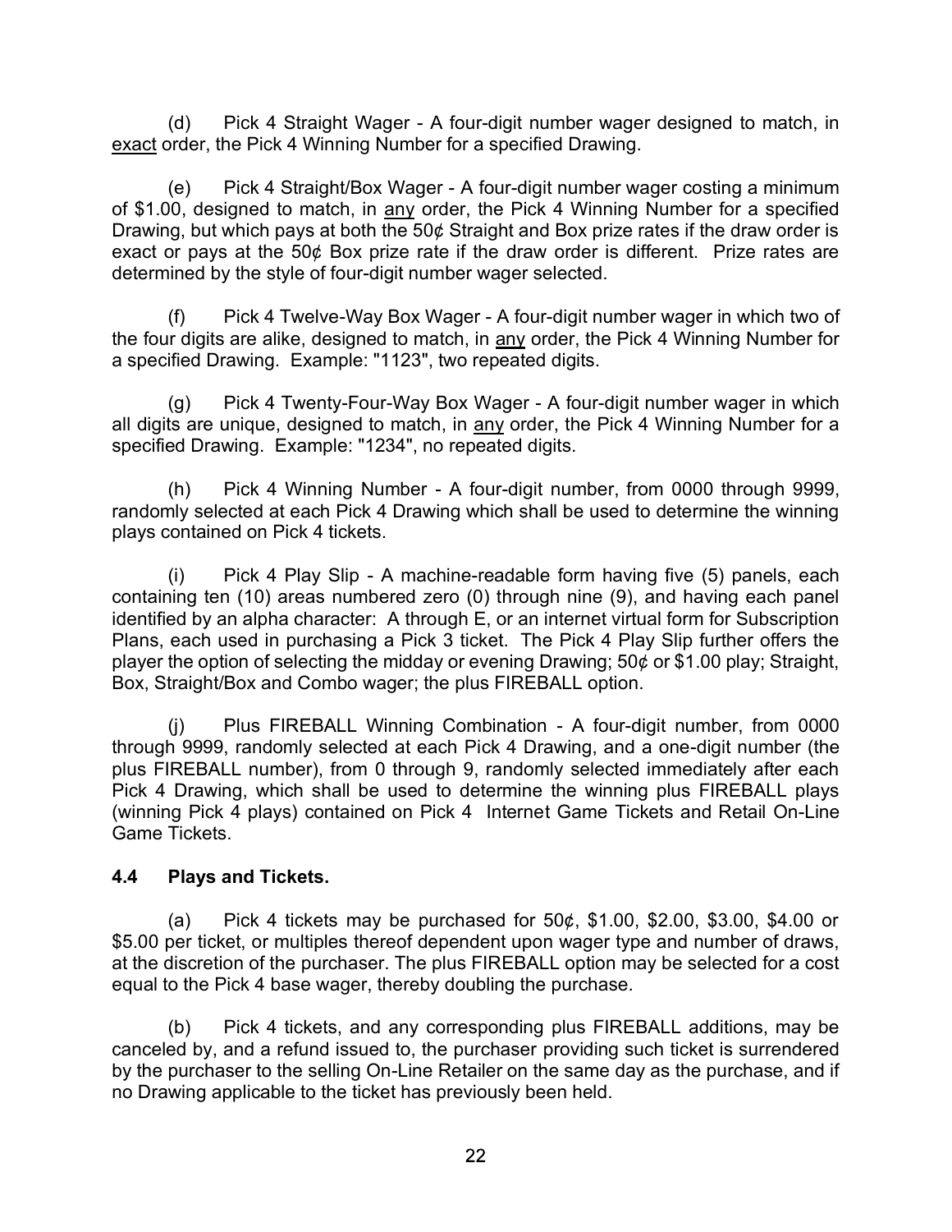(d) Pick 4 Straight Wager - A four-digit number wager designed to match, in exact order, the Pick 4 Winning Number for a specified Drawing.

(e) Pick 4 Straight/Box Wager - A four-digit number wager costing a minimum of $1.00, designed to match, in any order, the Pick 4 Winning Number for a specified Drawing, but which pays at both the 50¢ Straight and Box prize rates if the draw order is exact or pays at the 50¢ Box prize rate if the draw order is different. Prize rates are determined by the style of four-digit number wager selected.

(f) Pick 4 Twelve-Way Box Wager - A four-digit number wager in which two of the four digits are alike, designed to match, in any order, the Pick 4 Winning Number for a specified Drawing. Example: "1123", two repeated digits.

(g) Pick 4 Twenty-Four-Way Box Wager - A four-digit number wager in which all digits are unique, designed to match, in any order, the Pick 4 Winning Number for a specified Drawing. Example: "1234", no repeated digits.

(h) Pick 4 Winning Number - A four-digit number, from 0000 through 9999, randomly selected at each Pick 4 Drawing which shall be used to determine the winning plays contained on Pick 4 tickets.

(i) Pick 4 Play Slip - A machine-readable form having five (5) panels, each containing ten (10) areas numbered zero (0) through nine (9), and having each panel identified by an alpha character: A through E, or an internet virtual form for Subscription Plans, each used in purchasing a Pick 3 ticket. The Pick 4 Play Slip further offers the player the option of selecting the midday or evening Drawing; 50¢ or $1.00 play; Straight, Box, Straight/Box and Combo wager; the plus FIREBALL option.

(j) Plus FIREBALL Winning Combination - A four-digit number, from 0000 through 9999, randomly selected at each Pick 4 Drawing, and a one-digit number (the plus FIREBALL number), from 0 through 9, randomly selected immediately after each Pick 4 Drawing, which shall be used to determine the winning plus FIREBALL plays (winning Pick 4 plays) contained on Pick 4 Internet Game Tickets and Retail On-Line Game Tickets.

### 4.4 Plays and Tickets.

(a) Pick 4 tickets may be purchased for 50¢, $1.00, $2.00, $3.00, $4.00 or $5.00 per ticket, or multiples thereof dependent upon wager type and number of draws, at the discretion of the purchaser. The plus FIREBALL option may be selected for a cost equal to the Pick 4 base wager, thereby doubling the purchase.

(b) Pick 4 tickets, and any corresponding plus FIREBALL additions, may be canceled by, and a refund issued to, the purchaser providing such ticket is surrendered by the purchaser to the selling On-Line Retailer on the same day as the purchase, and if no Drawing applicable to the ticket has previously been held.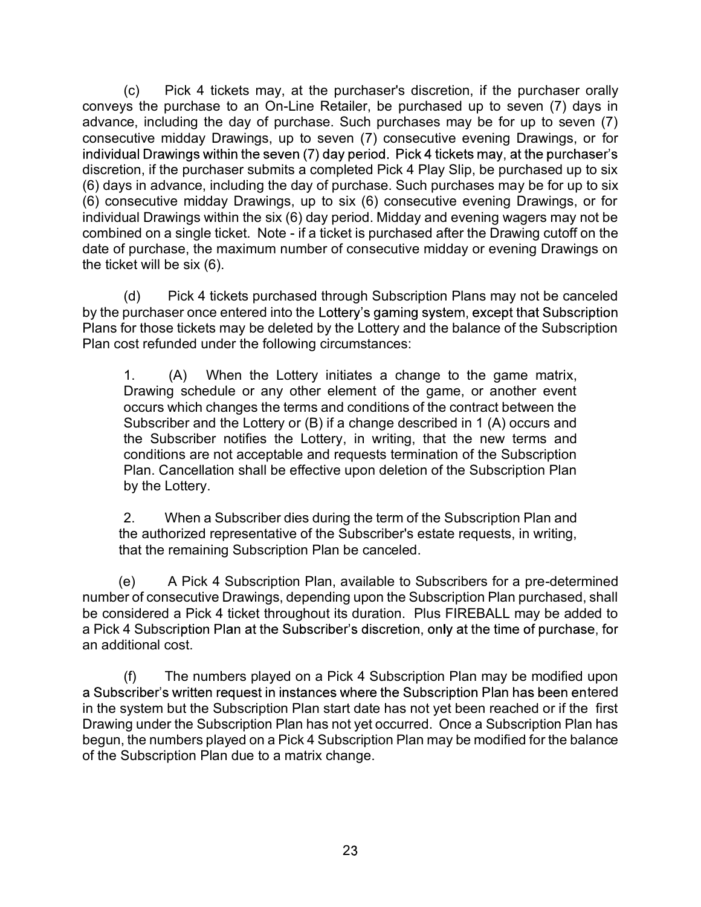(c) Pick 4 tickets may, at the purchaser's discretion, if the purchaser orally conveys the purchase to an On-Line Retailer, be purchased up to seven (7) days in advance, including the day of purchase. Such purchases may be for up to seven (7) consecutive midday Drawings, up to seven (7) consecutive evening Drawings, or for individual Drawings within the seven (7) day period. Pick 4 tickets may, at the purchaser's discretion, if the purchaser submits a completed Pick 4 Play Slip, be purchased up to six (6) days in advance, including the day of purchase. Such purchases may be for up to six (6) consecutive midday Drawings, up to six (6) consecutive evening Drawings, or for individual Drawings within the six (6) day period. Midday and evening wagers may not be combined on a single ticket. Note - if a ticket is purchased after the Drawing cutoff on the date of purchase, the maximum number of consecutive midday or evening Drawings on the ticket will be six (6).

(d) Pick 4 tickets purchased through Subscription Plans may not be canceled by the purchaser once entered into the Lottery's gaming system, except that Subscription Plans for those tickets may be deleted by the Lottery and the balance of the Subscription Plan cost refunded under the following circumstances:

1. (A) When the Lottery initiates a change to the game matrix, Drawing schedule or any other element of the game, or another event occurs which changes the terms and conditions of the contract between the Subscriber and the Lottery or (B) if a change described in 1 (A) occurs and the Subscriber notifies the Lottery, in writing, that the new terms and conditions are not acceptable and requests termination of the Subscription Plan. Cancellation shall be effective upon deletion of the Subscription Plan by the Lottery.

2. When a Subscriber dies during the term of the Subscription Plan and the authorized representative of the Subscriber's estate requests, in writing, that the remaining Subscription Plan be canceled.

(e) A Pick 4 Subscription Plan, available to Subscribers for a pre-determined number of consecutive Drawings, depending upon the Subscription Plan purchased, shall be considered a Pick 4 ticket throughout its duration. Plus FIREBALL may be added to a Pick 4 Subscription Plan at the Subscriber's discretion, only at the time of purchase, for an additional cost.

(f) The numbers played on a Pick 4 Subscription Plan may be modified upon a Subscriber's written request in instances where the Subscription Plan has been entered in the system but the Subscription Plan start date has not yet been reached or if the first Drawing under the Subscription Plan has not yet occurred. Once a Subscription Plan has begun, the numbers played on a Pick 4 Subscription Plan may be modified for the balance of the Subscription Plan due to a matrix change.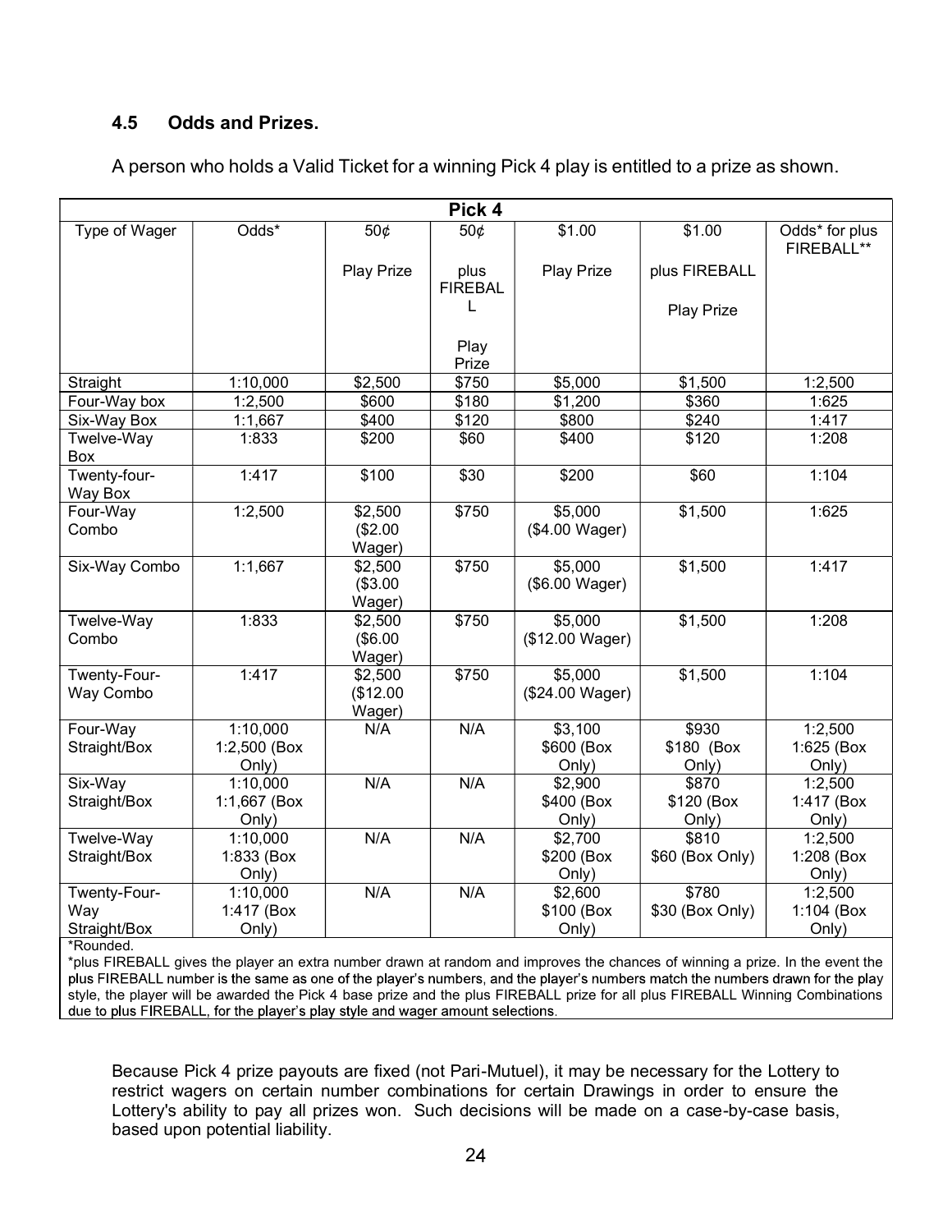### 4.5 Odds and Prizes.

A person who holds a Valid Ticket for a winning Pick 4 play is entitled to a prize as shown.

| Pick 4 | | | | | | |
|---|---|---|---|---|---|---|
| Type of Wager | Odds* | 50¢ Play Prize | 50¢ plus FIREBALL Play Prize | $1.00 Play Prize | $1.00 plus FIREBALL Play Prize | Odds* for plus FIREBALL** |
| Straight | 1:10,000 | $2,500 | $750 | $5,000 | $1,500 | 1:2,500 |
| Four-Way box | 1:2,500 | $600 | $180 | $1,200 | $360 | 1:625 |
| Six-Way Box | 1:1,667 | $400 | $120 | $800 | $240 | 1:417 |
| Twelve-Way Box | 1:833 | $200 | $60 | $400 | $120 | 1:208 |
| Twenty-four-Way Box | 1:417 | $100 | $30 | $200 | $60 | 1:104 |
| Four-Way Combo | 1:2,500 | $2,500 ($2.00 Wager) | $750 | $5,000 ($4.00 Wager) | $1,500 | 1:625 |
| Six-Way Combo | 1:1,667 | $2,500 ($3.00 Wager) | $750 | $5,000 ($6.00 Wager) | $1,500 | 1:417 |
| Twelve-Way Combo | 1:833 | $2,500 ($6.00 Wager) | $750 | $5,000 ($12.00 Wager) | $1,500 | 1:208 |
| Twenty-Four-Way Combo | 1:417 | $2,500 ($12.00 Wager) | $750 | $5,000 ($24.00 Wager) | $1,500 | 1:104 |
| Four-Way Straight/Box | 1:10,000 1:2,500 (Box Only) | N/A | N/A | $3,100 $600 (Box Only) | $930 $180 (Box Only) | 1:2,500 1:625 (Box Only) |
| Six-Way Straight/Box | 1:10,000 1:1,667 (Box Only) | N/A | N/A | $2,900 $400 (Box Only) | $870 $120 (Box Only) | 1:2,500 1:417 (Box Only) |
| Twelve-Way Straight/Box | 1:10,000 1:833 (Box Only) | N/A | N/A | $2,700 $200 (Box Only) | $810 $60 (Box Only) | 1:2,500 1:208 (Box Only) |
| Twenty-Four-Way Straight/Box | 1:10,000 1:417 (Box Only) | N/A | N/A | $2,600 $100 (Box Only) | $780 $30 (Box Only) | 1:2,500 1:104 (Box Only) |

*Rounded.

*plus FIREBALL gives the player an extra number drawn at random and improves the chances of winning a prize. In the event the plus FIREBALL number is the same as one of the player's numbers, and the player's numbers match the numbers drawn for the play style, the player will be awarded the Pick 4 base prize and the plus FIREBALL prize for all plus FIREBALL Winning Combinations due to plus FIREBALL, for the player's play style and wager amount selections.

Because Pick 4 prize payouts are fixed (not Pari-Mutuel), it may be necessary for the Lottery to restrict wagers on certain number combinations for certain Drawings in order to ensure the Lottery's ability to pay all prizes won. Such decisions will be made on a case-by-case basis, based upon potential liability.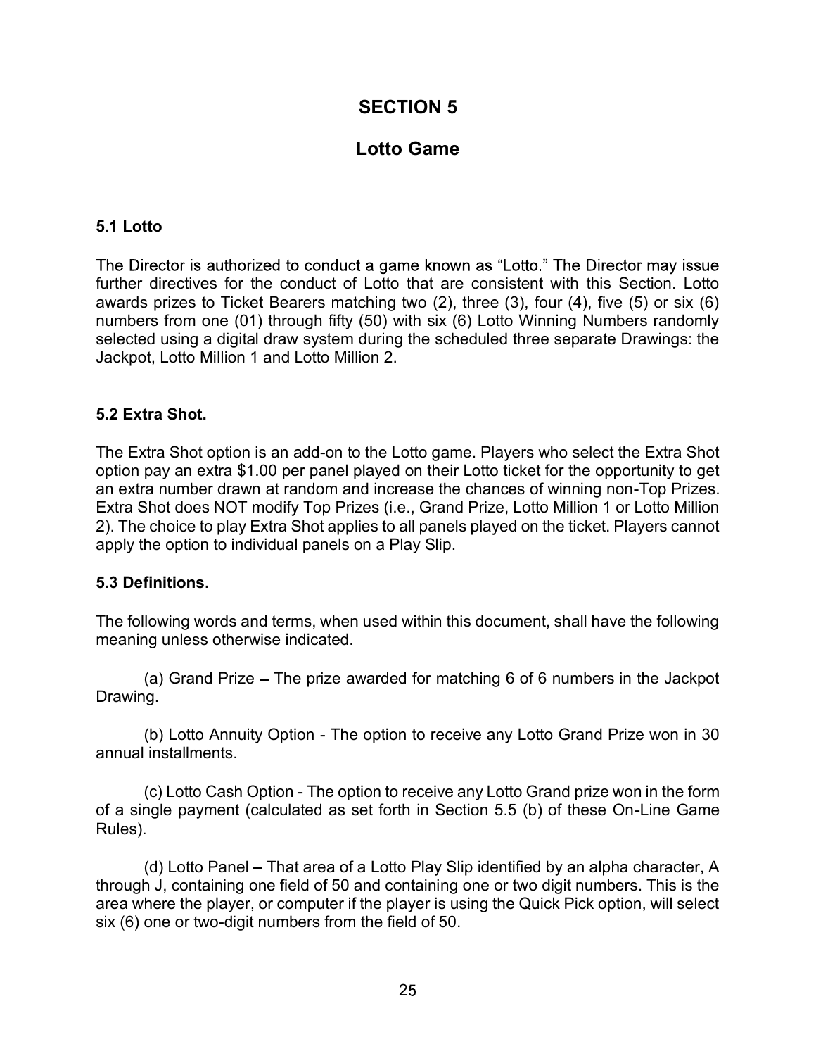# SECTION 5

## Lotto Game

### 5.1 Lotto

The Director is authorized to conduct a game known as "Lotto." The Director may issue further directives for the conduct of Lotto that are consistent with this Section. Lotto awards prizes to Ticket Bearers matching two (2), three (3), four (4), five (5) or six (6) numbers from one (01) through fifty (50) with six (6) Lotto Winning Numbers randomly selected using a digital draw system during the scheduled three separate Drawings: the Jackpot, Lotto Million 1 and Lotto Million 2.

### 5.2 Extra Shot.

The Extra Shot option is an add-on to the Lotto game. Players who select the Extra Shot option pay an extra $1.00 per panel played on their Lotto ticket for the opportunity to get an extra number drawn at random and increase the chances of winning non-Top Prizes. Extra Shot does NOT modify Top Prizes (i.e., Grand Prize, Lotto Million 1 or Lotto Million 2). The choice to play Extra Shot applies to all panels played on the ticket. Players cannot apply the option to individual panels on a Play Slip.

### 5.3 Definitions.

The following words and terms, when used within this document, shall have the following meaning unless otherwise indicated.

(a) Grand Prize – The prize awarded for matching 6 of 6 numbers in the Jackpot Drawing.

(b) Lotto Annuity Option - The option to receive any Lotto Grand Prize won in 30 annual installments.

(c) Lotto Cash Option - The option to receive any Lotto Grand prize won in the form of a single payment (calculated as set forth in Section 5.5 (b) of these On-Line Game Rules).

(d) Lotto Panel – That area of a Lotto Play Slip identified by an alpha character, A through J, containing one field of 50 and containing one or two digit numbers. This is the area where the player, or computer if the player is using the Quick Pick option, will select six (6) one or two-digit numbers from the field of 50.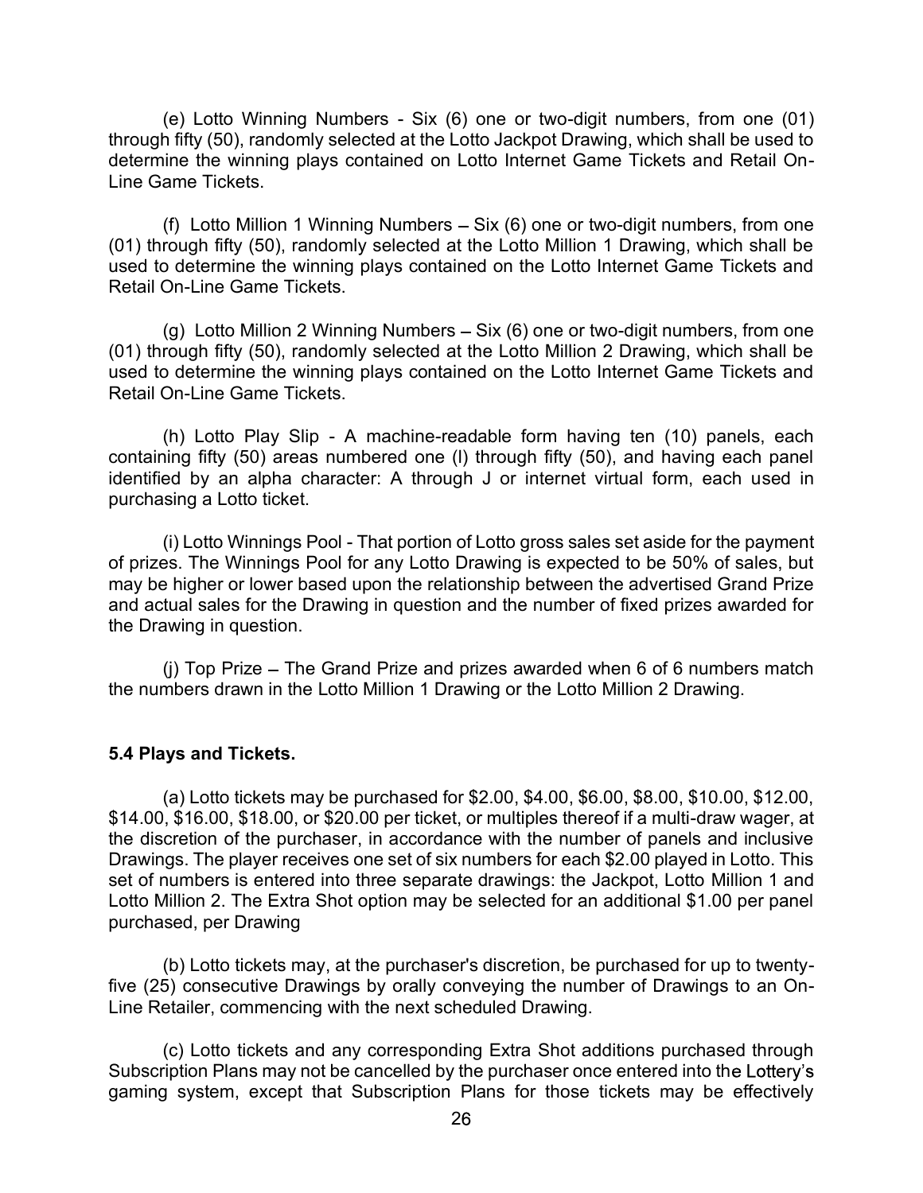(e) Lotto Winning Numbers - Six (6) one or two-digit numbers, from one (01) through fifty (50), randomly selected at the Lotto Jackpot Drawing, which shall be used to determine the winning plays contained on Lotto Internet Game Tickets and Retail On-Line Game Tickets.

(f) Lotto Million 1 Winning Numbers – Six (6) one or two-digit numbers, from one (01) through fifty (50), randomly selected at the Lotto Million 1 Drawing, which shall be used to determine the winning plays contained on the Lotto Internet Game Tickets and Retail On-Line Game Tickets.

(g) Lotto Million 2 Winning Numbers – Six (6) one or two-digit numbers, from one (01) through fifty (50), randomly selected at the Lotto Million 2 Drawing, which shall be used to determine the winning plays contained on the Lotto Internet Game Tickets and Retail On-Line Game Tickets.

(h) Lotto Play Slip - A machine-readable form having ten (10) panels, each containing fifty (50) areas numbered one (l) through fifty (50), and having each panel identified by an alpha character: A through J or internet virtual form, each used in purchasing a Lotto ticket.

(i) Lotto Winnings Pool - That portion of Lotto gross sales set aside for the payment of prizes. The Winnings Pool for any Lotto Drawing is expected to be 50% of sales, but may be higher or lower based upon the relationship between the advertised Grand Prize and actual sales for the Drawing in question and the number of fixed prizes awarded for the Drawing in question.

(j) Top Prize – The Grand Prize and prizes awarded when 6 of 6 numbers match the numbers drawn in the Lotto Million 1 Drawing or the Lotto Million 2 Drawing.

**5.4 Plays and Tickets.**

(a) Lotto tickets may be purchased for $2.00, $4.00, $6.00, $8.00, $10.00, $12.00, $14.00, $16.00, $18.00, or $20.00 per ticket, or multiples thereof if a multi-draw wager, at the discretion of the purchaser, in accordance with the number of panels and inclusive Drawings. The player receives one set of six numbers for each $2.00 played in Lotto. This set of numbers is entered into three separate drawings: the Jackpot, Lotto Million 1 and Lotto Million 2. The Extra Shot option may be selected for an additional $1.00 per panel purchased, per Drawing

(b) Lotto tickets may, at the purchaser's discretion, be purchased for up to twenty-five (25) consecutive Drawings by orally conveying the number of Drawings to an On-Line Retailer, commencing with the next scheduled Drawing.

(c) Lotto tickets and any corresponding Extra Shot additions purchased through Subscription Plans may not be cancelled by the purchaser once entered into the Lottery's gaming system, except that Subscription Plans for those tickets may be effectively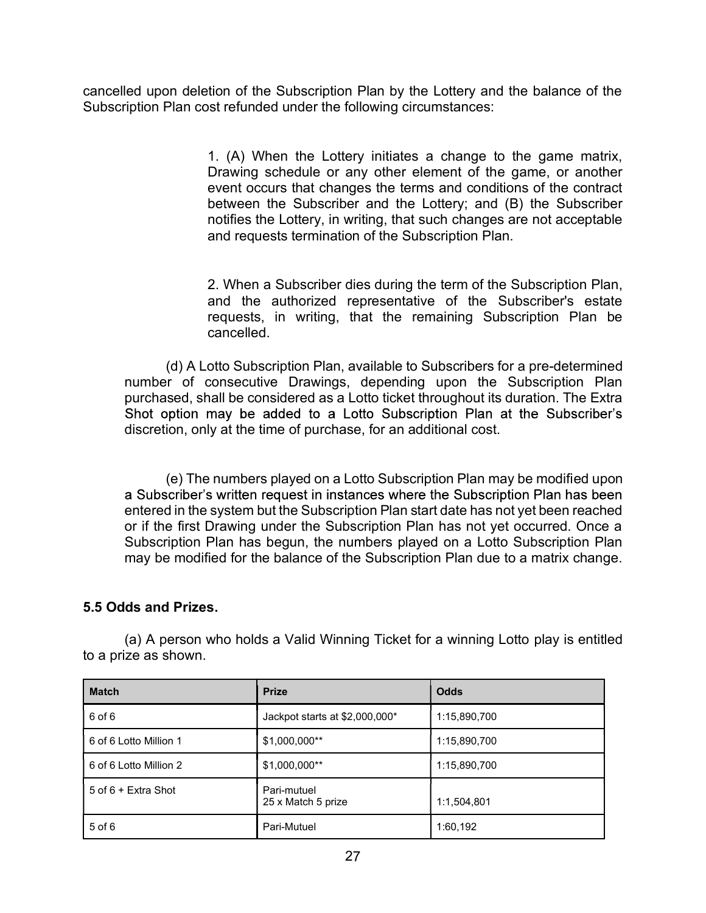cancelled upon deletion of the Subscription Plan by the Lottery and the balance of the Subscription Plan cost refunded under the following circumstances:

1. (A) When the Lottery initiates a change to the game matrix, Drawing schedule or any other element of the game, or another event occurs that changes the terms and conditions of the contract between the Subscriber and the Lottery; and (B) the Subscriber notifies the Lottery, in writing, that such changes are not acceptable and requests termination of the Subscription Plan.

2. When a Subscriber dies during the term of the Subscription Plan, and the authorized representative of the Subscriber's estate requests, in writing, that the remaining Subscription Plan be cancelled.

(d) A Lotto Subscription Plan, available to Subscribers for a pre-determined number of consecutive Drawings, depending upon the Subscription Plan purchased, shall be considered as a Lotto ticket throughout its duration. The Extra Shot option may be added to a Lotto Subscription Plan at the Subscriber's discretion, only at the time of purchase, for an additional cost.

(e) The numbers played on a Lotto Subscription Plan may be modified upon a Subscriber's written request in instances where the Subscription Plan has been entered in the system but the Subscription Plan start date has not yet been reached or if the first Drawing under the Subscription Plan has not yet occurred. Once a Subscription Plan has begun, the numbers played on a Lotto Subscription Plan may be modified for the balance of the Subscription Plan due to a matrix change.

### 5.5 Odds and Prizes.

(a) A person who holds a Valid Winning Ticket for a winning Lotto play is entitled to a prize as shown.

| Match | Prize | Odds |
|---|---|---|
| 6 of 6 | Jackpot starts at $2,000,000* | 1:15,890,700 |
| 6 of 6 Lotto Million 1 | $1,000,000** | 1:15,890,700 |
| 6 of 6 Lotto Million 2 | $1,000,000** | 1:15,890,700 |
| 5 of 6 + Extra Shot | Pari-mutuel<br>25 x Match 5 prize | 1:1,504,801 |
| 5 of 6 | Pari-Mutuel | 1:60,192 |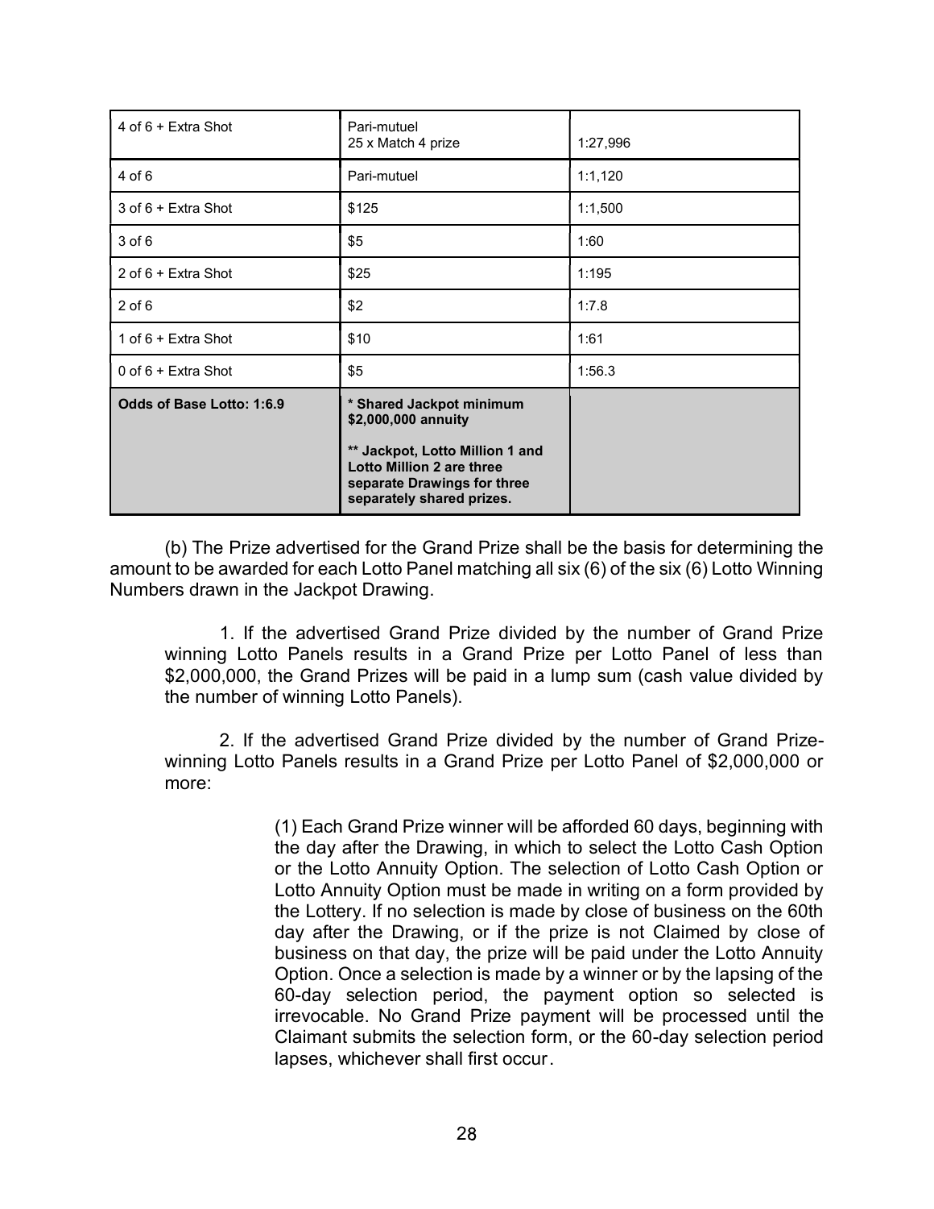| | | |
|---|---|---|
| 4 of 6 + Extra Shot | Pari-mutuel<br>25 x Match 4 prize | 1:27,996 |
| 4 of 6 | Pari-mutuel | 1:1,120 |
| 3 of 6 + Extra Shot | $125 | 1:1,500 |
| 3 of 6 | $5 | 1:60 |
| 2 of 6 + Extra Shot | $25 | 1:195 |
| 2 of 6 | $2 | 1:7.8 |
| 1 of 6 + Extra Shot | $10 | 1:61 |
| 0 of 6 + Extra Shot | $5 | 1:56.3 |
| **Odds of Base Lotto: 1:6.9** | **\* Shared Jackpot minimum $2,000,000 annuity**<br><br>**\*\* Jackpot, Lotto Million 1 and Lotto Million 2 are three separate Drawings for three separately shared prizes.** | |

(b) The Prize advertised for the Grand Prize shall be the basis for determining the amount to be awarded for each Lotto Panel matching all six (6) of the six (6) Lotto Winning Numbers drawn in the Jackpot Drawing.

1. If the advertised Grand Prize divided by the number of Grand Prize winning Lotto Panels results in a Grand Prize per Lotto Panel of less than $2,000,000, the Grand Prizes will be paid in a lump sum (cash value divided by the number of winning Lotto Panels).

2. If the advertised Grand Prize divided by the number of Grand Prize-winning Lotto Panels results in a Grand Prize per Lotto Panel of $2,000,000 or more:

(1) Each Grand Prize winner will be afforded 60 days, beginning with the day after the Drawing, in which to select the Lotto Cash Option or the Lotto Annuity Option. The selection of Lotto Cash Option or Lotto Annuity Option must be made in writing on a form provided by the Lottery. If no selection is made by close of business on the 60th day after the Drawing, or if the prize is not Claimed by close of business on that day, the prize will be paid under the Lotto Annuity Option. Once a selection is made by a winner or by the lapsing of the 60-day selection period, the payment option so selected is irrevocable. No Grand Prize payment will be processed until the Claimant submits the selection form, or the 60-day selection period lapses, whichever shall first occur.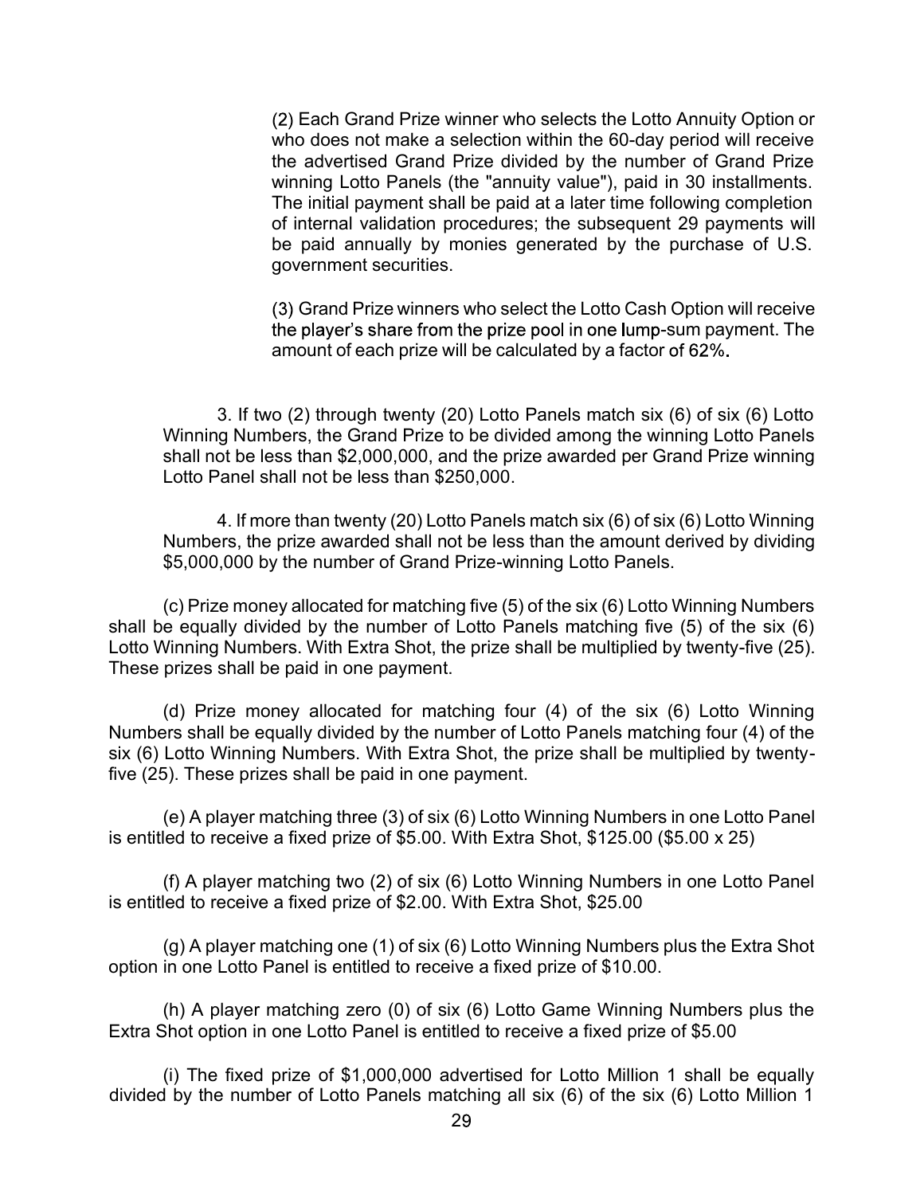(2) Each Grand Prize winner who selects the Lotto Annuity Option or who does not make a selection within the 60-day period will receive the advertised Grand Prize divided by the number of Grand Prize winning Lotto Panels (the "annuity value"), paid in 30 installments. The initial payment shall be paid at a later time following completion of internal validation procedures; the subsequent 29 payments will be paid annually by monies generated by the purchase of U.S. government securities.

(3) Grand Prize winners who select the Lotto Cash Option will receive the player's share from the prize pool in one lump-sum payment. The amount of each prize will be calculated by a factor of 62%.

3. If two (2) through twenty (20) Lotto Panels match six (6) of six (6) Lotto Winning Numbers, the Grand Prize to be divided among the winning Lotto Panels shall not be less than $2,000,000, and the prize awarded per Grand Prize winning Lotto Panel shall not be less than $250,000.

4. If more than twenty (20) Lotto Panels match six (6) of six (6) Lotto Winning Numbers, the prize awarded shall not be less than the amount derived by dividing $5,000,000 by the number of Grand Prize-winning Lotto Panels.

(c) Prize money allocated for matching five (5) of the six (6) Lotto Winning Numbers shall be equally divided by the number of Lotto Panels matching five (5) of the six (6) Lotto Winning Numbers. With Extra Shot, the prize shall be multiplied by twenty-five (25). These prizes shall be paid in one payment.

(d) Prize money allocated for matching four (4) of the six (6) Lotto Winning Numbers shall be equally divided by the number of Lotto Panels matching four (4) of the six (6) Lotto Winning Numbers. With Extra Shot, the prize shall be multiplied by twenty-five (25). These prizes shall be paid in one payment.

(e) A player matching three (3) of six (6) Lotto Winning Numbers in one Lotto Panel is entitled to receive a fixed prize of $5.00. With Extra Shot, $125.00 ($5.00 x 25)

(f) A player matching two (2) of six (6) Lotto Winning Numbers in one Lotto Panel is entitled to receive a fixed prize of $2.00. With Extra Shot, $25.00

(g) A player matching one (1) of six (6) Lotto Winning Numbers plus the Extra Shot option in one Lotto Panel is entitled to receive a fixed prize of $10.00.

(h) A player matching zero (0) of six (6) Lotto Game Winning Numbers plus the Extra Shot option in one Lotto Panel is entitled to receive a fixed prize of $5.00

(i) The fixed prize of $1,000,000 advertised for Lotto Million 1 shall be equally divided by the number of Lotto Panels matching all six (6) of the six (6) Lotto Million 1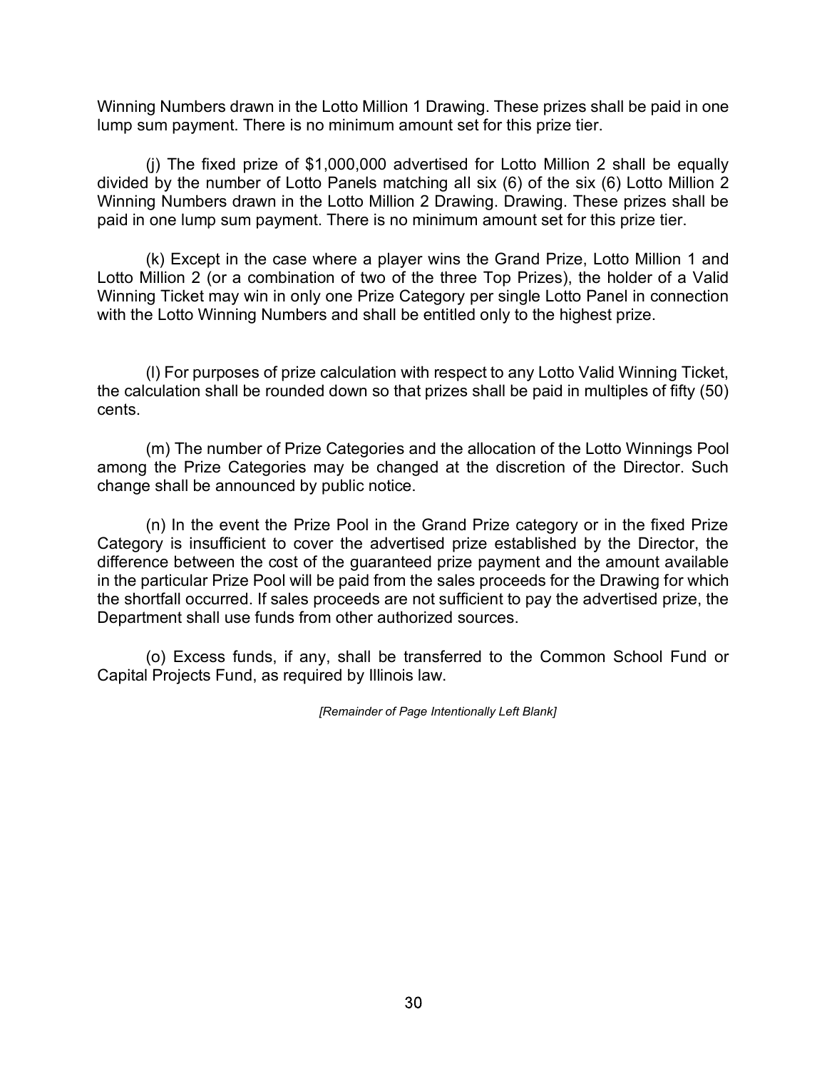Winning Numbers drawn in the Lotto Million 1 Drawing. These prizes shall be paid in one lump sum payment. There is no minimum amount set for this prize tier.

(j) The fixed prize of $1,000,000 advertised for Lotto Million 2 shall be equally divided by the number of Lotto Panels matching all six (6) of the six (6) Lotto Million 2 Winning Numbers drawn in the Lotto Million 2 Drawing. Drawing. These prizes shall be paid in one lump sum payment. There is no minimum amount set for this prize tier.

(k) Except in the case where a player wins the Grand Prize, Lotto Million 1 and Lotto Million 2 (or a combination of two of the three Top Prizes), the holder of a Valid Winning Ticket may win in only one Prize Category per single Lotto Panel in connection with the Lotto Winning Numbers and shall be entitled only to the highest prize.

(l) For purposes of prize calculation with respect to any Lotto Valid Winning Ticket, the calculation shall be rounded down so that prizes shall be paid in multiples of fifty (50) cents.

(m) The number of Prize Categories and the allocation of the Lotto Winnings Pool among the Prize Categories may be changed at the discretion of the Director. Such change shall be announced by public notice.

(n) In the event the Prize Pool in the Grand Prize category or in the fixed Prize Category is insufficient to cover the advertised prize established by the Director, the difference between the cost of the guaranteed prize payment and the amount available in the particular Prize Pool will be paid from the sales proceeds for the Drawing for which the shortfall occurred. If sales proceeds are not sufficient to pay the advertised prize, the Department shall use funds from other authorized sources.

(o) Excess funds, if any, shall be transferred to the Common School Fund or Capital Projects Fund, as required by Illinois law.

*[Remainder of Page Intentionally Left Blank]*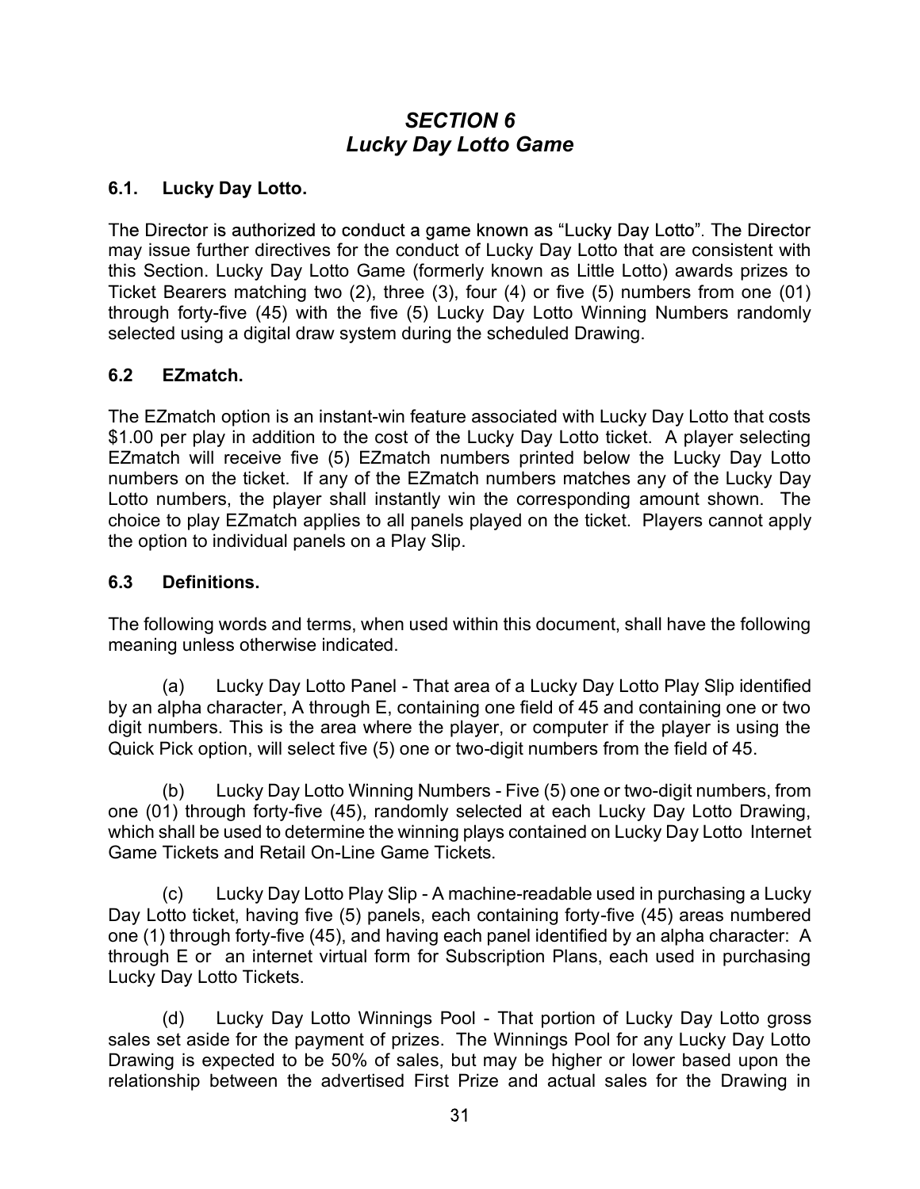## *SECTION 6*
## *Lucky Day Lotto Game*

### 6.1. Lucky Day Lotto.

The Director is authorized to conduct a game known as "Lucky Day Lotto". The Director may issue further directives for the conduct of Lucky Day Lotto that are consistent with this Section. Lucky Day Lotto Game (formerly known as Little Lotto) awards prizes to Ticket Bearers matching two (2), three (3), four (4) or five (5) numbers from one (01) through forty-five (45) with the five (5) Lucky Day Lotto Winning Numbers randomly selected using a digital draw system during the scheduled Drawing.

### 6.2 EZmatch.

The EZmatch option is an instant-win feature associated with Lucky Day Lotto that costs $1.00 per play in addition to the cost of the Lucky Day Lotto ticket. A player selecting EZmatch will receive five (5) EZmatch numbers printed below the Lucky Day Lotto numbers on the ticket. If any of the EZmatch numbers matches any of the Lucky Day Lotto numbers, the player shall instantly win the corresponding amount shown. The choice to play EZmatch applies to all panels played on the ticket. Players cannot apply the option to individual panels on a Play Slip.

### 6.3 Definitions.

The following words and terms, when used within this document, shall have the following meaning unless otherwise indicated.

(a) Lucky Day Lotto Panel - That area of a Lucky Day Lotto Play Slip identified by an alpha character, A through E, containing one field of 45 and containing one or two digit numbers. This is the area where the player, or computer if the player is using the Quick Pick option, will select five (5) one or two-digit numbers from the field of 45.

(b) Lucky Day Lotto Winning Numbers - Five (5) one or two-digit numbers, from one (01) through forty-five (45), randomly selected at each Lucky Day Lotto Drawing, which shall be used to determine the winning plays contained on Lucky Day Lotto Internet Game Tickets and Retail On-Line Game Tickets.

(c) Lucky Day Lotto Play Slip - A machine-readable used in purchasing a Lucky Day Lotto ticket, having five (5) panels, each containing forty-five (45) areas numbered one (1) through forty-five (45), and having each panel identified by an alpha character: A through E or an internet virtual form for Subscription Plans, each used in purchasing Lucky Day Lotto Tickets.

(d) Lucky Day Lotto Winnings Pool - That portion of Lucky Day Lotto gross sales set aside for the payment of prizes. The Winnings Pool for any Lucky Day Lotto Drawing is expected to be 50% of sales, but may be higher or lower based upon the relationship between the advertised First Prize and actual sales for the Drawing in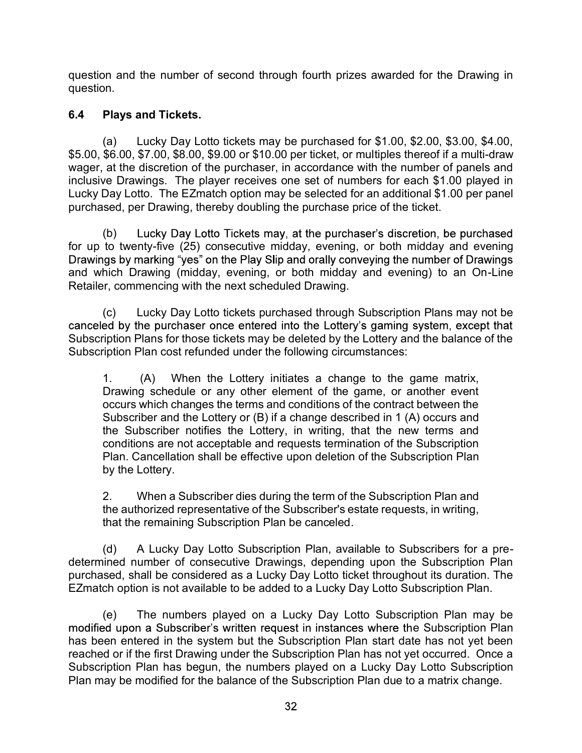question and the number of second through fourth prizes awarded for the Drawing in question.

### 6.4 Plays and Tickets.

(a) Lucky Day Lotto tickets may be purchased for $1.00, $2.00, $3.00, $4.00, $5.00, $6.00, $7.00, $8.00, $9.00 or $10.00 per ticket, or multiples thereof if a multi-draw wager, at the discretion of the purchaser, in accordance with the number of panels and inclusive Drawings. The player receives one set of numbers for each $1.00 played in Lucky Day Lotto. The EZmatch option may be selected for an additional $1.00 per panel purchased, per Drawing, thereby doubling the purchase price of the ticket.

(b) Lucky Day Lotto Tickets may, at the purchaser's discretion, be purchased for up to twenty-five (25) consecutive midday, evening, or both midday and evening Drawings by marking "yes" on the Play Slip and orally conveying the number of Drawings and which Drawing (midday, evening, or both midday and evening) to an On-Line Retailer, commencing with the next scheduled Drawing.

(c) Lucky Day Lotto tickets purchased through Subscription Plans may not be canceled by the purchaser once entered into the Lottery's gaming system, except that Subscription Plans for those tickets may be deleted by the Lottery and the balance of the Subscription Plan cost refunded under the following circumstances:

> 1. (A) When the Lottery initiates a change to the game matrix, Drawing schedule or any other element of the game, or another event occurs which changes the terms and conditions of the contract between the Subscriber and the Lottery or (B) if a change described in 1 (A) occurs and the Subscriber notifies the Lottery, in writing, that the new terms and conditions are not acceptable and requests termination of the Subscription Plan. Cancellation shall be effective upon deletion of the Subscription Plan by the Lottery.
>
> 2. When a Subscriber dies during the term of the Subscription Plan and the authorized representative of the Subscriber's estate requests, in writing, that the remaining Subscription Plan be canceled.

(d) A Lucky Day Lotto Subscription Plan, available to Subscribers for a pre-determined number of consecutive Drawings, depending upon the Subscription Plan purchased, shall be considered as a Lucky Day Lotto ticket throughout its duration. The EZmatch option is not available to be added to a Lucky Day Lotto Subscription Plan.

(e) The numbers played on a Lucky Day Lotto Subscription Plan may be modified upon a Subscriber's written request in instances where the Subscription Plan has been entered in the system but the Subscription Plan start date has not yet been reached or if the first Drawing under the Subscription Plan has not yet occurred. Once a Subscription Plan has begun, the numbers played on a Lucky Day Lotto Subscription Plan may be modified for the balance of the Subscription Plan due to a matrix change.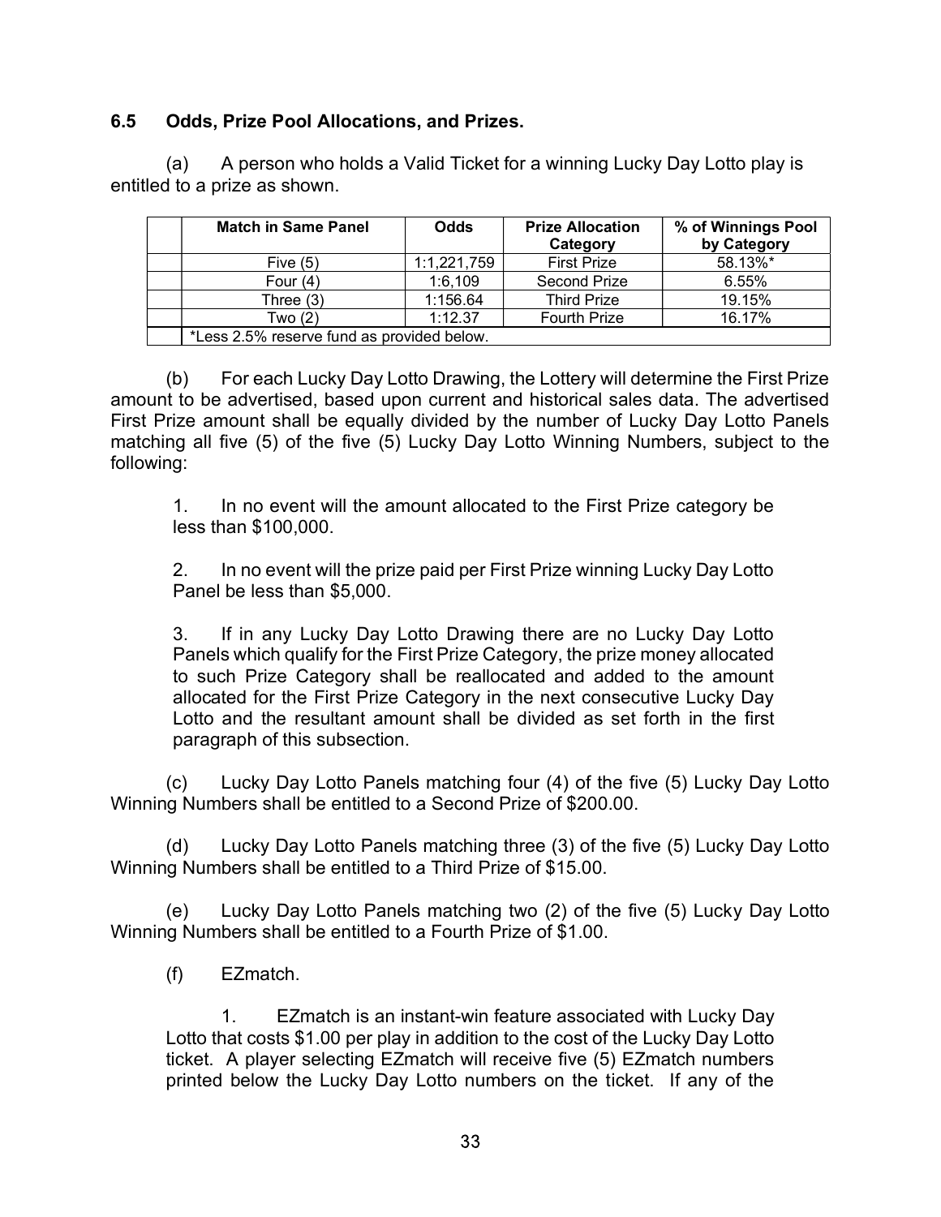### 6.5 Odds, Prize Pool Allocations, and Prizes.

(a) A person who holds a Valid Ticket for a winning Lucky Day Lotto play is entitled to a prize as shown.

| | Match in Same Panel | Odds | Prize Allocation Category | % of Winnings Pool by Category |
|---|---|---|---|---|
| | Five (5) | 1:1,221,759 | First Prize | 58.13%* |
| | Four (4) | 1:6,109 | Second Prize | 6.55% |
| | Three (3) | 1:156.64 | Third Prize | 19.15% |
| | Two (2) | 1:12.37 | Fourth Prize | 16.17% |
| | *Less 2.5% reserve fund as provided below. | | | |

(b) For each Lucky Day Lotto Drawing, the Lottery will determine the First Prize amount to be advertised, based upon current and historical sales data. The advertised First Prize amount shall be equally divided by the number of Lucky Day Lotto Panels matching all five (5) of the five (5) Lucky Day Lotto Winning Numbers, subject to the following:

1. In no event will the amount allocated to the First Prize category be less than $100,000.

2. In no event will the prize paid per First Prize winning Lucky Day Lotto Panel be less than $5,000.

3. If in any Lucky Day Lotto Drawing there are no Lucky Day Lotto Panels which qualify for the First Prize Category, the prize money allocated to such Prize Category shall be reallocated and added to the amount allocated for the First Prize Category in the next consecutive Lucky Day Lotto and the resultant amount shall be divided as set forth in the first paragraph of this subsection.

(c) Lucky Day Lotto Panels matching four (4) of the five (5) Lucky Day Lotto Winning Numbers shall be entitled to a Second Prize of $200.00.

(d) Lucky Day Lotto Panels matching three (3) of the five (5) Lucky Day Lotto Winning Numbers shall be entitled to a Third Prize of $15.00.

(e) Lucky Day Lotto Panels matching two (2) of the five (5) Lucky Day Lotto Winning Numbers shall be entitled to a Fourth Prize of $1.00.

(f) EZmatch.

1. EZmatch is an instant-win feature associated with Lucky Day Lotto that costs $1.00 per play in addition to the cost of the Lucky Day Lotto ticket. A player selecting EZmatch will receive five (5) EZmatch numbers printed below the Lucky Day Lotto numbers on the ticket. If any of the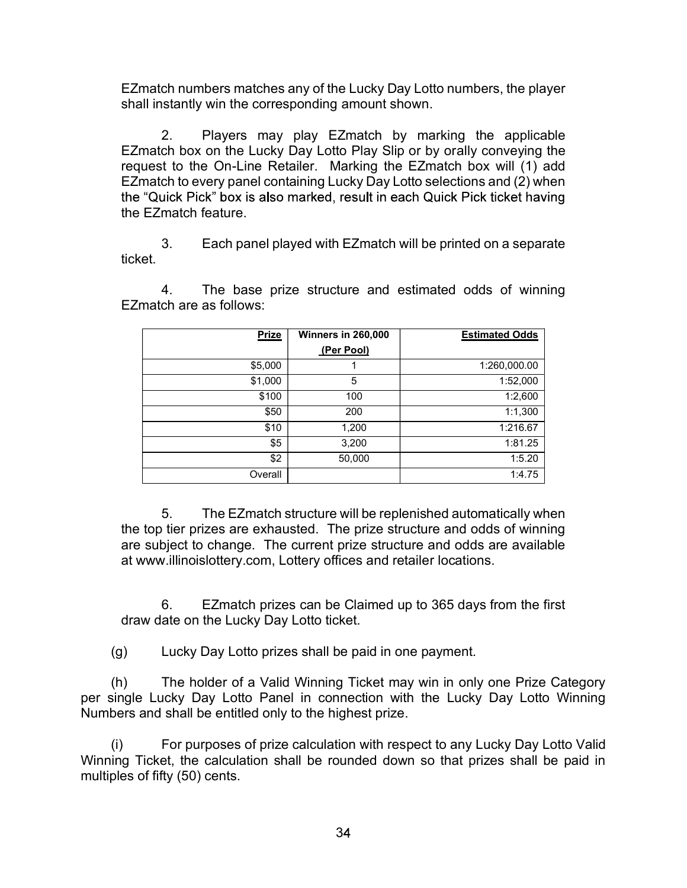EZmatch numbers matches any of the Lucky Day Lotto numbers, the player shall instantly win the corresponding amount shown.

2. Players may play EZmatch by marking the applicable EZmatch box on the Lucky Day Lotto Play Slip or by orally conveying the request to the On-Line Retailer. Marking the EZmatch box will (1) add EZmatch to every panel containing Lucky Day Lotto selections and (2) when the "Quick Pick" box is also marked, result in each Quick Pick ticket having the EZmatch feature.

3. Each panel played with EZmatch will be printed on a separate ticket.

4. The base prize structure and estimated odds of winning EZmatch are as follows:

| Prize | Winners in 260,000 (Per Pool) | Estimated Odds |
|---:|:---:|---:|
| $5,000 | 1 | 1:260,000.00 |
| $1,000 | 5 | 1:52,000 |
| $100 | 100 | 1:2,600 |
| $50 | 200 | 1:1,300 |
| $10 | 1,200 | 1:216.67 |
| $5 | 3,200 | 1:81.25 |
| $2 | 50,000 | 1:5.20 |
| Overall | | 1:4.75 |

5. The EZmatch structure will be replenished automatically when the top tier prizes are exhausted. The prize structure and odds of winning are subject to change. The current prize structure and odds are available at www.illinoislottery.com, Lottery offices and retailer locations.

6. EZmatch prizes can be Claimed up to 365 days from the first draw date on the Lucky Day Lotto ticket.

(g) Lucky Day Lotto prizes shall be paid in one payment.

(h) The holder of a Valid Winning Ticket may win in only one Prize Category per single Lucky Day Lotto Panel in connection with the Lucky Day Lotto Winning Numbers and shall be entitled only to the highest prize.

(i) For purposes of prize calculation with respect to any Lucky Day Lotto Valid Winning Ticket, the calculation shall be rounded down so that prizes shall be paid in multiples of fifty (50) cents.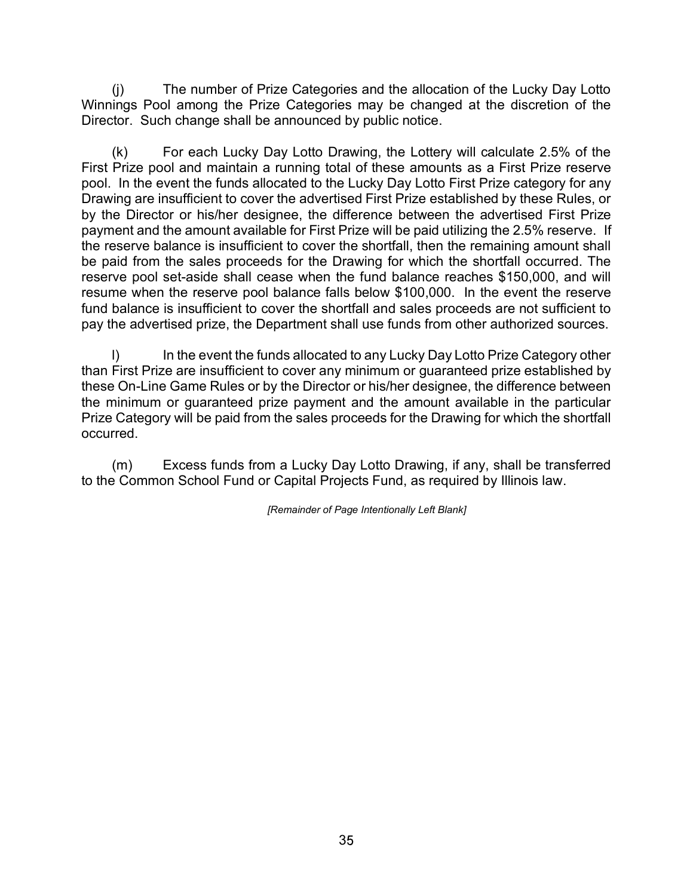(j) The number of Prize Categories and the allocation of the Lucky Day Lotto Winnings Pool among the Prize Categories may be changed at the discretion of the Director. Such change shall be announced by public notice.

(k) For each Lucky Day Lotto Drawing, the Lottery will calculate 2.5% of the First Prize pool and maintain a running total of these amounts as a First Prize reserve pool. In the event the funds allocated to the Lucky Day Lotto First Prize category for any Drawing are insufficient to cover the advertised First Prize established by these Rules, or by the Director or his/her designee, the difference between the advertised First Prize payment and the amount available for First Prize will be paid utilizing the 2.5% reserve. If the reserve balance is insufficient to cover the shortfall, then the remaining amount shall be paid from the sales proceeds for the Drawing for which the shortfall occurred. The reserve pool set-aside shall cease when the fund balance reaches $150,000, and will resume when the reserve pool balance falls below $100,000. In the event the reserve fund balance is insufficient to cover the shortfall and sales proceeds are not sufficient to pay the advertised prize, the Department shall use funds from other authorized sources.

l) In the event the funds allocated to any Lucky Day Lotto Prize Category other than First Prize are insufficient to cover any minimum or guaranteed prize established by these On-Line Game Rules or by the Director or his/her designee, the difference between the minimum or guaranteed prize payment and the amount available in the particular Prize Category will be paid from the sales proceeds for the Drawing for which the shortfall occurred.

(m) Excess funds from a Lucky Day Lotto Drawing, if any, shall be transferred to the Common School Fund or Capital Projects Fund, as required by Illinois law.

*[Remainder of Page Intentionally Left Blank]*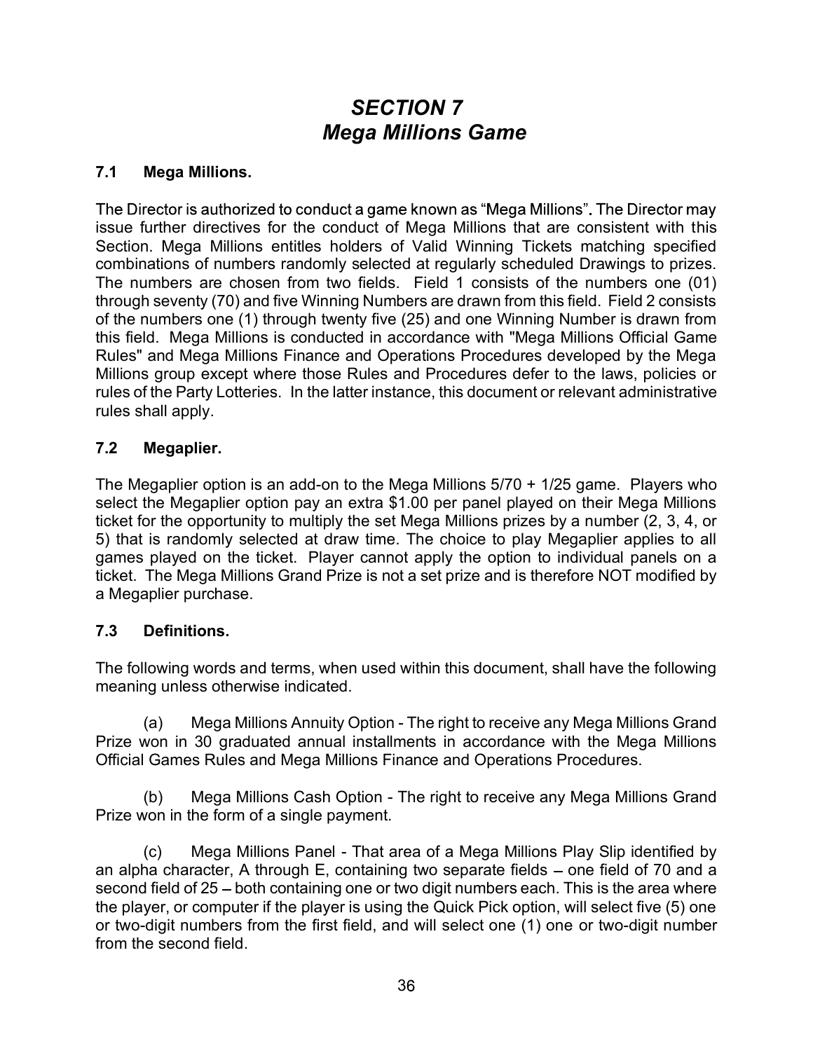# *SECTION 7*
# *Mega Millions Game*

## 7.1 Mega Millions.

The Director is authorized to conduct a game known as "Mega Millions". The Director may issue further directives for the conduct of Mega Millions that are consistent with this Section. Mega Millions entitles holders of Valid Winning Tickets matching specified combinations of numbers randomly selected at regularly scheduled Drawings to prizes. The numbers are chosen from two fields. Field 1 consists of the numbers one (01) through seventy (70) and five Winning Numbers are drawn from this field. Field 2 consists of the numbers one (1) through twenty five (25) and one Winning Number is drawn from this field. Mega Millions is conducted in accordance with "Mega Millions Official Game Rules" and Mega Millions Finance and Operations Procedures developed by the Mega Millions group except where those Rules and Procedures defer to the laws, policies or rules of the Party Lotteries. In the latter instance, this document or relevant administrative rules shall apply.

## 7.2 Megaplier.

The Megaplier option is an add-on to the Mega Millions 5/70 + 1/25 game. Players who select the Megaplier option pay an extra $1.00 per panel played on their Mega Millions ticket for the opportunity to multiply the set Mega Millions prizes by a number (2, 3, 4, or 5) that is randomly selected at draw time. The choice to play Megaplier applies to all games played on the ticket. Player cannot apply the option to individual panels on a ticket. The Mega Millions Grand Prize is not a set prize and is therefore NOT modified by a Megaplier purchase.

## 7.3 Definitions.

The following words and terms, when used within this document, shall have the following meaning unless otherwise indicated.

(a) Mega Millions Annuity Option - The right to receive any Mega Millions Grand Prize won in 30 graduated annual installments in accordance with the Mega Millions Official Games Rules and Mega Millions Finance and Operations Procedures.

(b) Mega Millions Cash Option - The right to receive any Mega Millions Grand Prize won in the form of a single payment.

(c) Mega Millions Panel - That area of a Mega Millions Play Slip identified by an alpha character, A through E, containing two separate fields – one field of 70 and a second field of 25 – both containing one or two digit numbers each. This is the area where the player, or computer if the player is using the Quick Pick option, will select five (5) one or two-digit numbers from the first field, and will select one (1) one or two-digit number from the second field.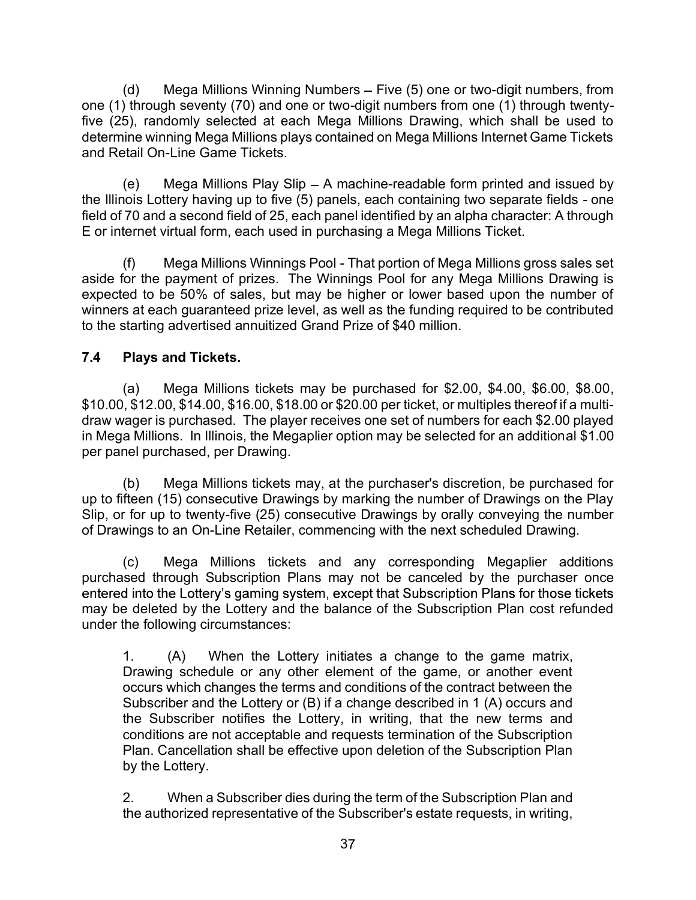(d) Mega Millions Winning Numbers – Five (5) one or two-digit numbers, from one (1) through seventy (70) and one or two-digit numbers from one (1) through twenty-five (25), randomly selected at each Mega Millions Drawing, which shall be used to determine winning Mega Millions plays contained on Mega Millions Internet Game Tickets and Retail On-Line Game Tickets.

(e) Mega Millions Play Slip – A machine-readable form printed and issued by the Illinois Lottery having up to five (5) panels, each containing two separate fields - one field of 70 and a second field of 25, each panel identified by an alpha character: A through E or internet virtual form, each used in purchasing a Mega Millions Ticket.

(f) Mega Millions Winnings Pool - That portion of Mega Millions gross sales set aside for the payment of prizes. The Winnings Pool for any Mega Millions Drawing is expected to be 50% of sales, but may be higher or lower based upon the number of winners at each guaranteed prize level, as well as the funding required to be contributed to the starting advertised annuitized Grand Prize of $40 million.

### 7.4 Plays and Tickets.

(a) Mega Millions tickets may be purchased for $2.00, $4.00, $6.00, $8.00, $10.00, $12.00, $14.00, $16.00, $18.00 or $20.00 per ticket, or multiples thereof if a multi-draw wager is purchased. The player receives one set of numbers for each $2.00 played in Mega Millions. In Illinois, the Megaplier option may be selected for an additional $1.00 per panel purchased, per Drawing.

(b) Mega Millions tickets may, at the purchaser's discretion, be purchased for up to fifteen (15) consecutive Drawings by marking the number of Drawings on the Play Slip, or for up to twenty-five (25) consecutive Drawings by orally conveying the number of Drawings to an On-Line Retailer, commencing with the next scheduled Drawing.

(c) Mega Millions tickets and any corresponding Megaplier additions purchased through Subscription Plans may not be canceled by the purchaser once entered into the Lottery's gaming system, except that Subscription Plans for those tickets may be deleted by the Lottery and the balance of the Subscription Plan cost refunded under the following circumstances:

> 1. (A) When the Lottery initiates a change to the game matrix, Drawing schedule or any other element of the game, or another event occurs which changes the terms and conditions of the contract between the Subscriber and the Lottery or (B) if a change described in 1 (A) occurs and the Subscriber notifies the Lottery, in writing, that the new terms and conditions are not acceptable and requests termination of the Subscription Plan. Cancellation shall be effective upon deletion of the Subscription Plan by the Lottery.
>
> 2. When a Subscriber dies during the term of the Subscription Plan and the authorized representative of the Subscriber's estate requests, in writing,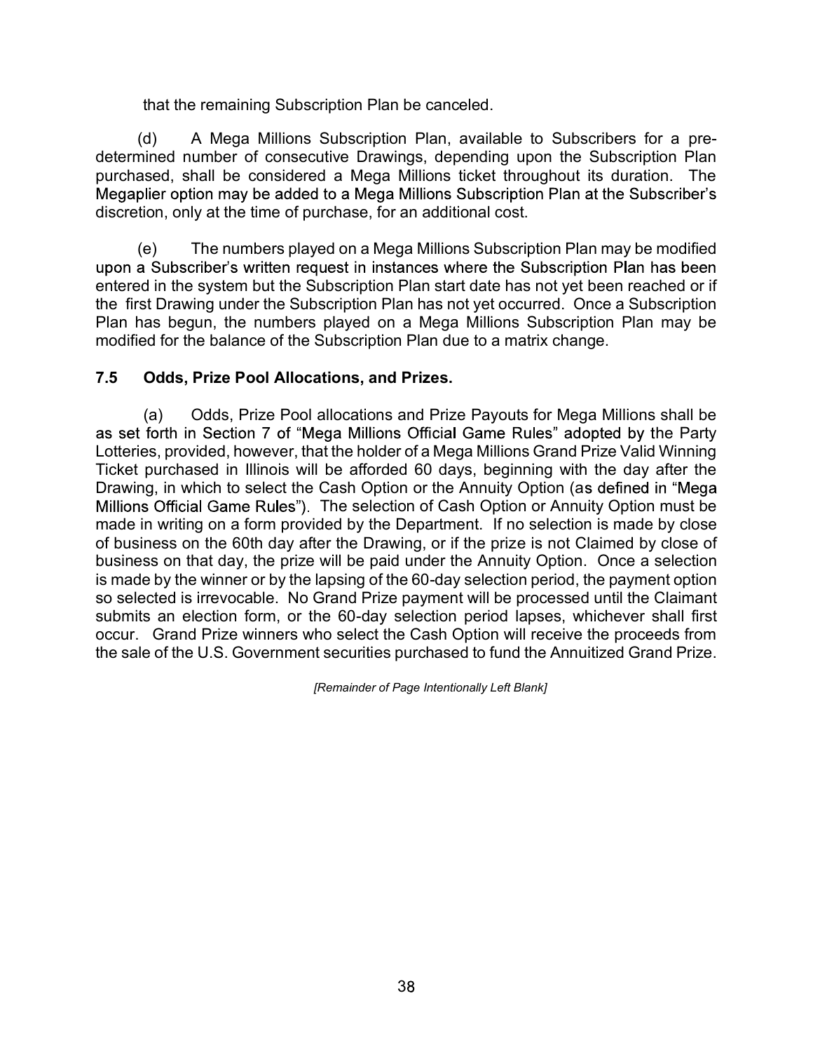that the remaining Subscription Plan be canceled.

(d) A Mega Millions Subscription Plan, available to Subscribers for a pre-determined number of consecutive Drawings, depending upon the Subscription Plan purchased, shall be considered a Mega Millions ticket throughout its duration. The Megaplier option may be added to a Mega Millions Subscription Plan at the Subscriber's discretion, only at the time of purchase, for an additional cost.

(e) The numbers played on a Mega Millions Subscription Plan may be modified upon a Subscriber's written request in instances where the Subscription Plan has been entered in the system but the Subscription Plan start date has not yet been reached or if the first Drawing under the Subscription Plan has not yet occurred. Once a Subscription Plan has begun, the numbers played on a Mega Millions Subscription Plan may be modified for the balance of the Subscription Plan due to a matrix change.

### 7.5 Odds, Prize Pool Allocations, and Prizes.

(a) Odds, Prize Pool allocations and Prize Payouts for Mega Millions shall be as set forth in Section 7 of "Mega Millions Official Game Rules" adopted by the Party Lotteries, provided, however, that the holder of a Mega Millions Grand Prize Valid Winning Ticket purchased in Illinois will be afforded 60 days, beginning with the day after the Drawing, in which to select the Cash Option or the Annuity Option (as defined in "Mega Millions Official Game Rules"). The selection of Cash Option or Annuity Option must be made in writing on a form provided by the Department. If no selection is made by close of business on the 60th day after the Drawing, or if the prize is not Claimed by close of business on that day, the prize will be paid under the Annuity Option. Once a selection is made by the winner or by the lapsing of the 60-day selection period, the payment option so selected is irrevocable. No Grand Prize payment will be processed until the Claimant submits an election form, or the 60-day selection period lapses, whichever shall first occur. Grand Prize winners who select the Cash Option will receive the proceeds from the sale of the U.S. Government securities purchased to fund the Annuitized Grand Prize.

*[Remainder of Page Intentionally Left Blank]*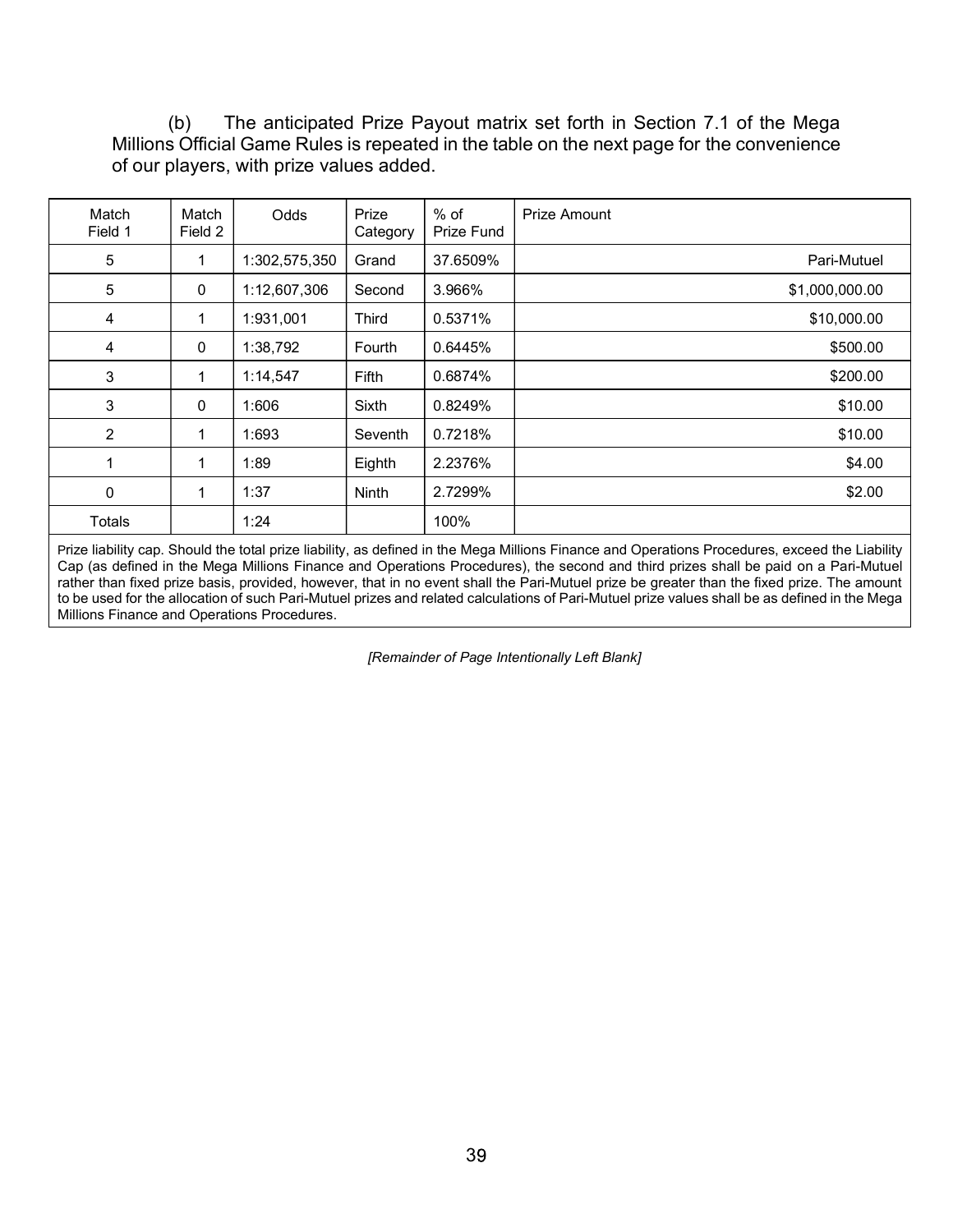(b) The anticipated Prize Payout matrix set forth in Section 7.1 of the Mega Millions Official Game Rules is repeated in the table on the next page for the convenience of our players, with prize values added.

| Match Field 1 | Match Field 2 | Odds | Prize Category | % of Prize Fund | Prize Amount |
|---|---|---|---|---|---|
| 5 | 1 | 1:302,575,350 | Grand | 37.6509% | Pari-Mutuel |
| 5 | 0 | 1:12,607,306 | Second | 3.966% | $1,000,000.00 |
| 4 | 1 | 1:931,001 | Third | 0.5371% | $10,000.00 |
| 4 | 0 | 1:38,792 | Fourth | 0.6445% | $500.00 |
| 3 | 1 | 1:14,547 | Fifth | 0.6874% | $200.00 |
| 3 | 0 | 1:606 | Sixth | 0.8249% | $10.00 |
| 2 | 1 | 1:693 | Seventh | 0.7218% | $10.00 |
| 1 | 1 | 1:89 | Eighth | 2.2376% | $4.00 |
| 0 | 1 | 1:37 | Ninth | 2.7299% | $2.00 |
| Totals | | 1:24 | | 100% | |

Prize liability cap. Should the total prize liability, as defined in the Mega Millions Finance and Operations Procedures, exceed the Liability Cap (as defined in the Mega Millions Finance and Operations Procedures), the second and third prizes shall be paid on a Pari-Mutuel rather than fixed prize basis, provided, however, that in no event shall the Pari-Mutuel prize be greater than the fixed prize. The amount to be used for the allocation of such Pari-Mutuel prizes and related calculations of Pari-Mutuel prize values shall be as defined in the Mega Millions Finance and Operations Procedures.

*[Remainder of Page Intentionally Left Blank]*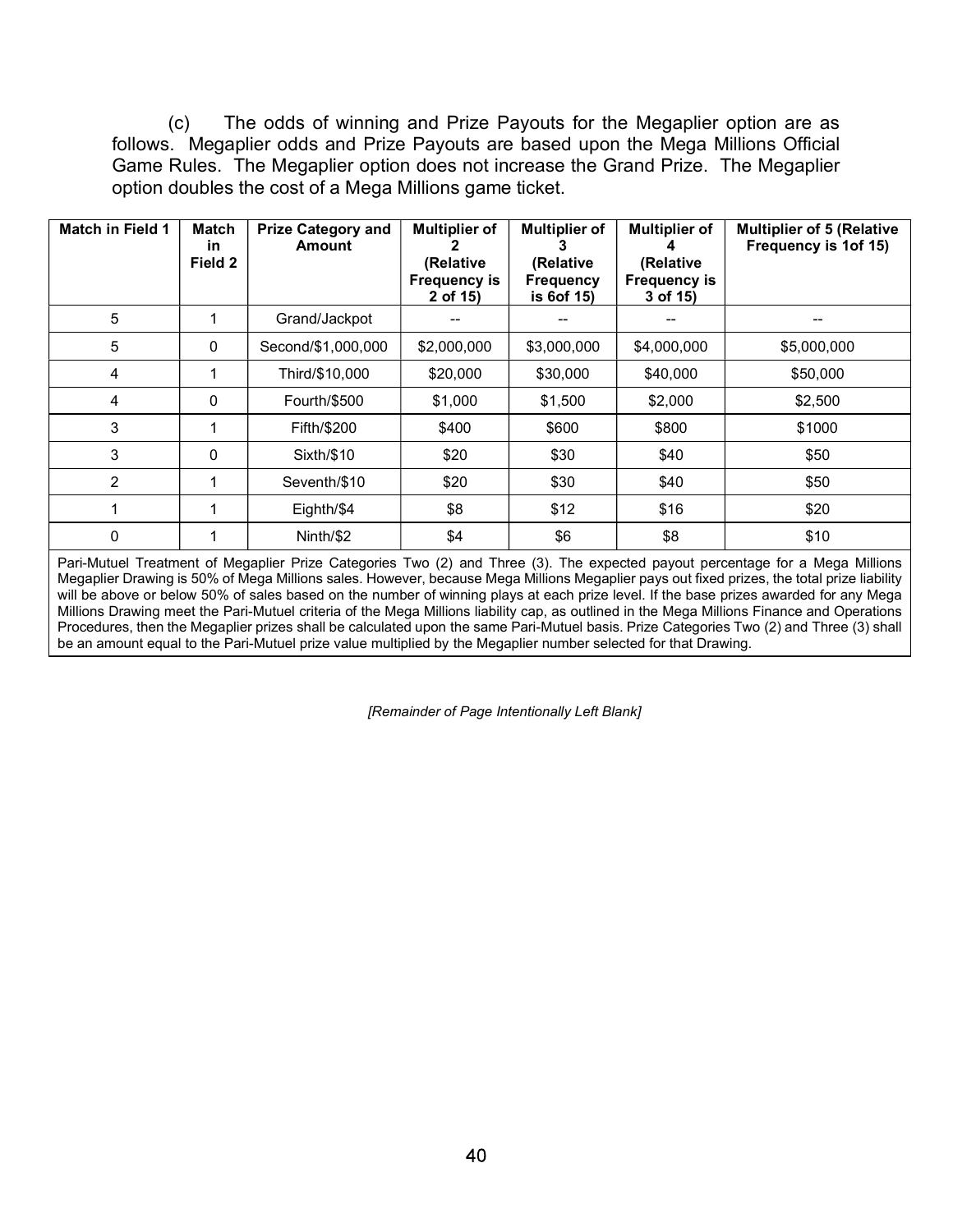(c) The odds of winning and Prize Payouts for the Megaplier option are as follows. Megaplier odds and Prize Payouts are based upon the Mega Millions Official Game Rules. The Megaplier option does not increase the Grand Prize. The Megaplier option doubles the cost of a Mega Millions game ticket.

| Match in Field 1 | Match in Field 2 | Prize Category and Amount | Multiplier of 2 (Relative Frequency is 2 of 15) | Multiplier of 3 (Relative Frequency is 6of 15) | Multiplier of 4 (Relative Frequency is 3 of 15) | Multiplier of 5 (Relative Frequency is 1of 15) |
|---|---|---|---|---|---|---|
| 5 | 1 | Grand/Jackpot | -- | -- | -- | -- |
| 5 | 0 | Second/$1,000,000 | $2,000,000 | $3,000,000 | $4,000,000 | $5,000,000 |
| 4 | 1 | Third/$10,000 | $20,000 | $30,000 | $40,000 | $50,000 |
| 4 | 0 | Fourth/$500 | $1,000 | $1,500 | $2,000 | $2,500 |
| 3 | 1 | Fifth/$200 | $400 | $600 | $800 | $1000 |
| 3 | 0 | Sixth/$10 | $20 | $30 | $40 | $50 |
| 2 | 1 | Seventh/$10 | $20 | $30 | $40 | $50 |
| 1 | 1 | Eighth/$4 | $8 | $12 | $16 | $20 |
| 0 | 1 | Ninth/$2 | $4 | $6 | $8 | $10 |

Pari-Mutuel Treatment of Megaplier Prize Categories Two (2) and Three (3). The expected payout percentage for a Mega Millions Megaplier Drawing is 50% of Mega Millions sales. However, because Mega Millions Megaplier pays out fixed prizes, the total prize liability will be above or below 50% of sales based on the number of winning plays at each prize level. If the base prizes awarded for any Mega Millions Drawing meet the Pari-Mutuel criteria of the Mega Millions liability cap, as outlined in the Mega Millions Finance and Operations Procedures, then the Megaplier prizes shall be calculated upon the same Pari-Mutuel basis. Prize Categories Two (2) and Three (3) shall be an amount equal to the Pari-Mutuel prize value multiplied by the Megaplier number selected for that Drawing.

*[Remainder of Page Intentionally Left Blank]*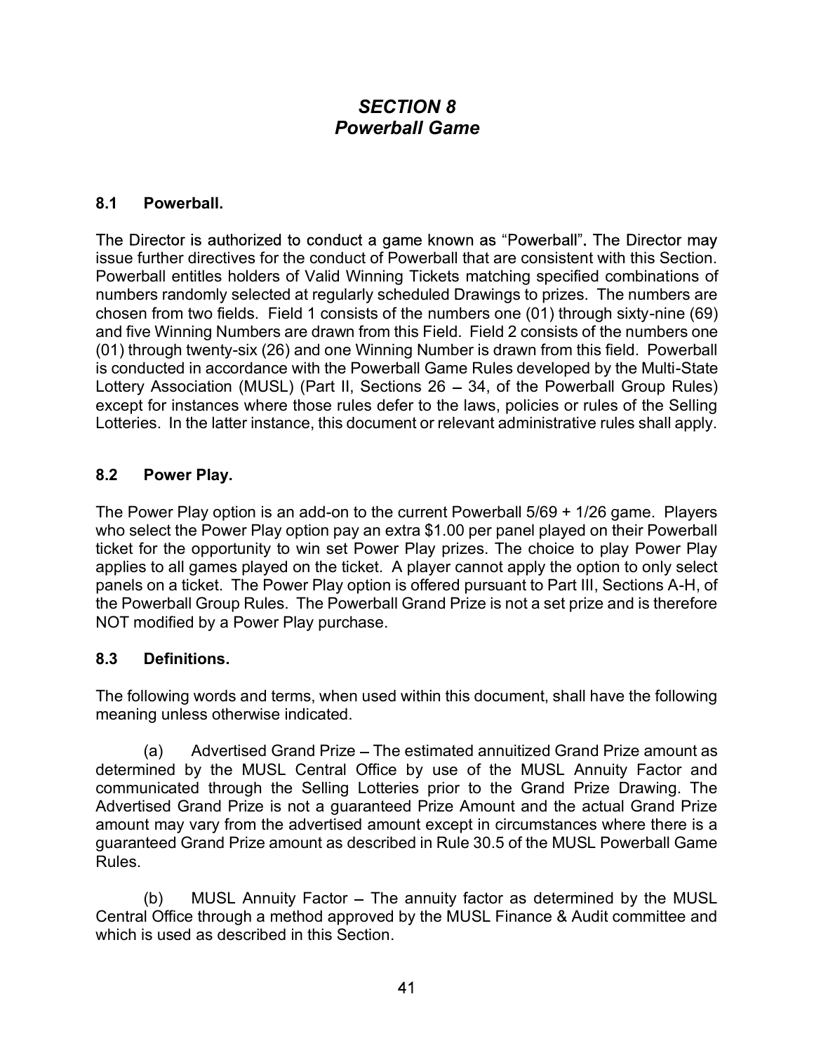# *SECTION 8*
# *Powerball Game*

## 8.1 Powerball.

The Director is authorized to conduct a game known as "Powerball". The Director may issue further directives for the conduct of Powerball that are consistent with this Section. Powerball entitles holders of Valid Winning Tickets matching specified combinations of numbers randomly selected at regularly scheduled Drawings to prizes. The numbers are chosen from two fields. Field 1 consists of the numbers one (01) through sixty-nine (69) and five Winning Numbers are drawn from this Field. Field 2 consists of the numbers one (01) through twenty-six (26) and one Winning Number is drawn from this field. Powerball is conducted in accordance with the Powerball Game Rules developed by the Multi-State Lottery Association (MUSL) (Part II, Sections 26 – 34, of the Powerball Group Rules) except for instances where those rules defer to the laws, policies or rules of the Selling Lotteries. In the latter instance, this document or relevant administrative rules shall apply.

## 8.2 Power Play.

The Power Play option is an add-on to the current Powerball 5/69 + 1/26 game. Players who select the Power Play option pay an extra $1.00 per panel played on their Powerball ticket for the opportunity to win set Power Play prizes. The choice to play Power Play applies to all games played on the ticket. A player cannot apply the option to only select panels on a ticket. The Power Play option is offered pursuant to Part III, Sections A-H, of the Powerball Group Rules. The Powerball Grand Prize is not a set prize and is therefore NOT modified by a Power Play purchase.

## 8.3 Definitions.

The following words and terms, when used within this document, shall have the following meaning unless otherwise indicated.

(a) Advertised Grand Prize – The estimated annuitized Grand Prize amount as determined by the MUSL Central Office by use of the MUSL Annuity Factor and communicated through the Selling Lotteries prior to the Grand Prize Drawing. The Advertised Grand Prize is not a guaranteed Prize Amount and the actual Grand Prize amount may vary from the advertised amount except in circumstances where there is a guaranteed Grand Prize amount as described in Rule 30.5 of the MUSL Powerball Game Rules.

(b) MUSL Annuity Factor – The annuity factor as determined by the MUSL Central Office through a method approved by the MUSL Finance & Audit committee and which is used as described in this Section.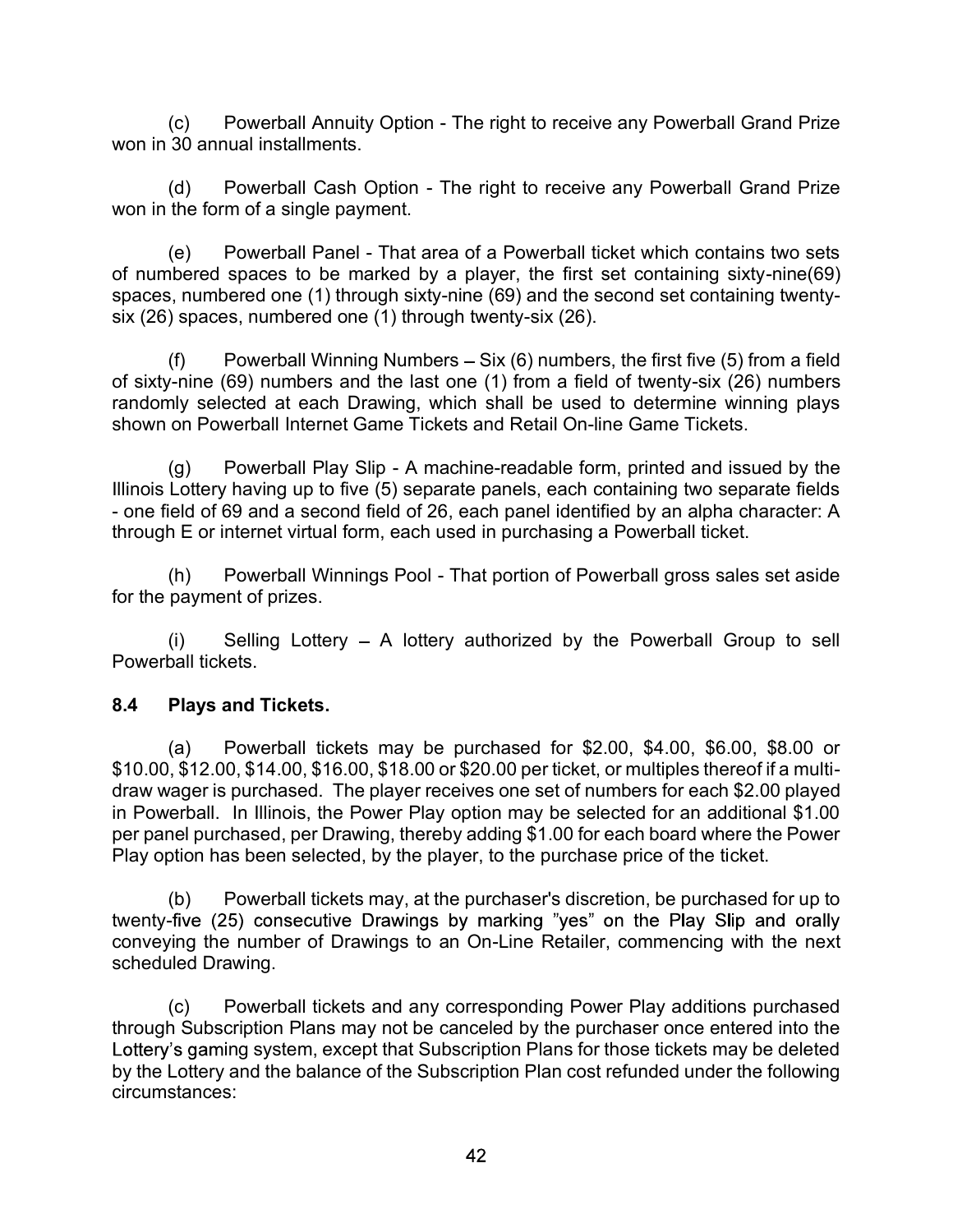(c) Powerball Annuity Option - The right to receive any Powerball Grand Prize won in 30 annual installments.

(d) Powerball Cash Option - The right to receive any Powerball Grand Prize won in the form of a single payment.

(e) Powerball Panel - That area of a Powerball ticket which contains two sets of numbered spaces to be marked by a player, the first set containing sixty-nine(69) spaces, numbered one (1) through sixty-nine (69) and the second set containing twenty-six (26) spaces, numbered one (1) through twenty-six (26).

(f) Powerball Winning Numbers – Six (6) numbers, the first five (5) from a field of sixty-nine (69) numbers and the last one (1) from a field of twenty-six (26) numbers randomly selected at each Drawing, which shall be used to determine winning plays shown on Powerball Internet Game Tickets and Retail On-line Game Tickets.

(g) Powerball Play Slip - A machine-readable form, printed and issued by the Illinois Lottery having up to five (5) separate panels, each containing two separate fields - one field of 69 and a second field of 26, each panel identified by an alpha character: A through E or internet virtual form, each used in purchasing a Powerball ticket.

(h) Powerball Winnings Pool - That portion of Powerball gross sales set aside for the payment of prizes.

(i) Selling Lottery – A lottery authorized by the Powerball Group to sell Powerball tickets.

### 8.4 Plays and Tickets.

(a) Powerball tickets may be purchased for $2.00, $4.00, $6.00, $8.00 or $10.00, $12.00, $14.00, $16.00, $18.00 or $20.00 per ticket, or multiples thereof if a multi-draw wager is purchased. The player receives one set of numbers for each $2.00 played in Powerball. In Illinois, the Power Play option may be selected for an additional $1.00 per panel purchased, per Drawing, thereby adding $1.00 for each board where the Power Play option has been selected, by the player, to the purchase price of the ticket.

(b) Powerball tickets may, at the purchaser's discretion, be purchased for up to twenty-five (25) consecutive Drawings by marking "yes" on the Play Slip and orally conveying the number of Drawings to an On-Line Retailer, commencing with the next scheduled Drawing.

(c) Powerball tickets and any corresponding Power Play additions purchased through Subscription Plans may not be canceled by the purchaser once entered into the Lottery's gaming system, except that Subscription Plans for those tickets may be deleted by the Lottery and the balance of the Subscription Plan cost refunded under the following circumstances: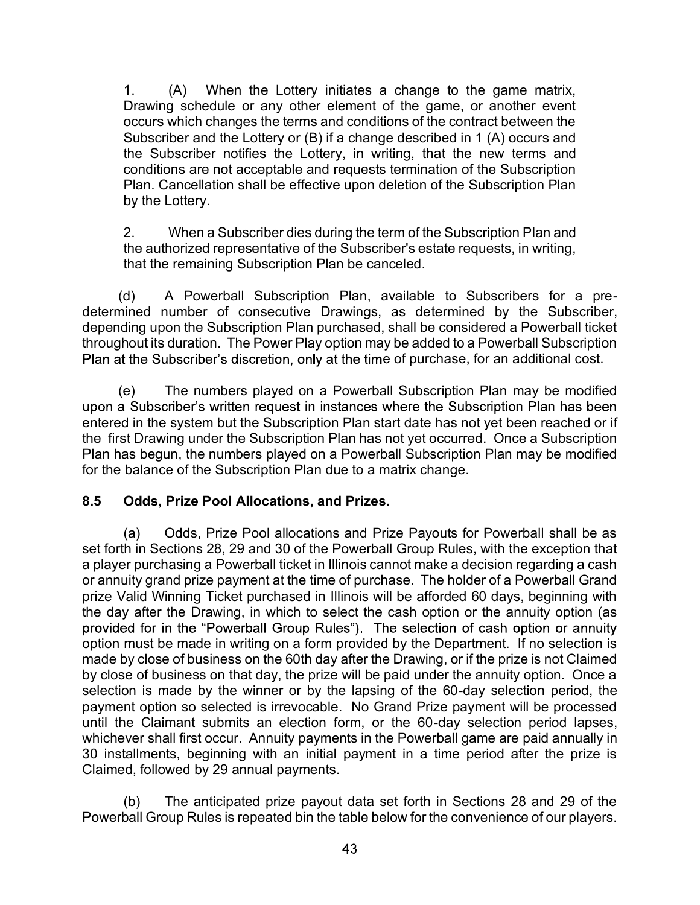1. (A) When the Lottery initiates a change to the game matrix, Drawing schedule or any other element of the game, or another event occurs which changes the terms and conditions of the contract between the Subscriber and the Lottery or (B) if a change described in 1 (A) occurs and the Subscriber notifies the Lottery, in writing, that the new terms and conditions are not acceptable and requests termination of the Subscription Plan. Cancellation shall be effective upon deletion of the Subscription Plan by the Lottery.

2. When a Subscriber dies during the term of the Subscription Plan and the authorized representative of the Subscriber's estate requests, in writing, that the remaining Subscription Plan be canceled.

(d) A Powerball Subscription Plan, available to Subscribers for a pre-determined number of consecutive Drawings, as determined by the Subscriber, depending upon the Subscription Plan purchased, shall be considered a Powerball ticket throughout its duration. The Power Play option may be added to a Powerball Subscription Plan at the Subscriber's discretion, only at the time of purchase, for an additional cost.

(e) The numbers played on a Powerball Subscription Plan may be modified upon a Subscriber's written request in instances where the Subscription Plan has been entered in the system but the Subscription Plan start date has not yet been reached or if the first Drawing under the Subscription Plan has not yet occurred. Once a Subscription Plan has begun, the numbers played on a Powerball Subscription Plan may be modified for the balance of the Subscription Plan due to a matrix change.

## 8.5 Odds, Prize Pool Allocations, and Prizes.

(a) Odds, Prize Pool allocations and Prize Payouts for Powerball shall be as set forth in Sections 28, 29 and 30 of the Powerball Group Rules, with the exception that a player purchasing a Powerball ticket in Illinois cannot make a decision regarding a cash or annuity grand prize payment at the time of purchase. The holder of a Powerball Grand prize Valid Winning Ticket purchased in Illinois will be afforded 60 days, beginning with the day after the Drawing, in which to select the cash option or the annuity option (as provided for in the "Powerball Group Rules"). The selection of cash option or annuity option must be made in writing on a form provided by the Department. If no selection is made by close of business on the 60th day after the Drawing, or if the prize is not Claimed by close of business on that day, the prize will be paid under the annuity option. Once a selection is made by the winner or by the lapsing of the 60-day selection period, the payment option so selected is irrevocable. No Grand Prize payment will be processed until the Claimant submits an election form, or the 60-day selection period lapses, whichever shall first occur. Annuity payments in the Powerball game are paid annually in 30 installments, beginning with an initial payment in a time period after the prize is Claimed, followed by 29 annual payments.

(b) The anticipated prize payout data set forth in Sections 28 and 29 of the Powerball Group Rules is repeated bin the table below for the convenience of our players.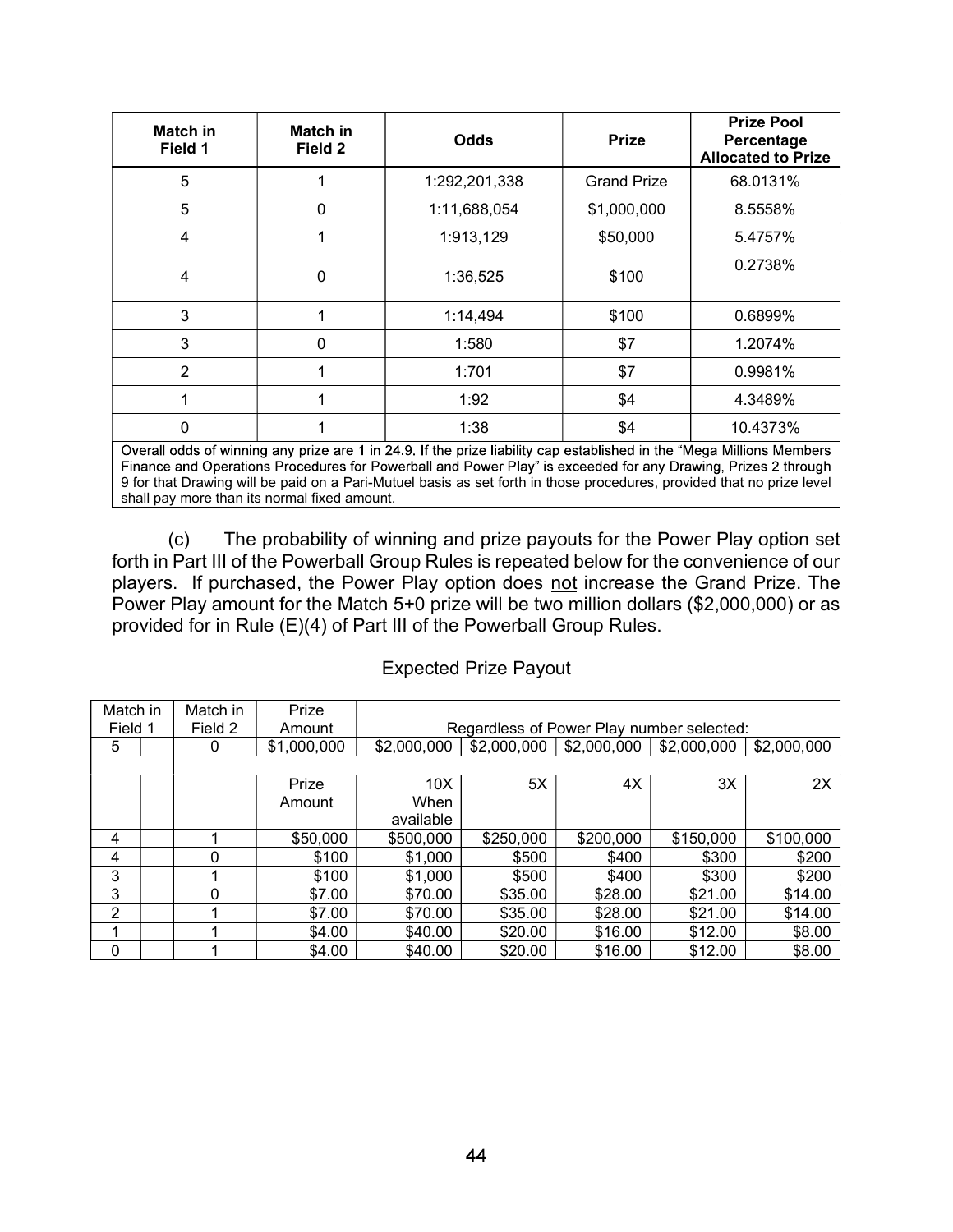| Match in Field 1 | Match in Field 2 | Odds | Prize | Prize Pool Percentage Allocated to Prize |
|---|---|---|---|---|
| 5 | 1 | 1:292,201,338 | Grand Prize | 68.0131% |
| 5 | 0 | 1:11,688,054 | $1,000,000 | 8.5558% |
| 4 | 1 | 1:913,129 | $50,000 | 5.4757% |
| 4 | 0 | 1:36,525 | $100 | 0.2738% |
| 3 | 1 | 1:14,494 | $100 | 0.6899% |
| 3 | 0 | 1:580 | $7 | 1.2074% |
| 2 | 1 | 1:701 | $7 | 0.9981% |
| 1 | 1 | 1:92 | $4 | 4.3489% |
| 0 | 1 | 1:38 | $4 | 10.4373% |
| Overall odds of winning any prize are 1 in 24.9. If the prize liability cap established in the "Mega Millions Members Finance and Operations Procedures for Powerball and Power Play" is exceeded for any Drawing, Prizes 2 through 9 for that Drawing will be paid on a Pari-Mutuel basis as set forth in those procedures, provided that no prize level shall pay more than its normal fixed amount. | | | | |

(c) The probability of winning and prize payouts for the Power Play option set forth in Part III of the Powerball Group Rules is repeated below for the convenience of our players. If purchased, the Power Play option does not increase the Grand Prize. The Power Play amount for the Match 5+0 prize will be two million dollars ($2,000,000) or as provided for in Rule (E)(4) of Part III of the Powerball Group Rules.

Expected Prize Payout

| Match in Field 1 | Match in Field 2 | Prize Amount | Regardless of Power Play number selected: | | | | |
|---|---|---|---|---|---|---|---|
| 5 | 0 | $1,000,000 | $2,000,000 | $2,000,000 | $2,000,000 | $2,000,000 | $2,000,000 |
| | | | | | | | |
| | | Prize Amount | 10X When available | 5X | 4X | 3X | 2X |
| 4 | 1 | $50,000 | $500,000 | $250,000 | $200,000 | $150,000 | $100,000 |
| 4 | 0 | $100 | $1,000 | $500 | $400 | $300 | $200 |
| 3 | 1 | $100 | $1,000 | $500 | $400 | $300 | $200 |
| 3 | 0 | $7.00 | $70.00 | $35.00 | $28.00 | $21.00 | $14.00 |
| 2 | 1 | $7.00 | $70.00 | $35.00 | $28.00 | $21.00 | $14.00 |
| 1 | 1 | $4.00 | $40.00 | $20.00 | $16.00 | $12.00 | $8.00 |
| 0 | 1 | $4.00 | $40.00 | $20.00 | $16.00 | $12.00 | $8.00 |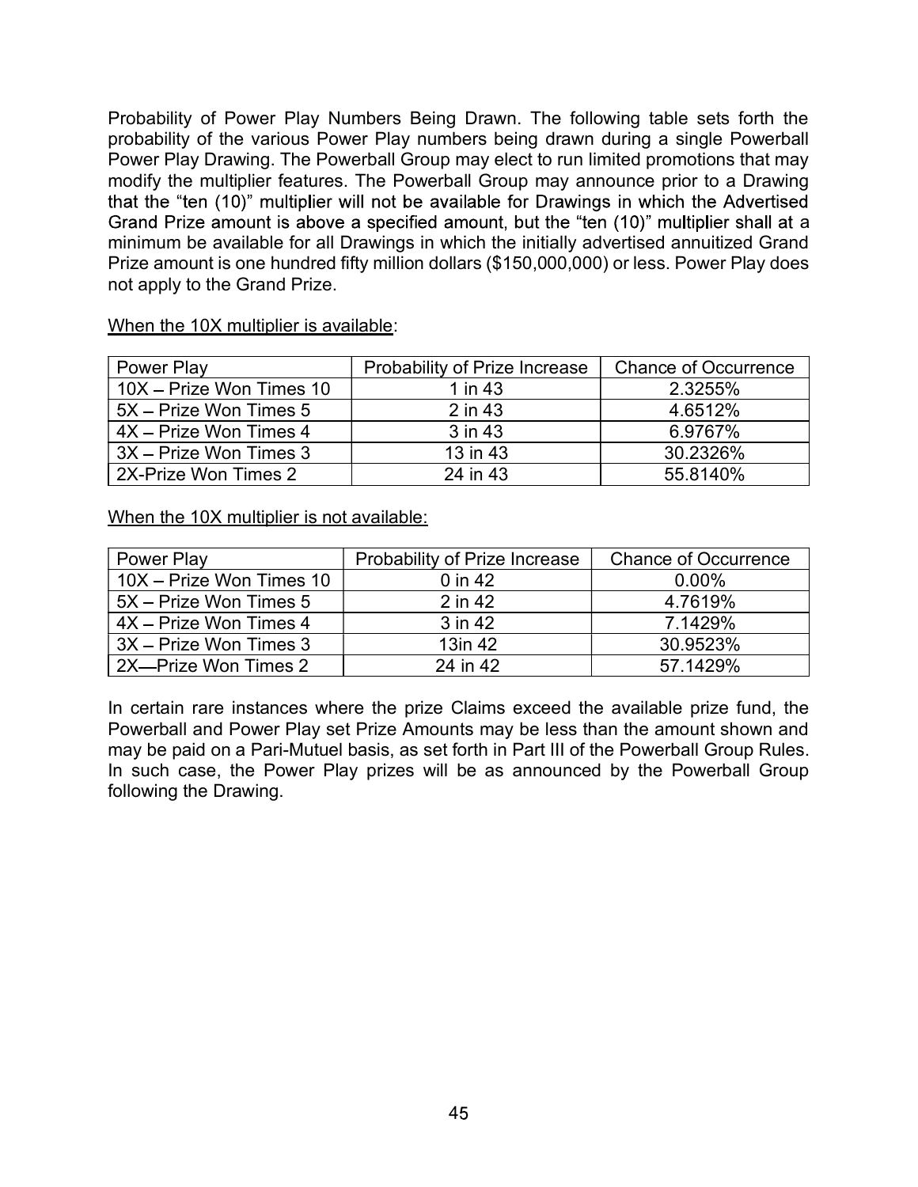Probability of Power Play Numbers Being Drawn. The following table sets forth the probability of the various Power Play numbers being drawn during a single Powerball Power Play Drawing. The Powerball Group may elect to run limited promotions that may modify the multiplier features. The Powerball Group may announce prior to a Drawing that the "ten (10)" multiplier will not be available for Drawings in which the Advertised Grand Prize amount is above a specified amount, but the "ten (10)" multiplier shall at a minimum be available for all Drawings in which the initially advertised annuitized Grand Prize amount is one hundred fifty million dollars ($150,000,000) or less. Power Play does not apply to the Grand Prize.

<u>When the 10X multiplier is available</u>:

| Power Play | Probability of Prize Increase | Chance of Occurrence |
|---|---|---|
| 10X – Prize Won Times 10 | 1 in 43 | 2.3255% |
| 5X – Prize Won Times 5 | 2 in 43 | 4.6512% |
| 4X – Prize Won Times 4 | 3 in 43 | 6.9767% |
| 3X – Prize Won Times 3 | 13 in 43 | 30.2326% |
| 2X-Prize Won Times 2 | 24 in 43 | 55.8140% |

<u>When the 10X multiplier is not available:</u>

| Power Play | Probability of Prize Increase | Chance of Occurrence |
|---|---|---|
| 10X – Prize Won Times 10 | 0 in 42 | 0.00% |
| 5X – Prize Won Times 5 | 2 in 42 | 4.7619% |
| 4X – Prize Won Times 4 | 3 in 42 | 7.1429% |
| 3X – Prize Won Times 3 | 13in 42 | 30.9523% |
| 2X—Prize Won Times 2 | 24 in 42 | 57.1429% |

In certain rare instances where the prize Claims exceed the available prize fund, the Powerball and Power Play set Prize Amounts may be less than the amount shown and may be paid on a Pari-Mutuel basis, as set forth in Part III of the Powerball Group Rules. In such case, the Power Play prizes will be as announced by the Powerball Group following the Drawing.